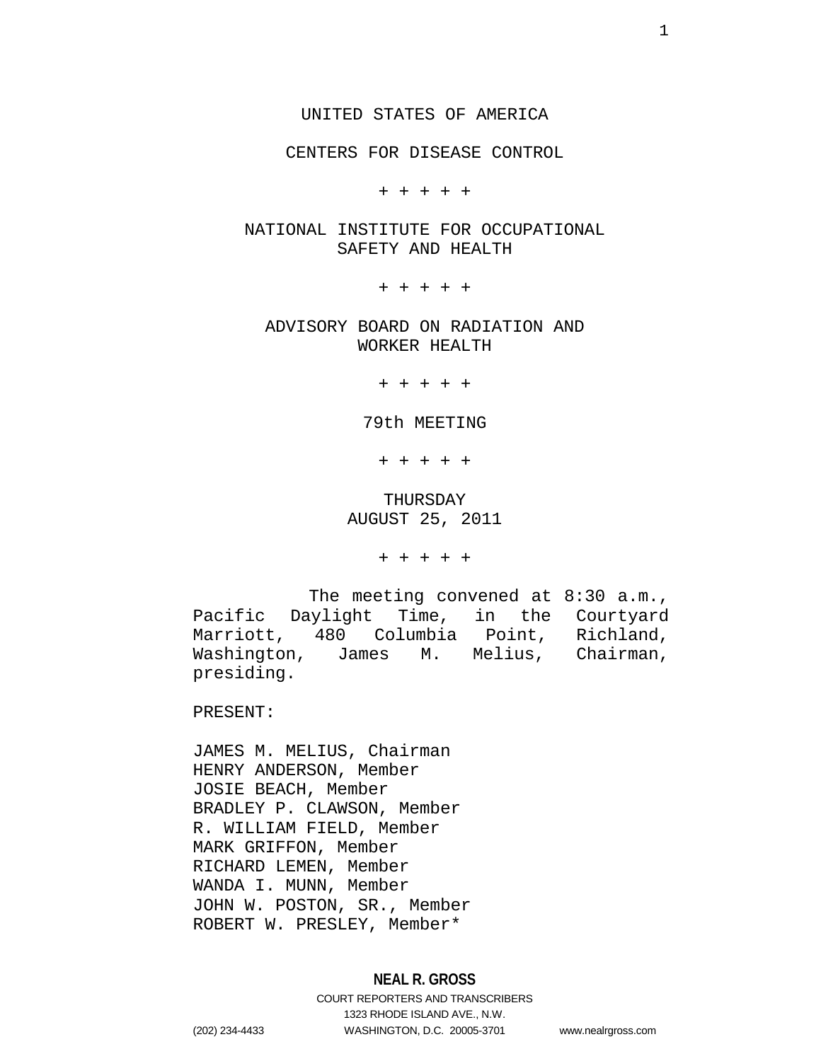UNITED STATES OF AMERICA

CENTERS FOR DISEASE CONTROL

+ + + + +

NATIONAL INSTITUTE FOR OCCUPATIONAL SAFETY AND HEALTH

+ + + + +

ADVISORY BOARD ON RADIATION AND WORKER HEALTH

+ + + + +

79th MEETING

+ + + + +

THURSDAY
AUGUST 25, 2011

+ + + + +

The meeting convened at 8:30 a.m., Pacific Daylight Time, in the Courtyard Marriott, 480 Columbia Point, Richland, Washington, James M. Melius, Chairman, presiding.

PRESENT:

JAMES M. MELIUS, Chairman
HENRY ANDERSON, Member
JOSIE BEACH, Member
BRADLEY P. CLAWSON, Member
R. WILLIAM FIELD, Member
MARK GRIFFON, Member
RICHARD LEMEN, Member
WANDA I. MUNN, Member
JOHN W. POSTON, SR., Member
ROBERT W. PRESLEY, Member*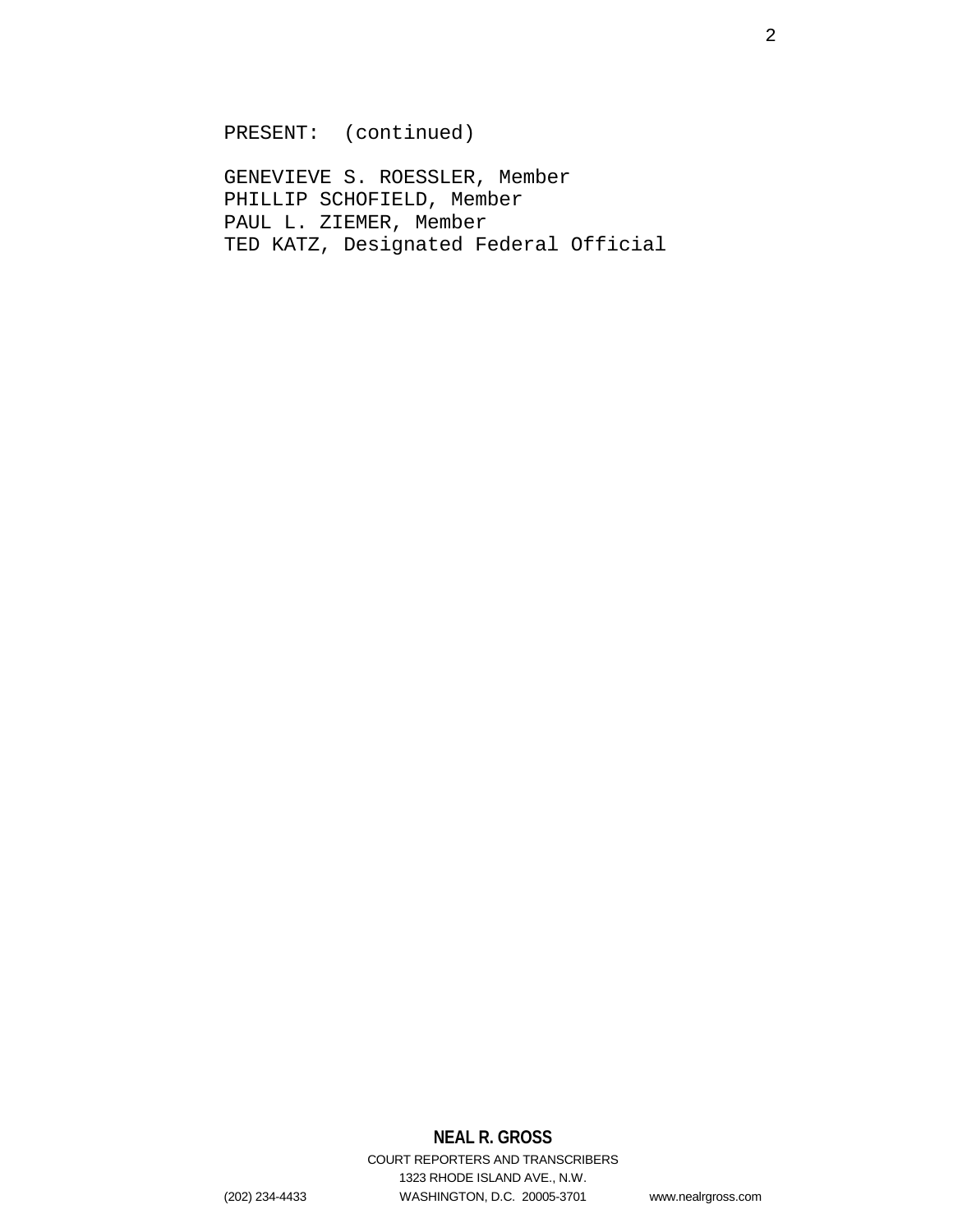PRESENT: (continued)

GENEVIEVE S. ROESSLER, Member
PHILLIP SCHOFIELD, Member
PAUL L. ZIEMER, Member
TED KATZ, Designated Federal Official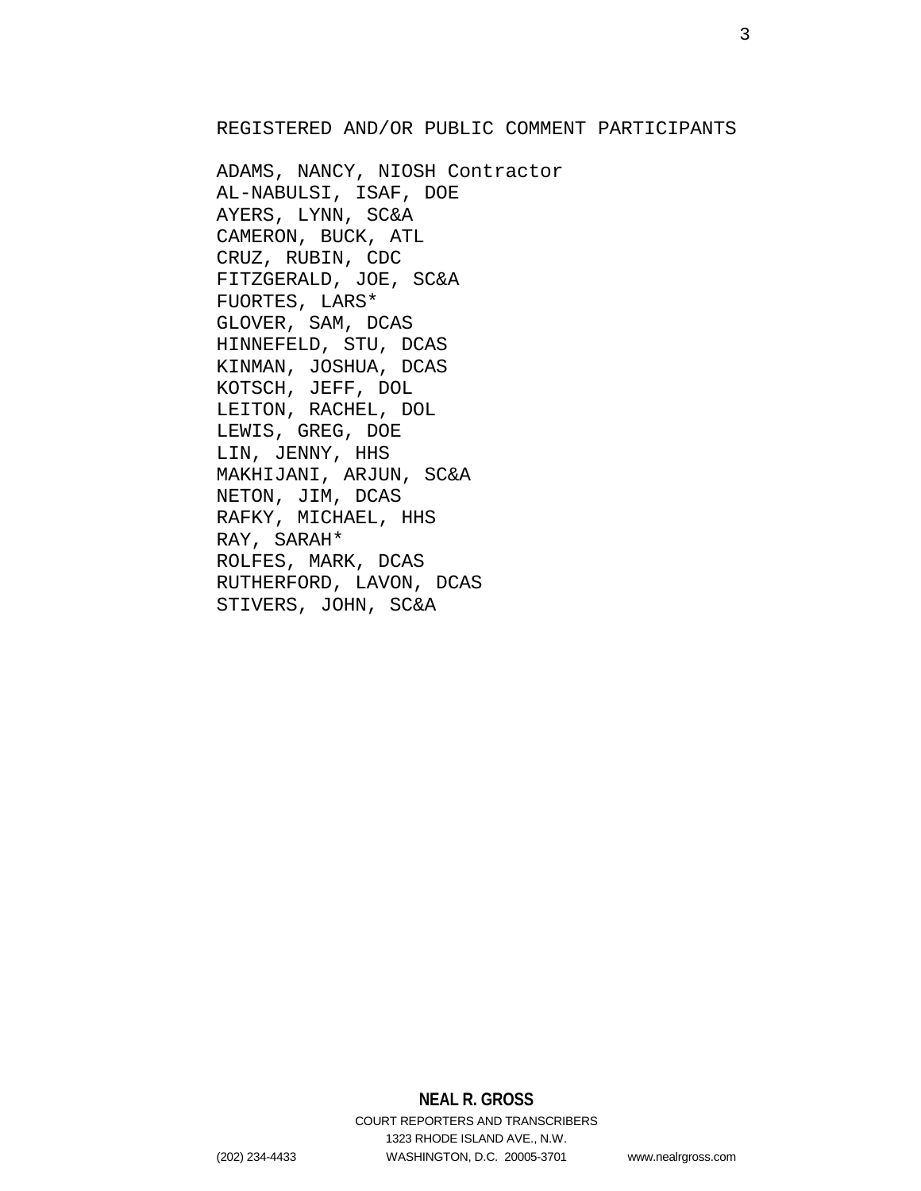REGISTERED AND/OR PUBLIC COMMENT PARTICIPANTS

ADAMS, NANCY, NIOSH Contractor
AL-NABULSI, ISAF, DOE
AYERS, LYNN, SC&A
CAMERON, BUCK, ATL
CRUZ, RUBIN, CDC
FITZGERALD, JOE, SC&A
FUORTES, LARS*
GLOVER, SAM, DCAS
HINNEFELD, STU, DCAS
KINMAN, JOSHUA, DCAS
KOTSCH, JEFF, DOL
LEITON, RACHEL, DOL
LEWIS, GREG, DOE
LIN, JENNY, HHS
MAKHIJANI, ARJUN, SC&A
NETON, JIM, DCAS
RAFKY, MICHAEL, HHS
RAY, SARAH*
ROLFES, MARK, DCAS
RUTHERFORD, LAVON, DCAS
STIVERS, JOHN, SC&A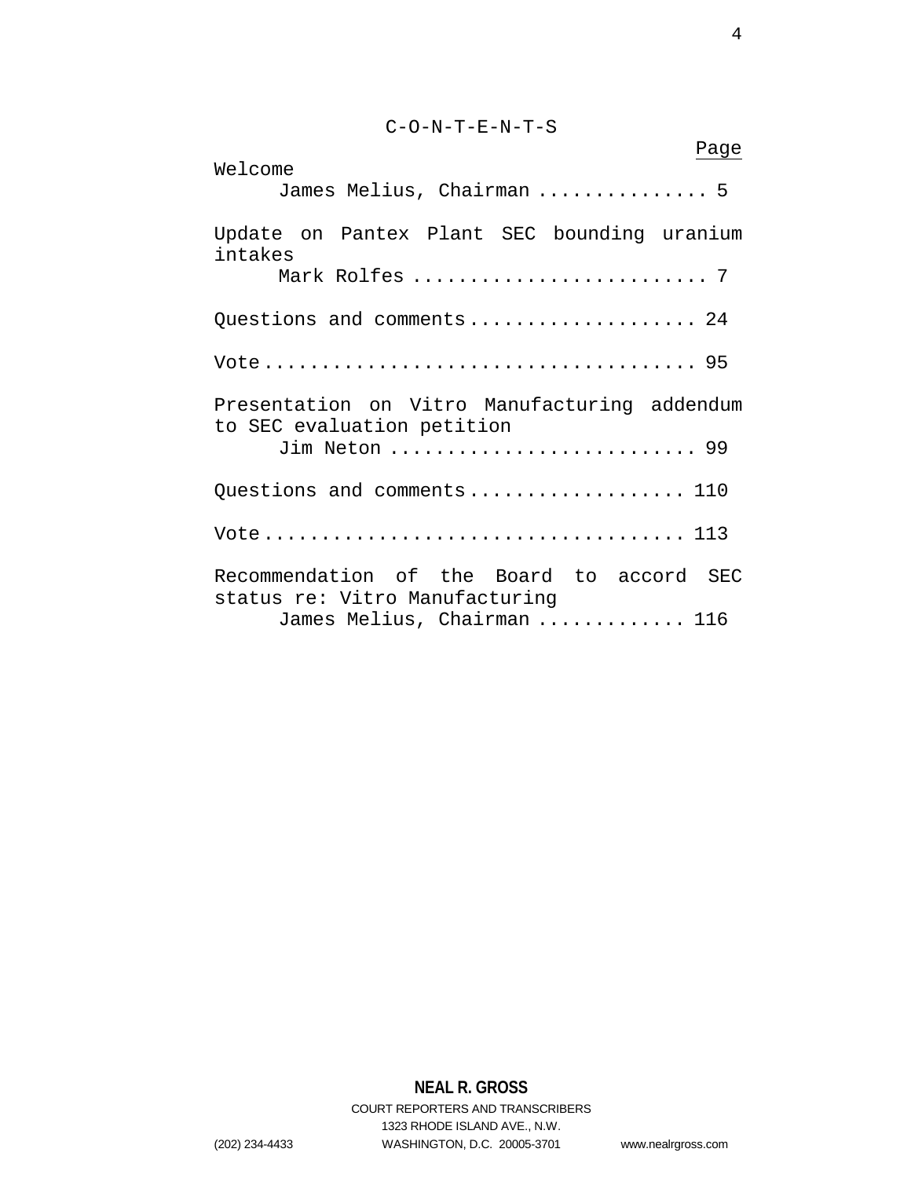# C-O-N-T-E-N-T-S

| | Page |
|---|---|
| Welcome<br>James Melius, Chairman | 5 |
| Update on Pantex Plant SEC bounding uranium intakes<br>Mark Rolfes | 7 |
| Questions and comments | 24 |
| Vote | 95 |
| Presentation on Vitro Manufacturing addendum to SEC evaluation petition<br>Jim Neton | 99 |
| Questions and comments | 110 |
| Vote | 113 |
| Recommendation of the Board to accord SEC status re: Vitro Manufacturing<br>James Melius, Chairman | 116 |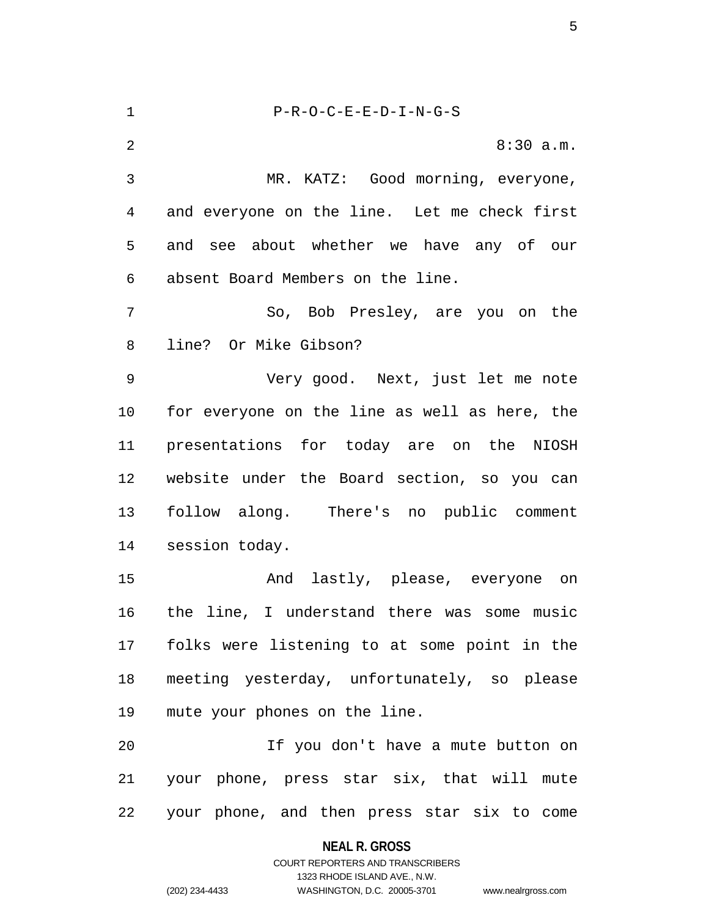P-R-O-C-E-E-D-I-N-G-S

8:30 a.m.

MR. KATZ: Good morning, everyone, and everyone on the line. Let me check first and see about whether we have any of our absent Board Members on the line.

So, Bob Presley, are you on the line? Or Mike Gibson?

Very good. Next, just let me note for everyone on the line as well as here, the presentations for today are on the NIOSH website under the Board section, so you can follow along. There's no public comment session today.

And lastly, please, everyone on the line, I understand there was some music folks were listening to at some point in the meeting yesterday, unfortunately, so please mute your phones on the line.

If you don't have a mute button on your phone, press star six, that will mute your phone, and then press star six to come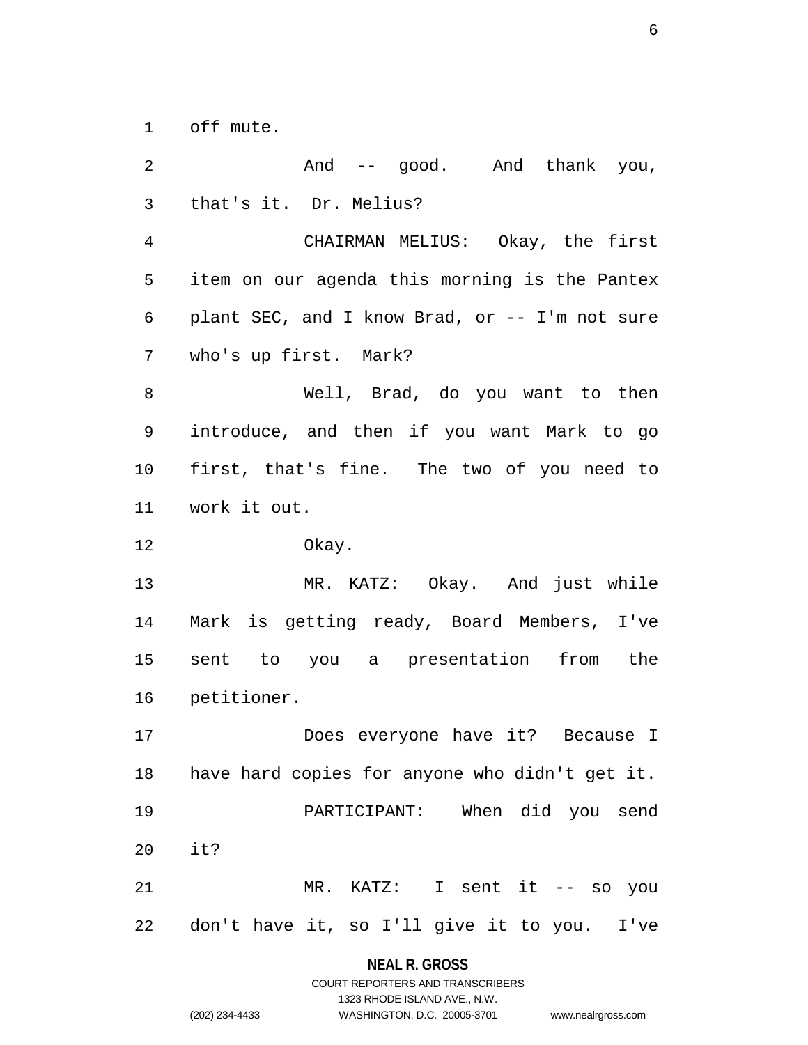off mute.

And -- good. And thank you, that's it. Dr. Melius?

CHAIRMAN MELIUS: Okay, the first item on our agenda this morning is the Pantex plant SEC, and I know Brad, or -- I'm not sure who's up first. Mark?

Well, Brad, do you want to then introduce, and then if you want Mark to go first, that's fine. The two of you need to work it out.

Okay.

MR. KATZ: Okay. And just while Mark is getting ready, Board Members, I've sent to you a presentation from the petitioner.

Does everyone have it? Because I have hard copies for anyone who didn't get it.

PARTICIPANT: When did you send it?

MR. KATZ: I sent it -- so you don't have it, so I'll give it to you. I've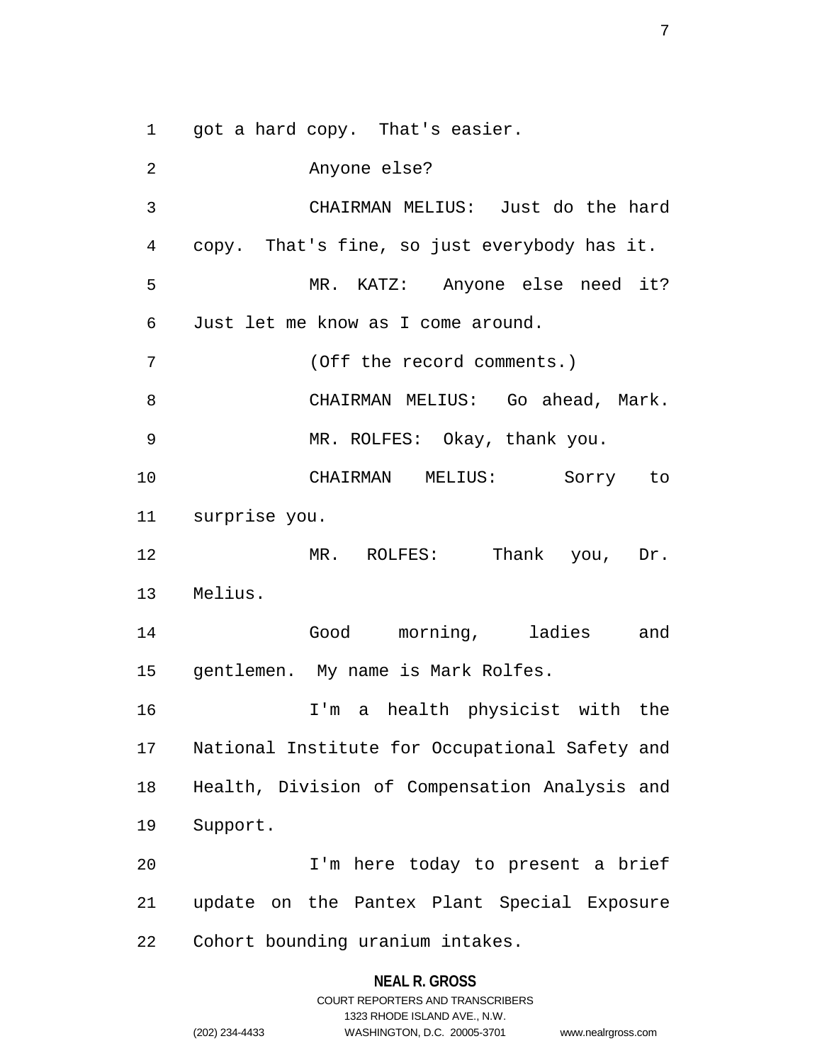got a hard copy. That's easier.

Anyone else?

CHAIRMAN MELIUS: Just do the hard copy. That's fine, so just everybody has it.

MR. KATZ: Anyone else need it? Just let me know as I come around.

(Off the record comments.)

CHAIRMAN MELIUS: Go ahead, Mark.

MR. ROLFES: Okay, thank you.

CHAIRMAN MELIUS: Sorry to surprise you.

MR. ROLFES: Thank you, Dr. Melius.

Good morning, ladies and gentlemen. My name is Mark Rolfes.

I'm a health physicist with the National Institute for Occupational Safety and Health, Division of Compensation Analysis and Support.

I'm here today to present a brief update on the Pantex Plant Special Exposure Cohort bounding uranium intakes.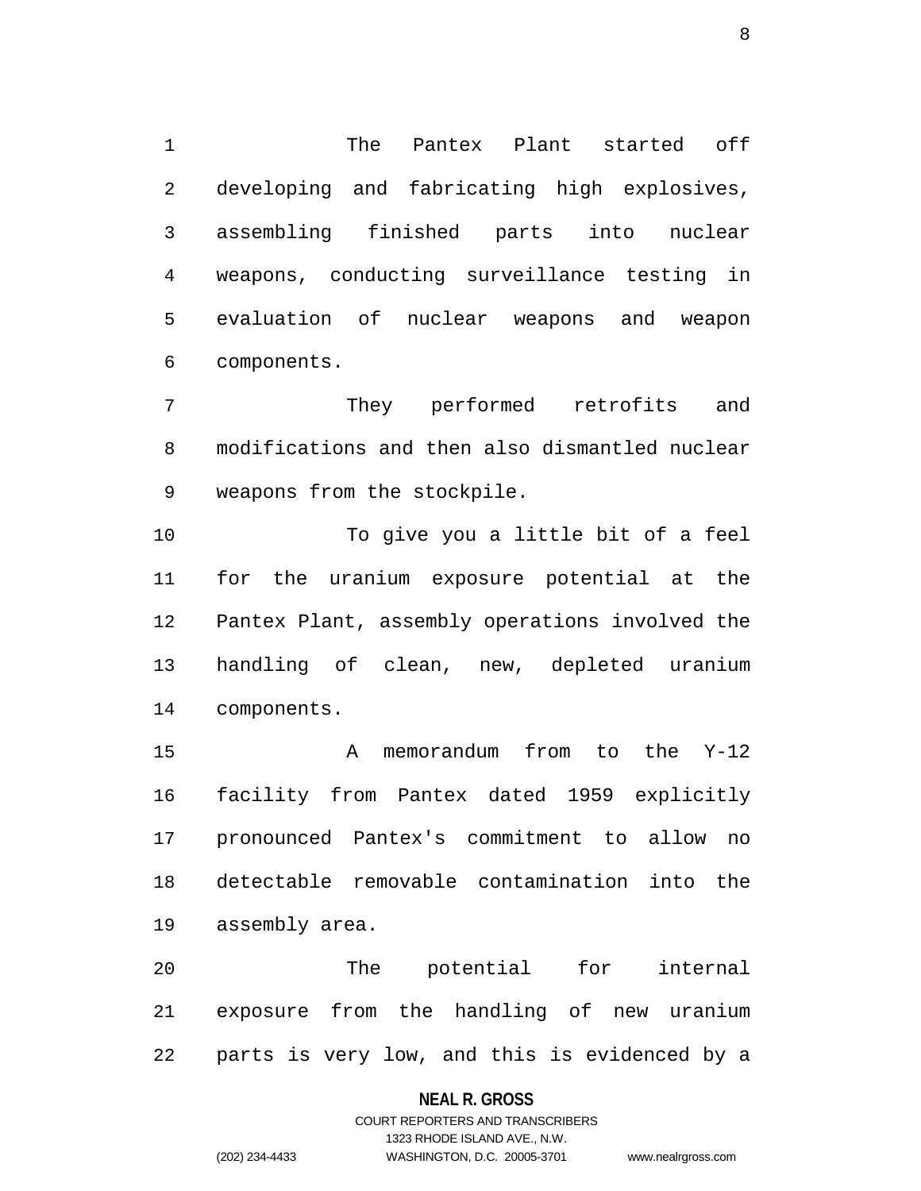The Pantex Plant started off developing and fabricating high explosives, assembling finished parts into nuclear weapons, conducting surveillance testing in evaluation of nuclear weapons and weapon components.

They performed retrofits and modifications and then also dismantled nuclear weapons from the stockpile.

To give you a little bit of a feel for the uranium exposure potential at the Pantex Plant, assembly operations involved the handling of clean, new, depleted uranium components.

A memorandum from to the Y-12 facility from Pantex dated 1959 explicitly pronounced Pantex's commitment to allow no detectable removable contamination into the assembly area.

The potential for internal exposure from the handling of new uranium parts is very low, and this is evidenced by a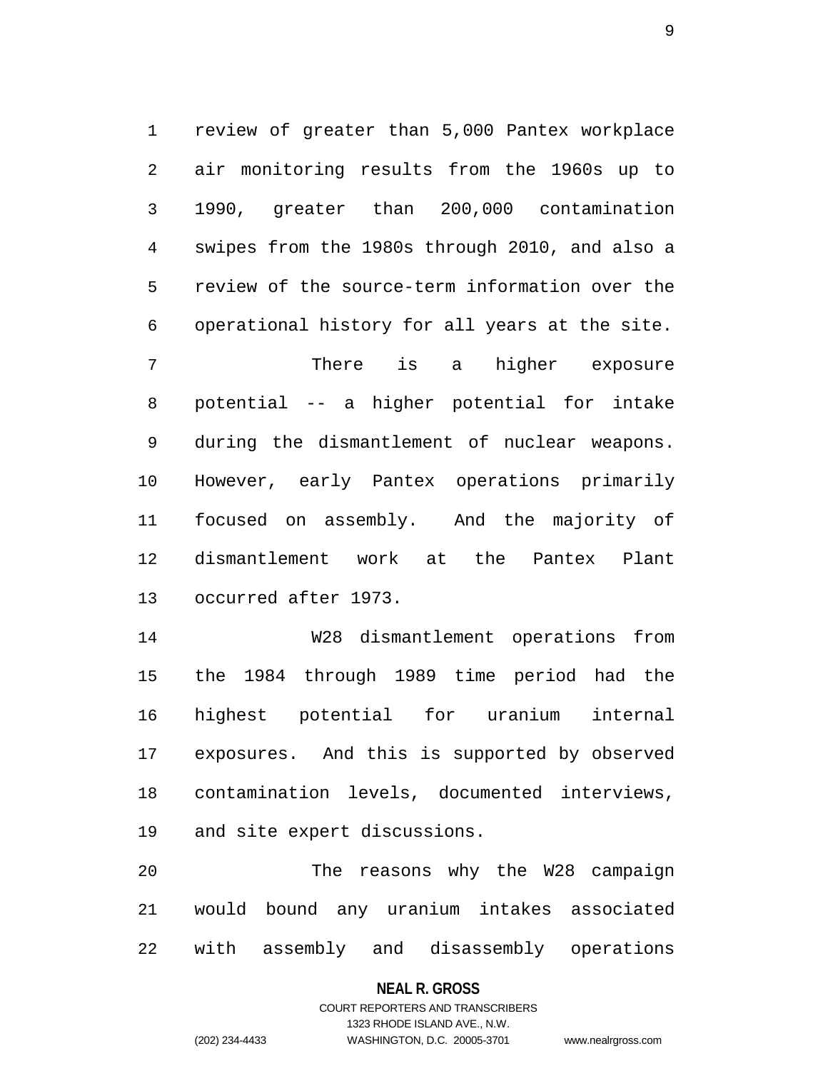review of greater than 5,000 Pantex workplace air monitoring results from the 1960s up to 1990, greater than 200,000 contamination swipes from the 1980s through 2010, and also a review of the source-term information over the operational history for all years at the site.

There is a higher exposure potential -- a higher potential for intake during the dismantlement of nuclear weapons. However, early Pantex operations primarily focused on assembly. And the majority of dismantlement work at the Pantex Plant occurred after 1973.

W28 dismantlement operations from the 1984 through 1989 time period had the highest potential for uranium internal exposures. And this is supported by observed contamination levels, documented interviews, and site expert discussions.

The reasons why the W28 campaign would bound any uranium intakes associated with assembly and disassembly operations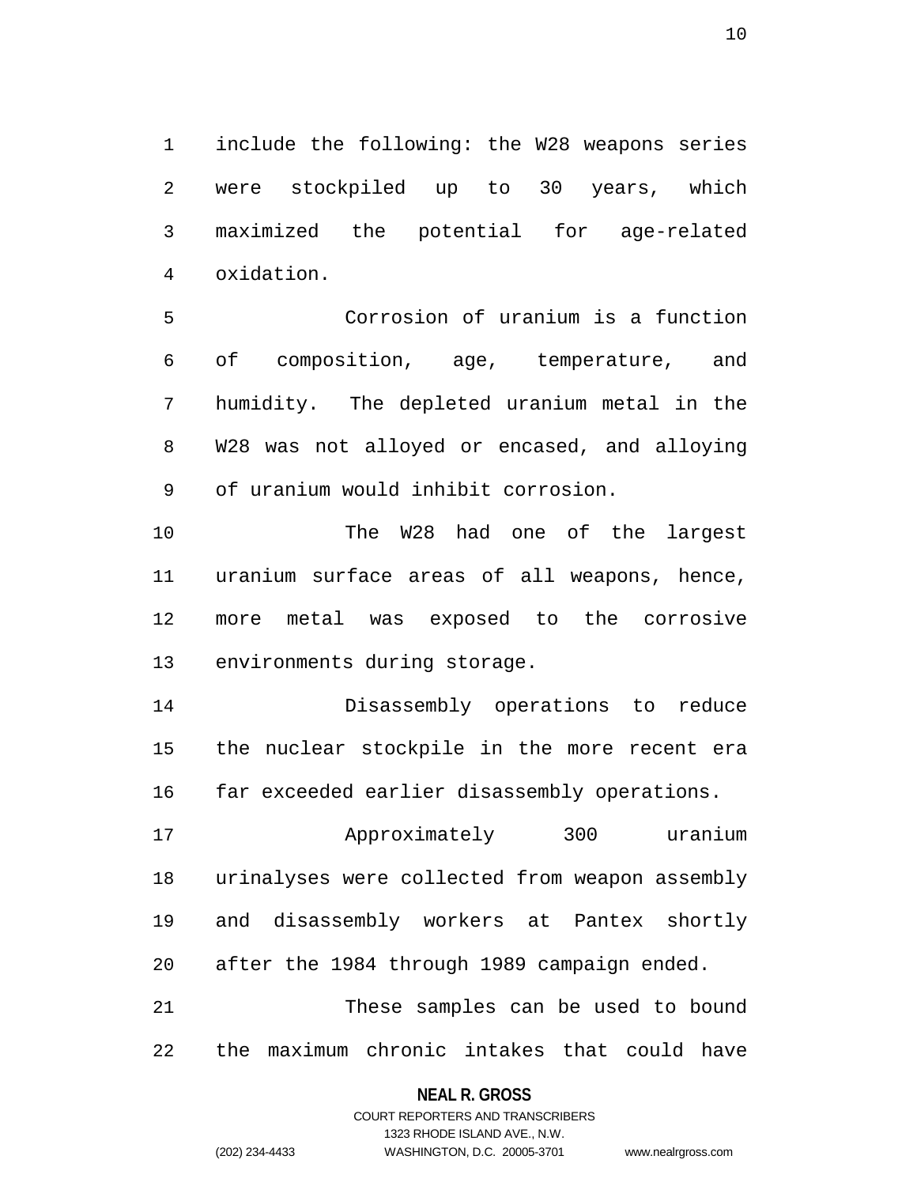include the following: the W28 weapons series were stockpiled up to 30 years, which maximized the potential for age-related oxidation.

Corrosion of uranium is a function of composition, age, temperature, and humidity. The depleted uranium metal in the W28 was not alloyed or encased, and alloying of uranium would inhibit corrosion.

The W28 had one of the largest uranium surface areas of all weapons, hence, more metal was exposed to the corrosive environments during storage.

Disassembly operations to reduce the nuclear stockpile in the more recent era far exceeded earlier disassembly operations.

Approximately 300 uranium urinalyses were collected from weapon assembly and disassembly workers at Pantex shortly after the 1984 through 1989 campaign ended.

These samples can be used to bound the maximum chronic intakes that could have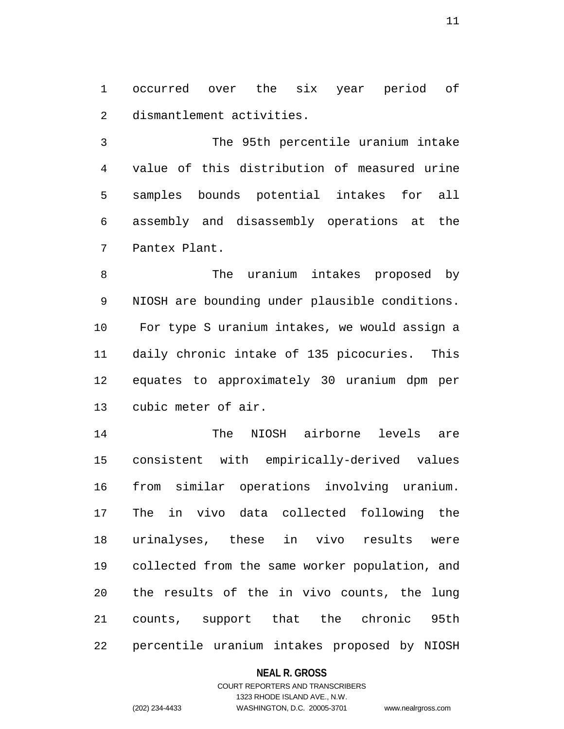occurred over the six year period of dismantlement activities.

The 95th percentile uranium intake value of this distribution of measured urine samples bounds potential intakes for all assembly and disassembly operations at the Pantex Plant.

The uranium intakes proposed by NIOSH are bounding under plausible conditions. For type S uranium intakes, we would assign a daily chronic intake of 135 picocuries. This equates to approximately 30 uranium dpm per cubic meter of air.

The NIOSH airborne levels are consistent with empirically-derived values from similar operations involving uranium. The in vivo data collected following the urinalyses, these in vivo results were collected from the same worker population, and the results of the in vivo counts, the lung counts, support that the chronic 95th percentile uranium intakes proposed by NIOSH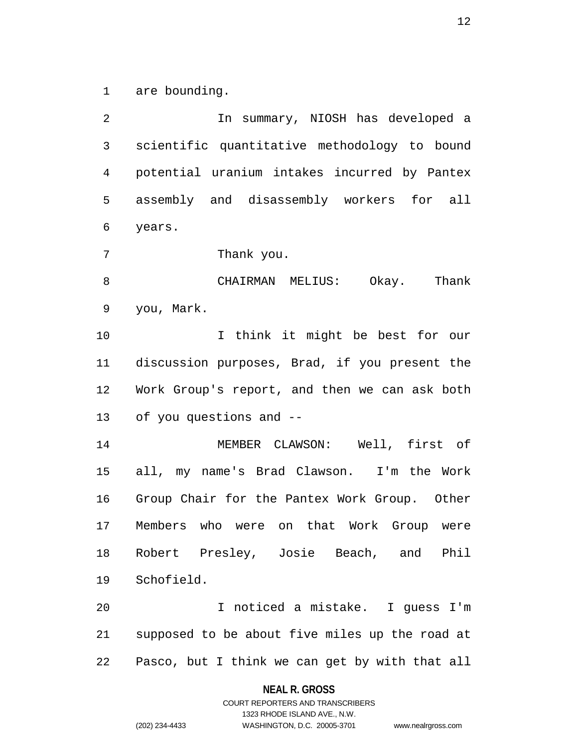are bounding.

In summary, NIOSH has developed a scientific quantitative methodology to bound potential uranium intakes incurred by Pantex assembly and disassembly workers for all years.

Thank you.

CHAIRMAN MELIUS: Okay. Thank you, Mark.

I think it might be best for our discussion purposes, Brad, if you present the Work Group's report, and then we can ask both of you questions and --

MEMBER CLAWSON: Well, first of all, my name's Brad Clawson. I'm the Work Group Chair for the Pantex Work Group. Other Members who were on that Work Group were Robert Presley, Josie Beach, and Phil Schofield.

I noticed a mistake. I guess I'm supposed to be about five miles up the road at Pasco, but I think we can get by with that all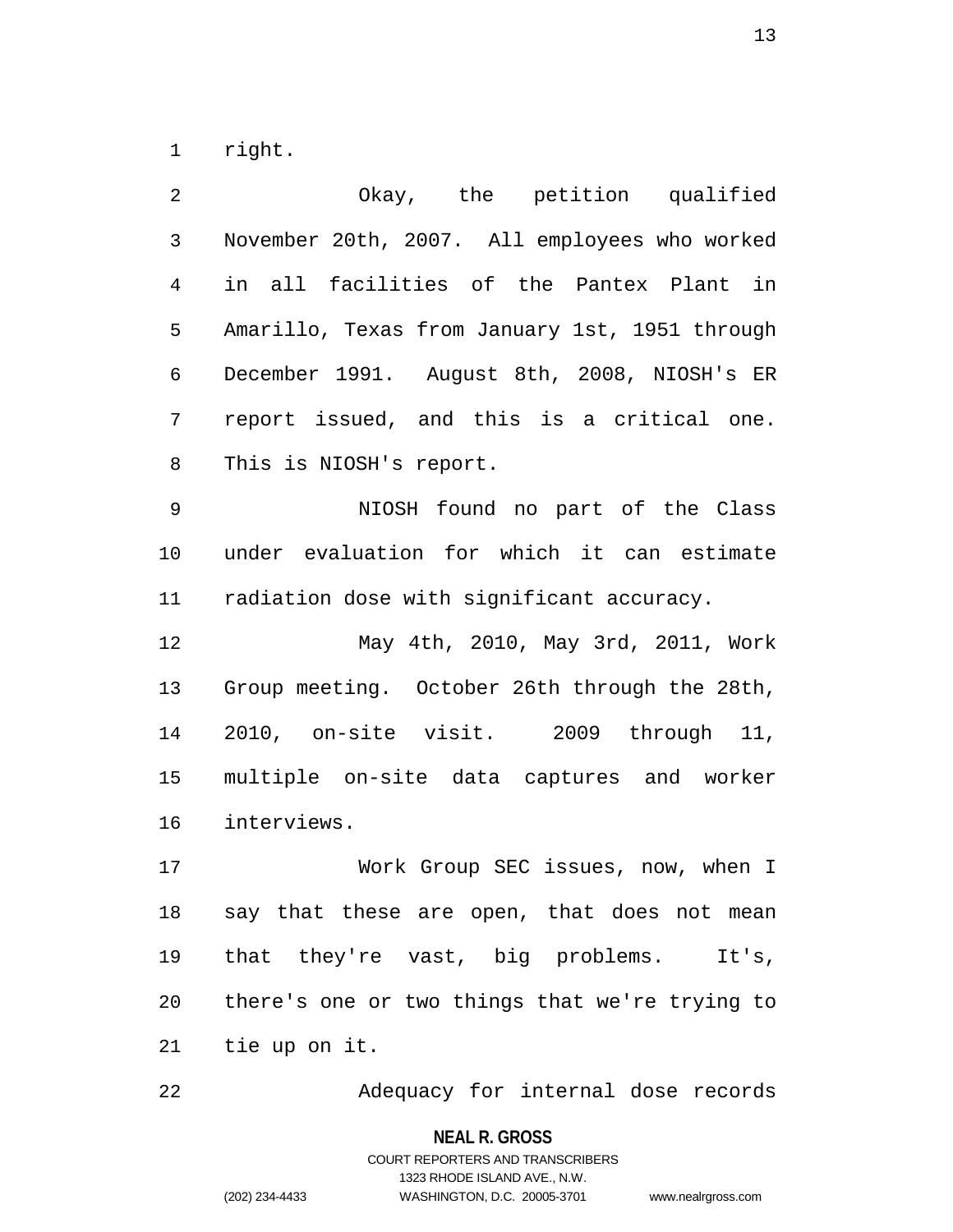right.

Okay, the petition qualified November 20th, 2007. All employees who worked in all facilities of the Pantex Plant in Amarillo, Texas from January 1st, 1951 through December 1991. August 8th, 2008, NIOSH's ER report issued, and this is a critical one. This is NIOSH's report.

NIOSH found no part of the Class under evaluation for which it can estimate radiation dose with significant accuracy.

May 4th, 2010, May 3rd, 2011, Work Group meeting. October 26th through the 28th, 2010, on-site visit. 2009 through 11, multiple on-site data captures and worker interviews.

Work Group SEC issues, now, when I say that these are open, that does not mean that they're vast, big problems. It's, there's one or two things that we're trying to tie up on it.

Adequacy for internal dose records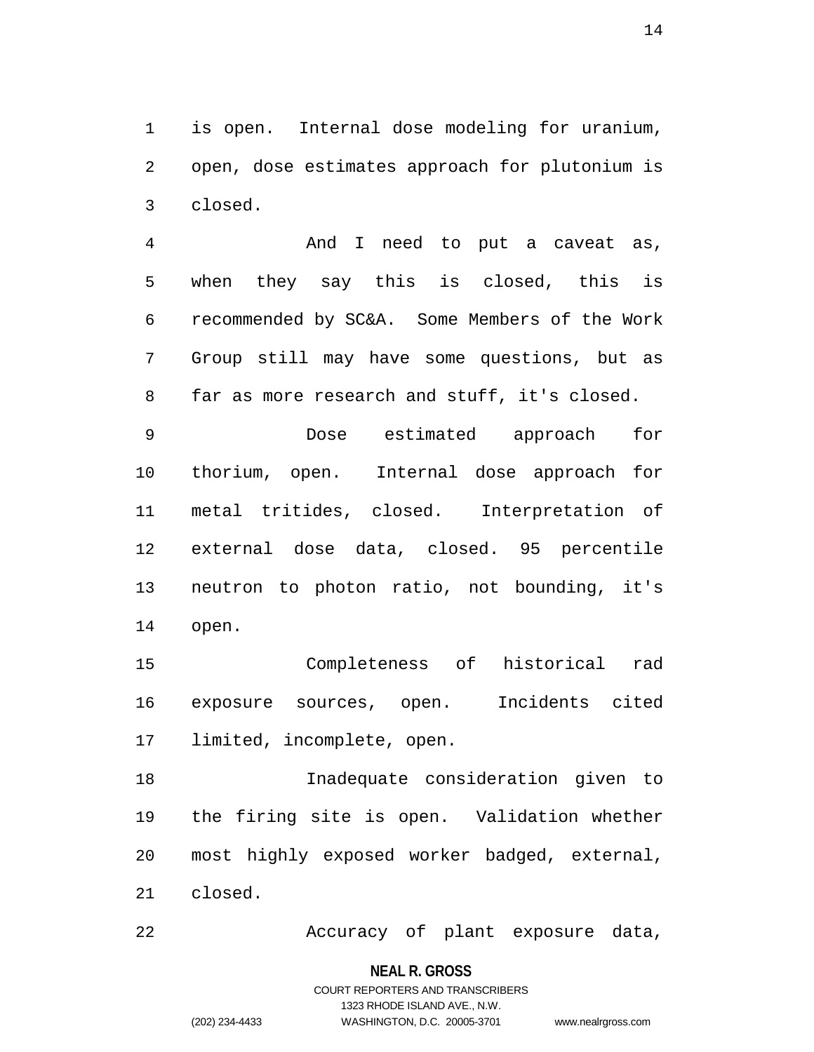is open. Internal dose modeling for uranium, open, dose estimates approach for plutonium is closed.

And I need to put a caveat as, when they say this is closed, this is recommended by SC&A. Some Members of the Work Group still may have some questions, but as far as more research and stuff, it's closed.

Dose estimated approach for thorium, open. Internal dose approach for metal tritides, closed. Interpretation of external dose data, closed. 95 percentile neutron to photon ratio, not bounding, it's open.

Completeness of historical rad exposure sources, open. Incidents cited limited, incomplete, open.

Inadequate consideration given to the firing site is open. Validation whether most highly exposed worker badged, external, closed.

Accuracy of plant exposure data,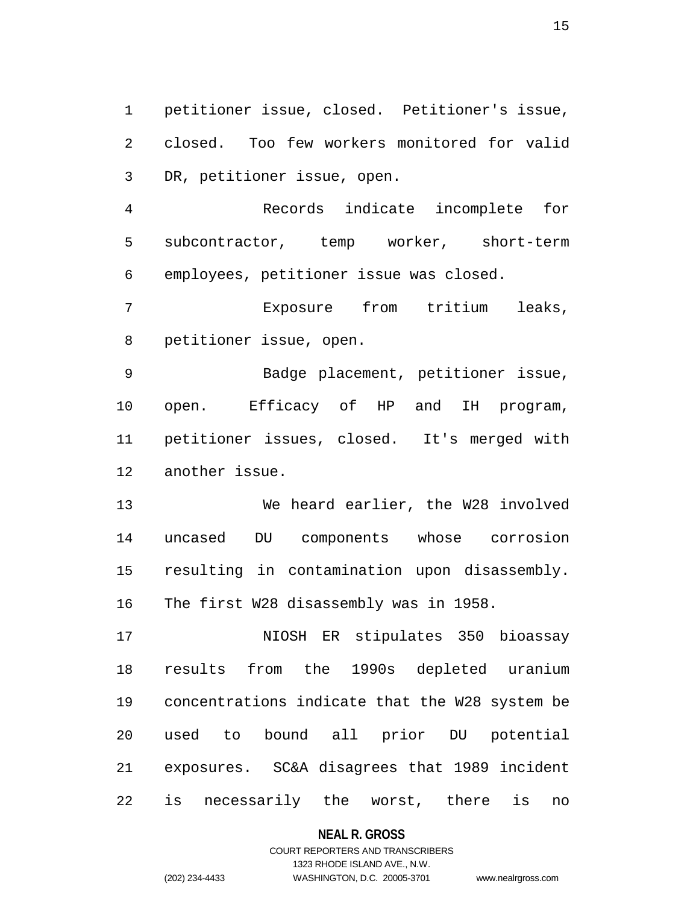petitioner issue, closed. Petitioner's issue, closed. Too few workers monitored for valid DR, petitioner issue, open.

Records indicate incomplete for subcontractor, temp worker, short-term employees, petitioner issue was closed.

Exposure from tritium leaks, petitioner issue, open.

Badge placement, petitioner issue, open. Efficacy of HP and IH program, petitioner issues, closed. It's merged with another issue.

We heard earlier, the W28 involved uncased DU components whose corrosion resulting in contamination upon disassembly. The first W28 disassembly was in 1958.

NIOSH ER stipulates 350 bioassay results from the 1990s depleted uranium concentrations indicate that the W28 system be used to bound all prior DU potential exposures. SC&A disagrees that 1989 incident is necessarily the worst, there is no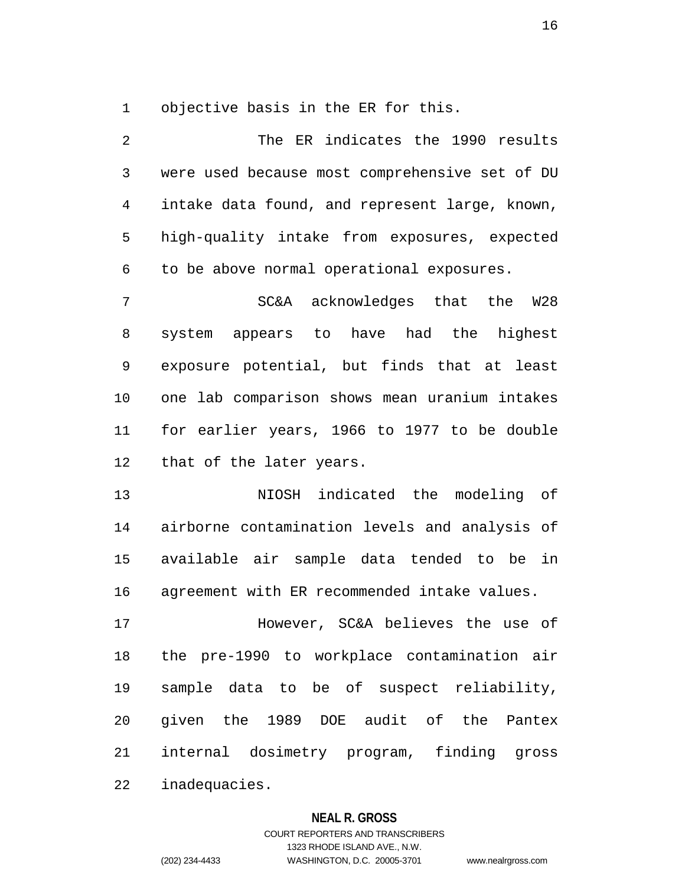objective basis in the ER for this.

The ER indicates the 1990 results were used because most comprehensive set of DU intake data found, and represent large, known, high-quality intake from exposures, expected to be above normal operational exposures.

SC&A acknowledges that the W28 system appears to have had the highest exposure potential, but finds that at least one lab comparison shows mean uranium intakes for earlier years, 1966 to 1977 to be double that of the later years.

NIOSH indicated the modeling of airborne contamination levels and analysis of available air sample data tended to be in agreement with ER recommended intake values.

However, SC&A believes the use of the pre-1990 to workplace contamination air sample data to be of suspect reliability, given the 1989 DOE audit of the Pantex internal dosimetry program, finding gross inadequacies.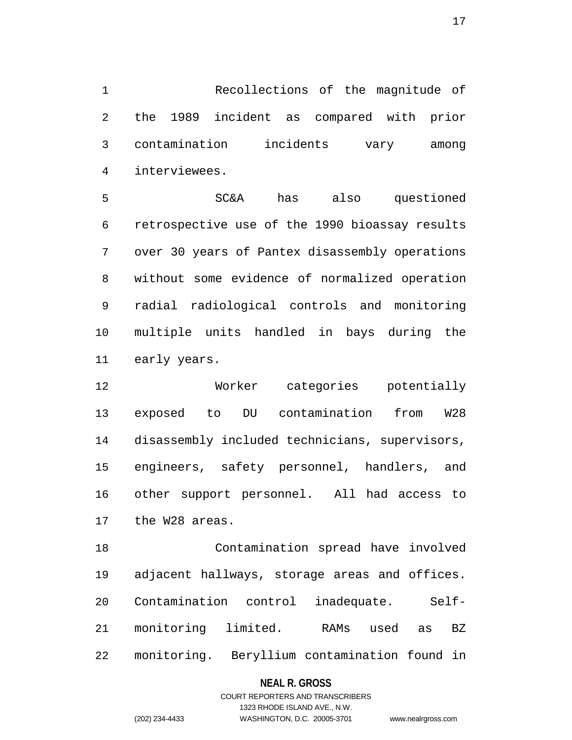Recollections of the magnitude of the 1989 incident as compared with prior contamination incidents vary among interviewees.

SC&A has also questioned retrospective use of the 1990 bioassay results over 30 years of Pantex disassembly operations without some evidence of normalized operation radial radiological controls and monitoring multiple units handled in bays during the early years.

Worker categories potentially exposed to DU contamination from W28 disassembly included technicians, supervisors, engineers, safety personnel, handlers, and other support personnel. All had access to the W28 areas.

Contamination spread have involved adjacent hallways, storage areas and offices. Contamination control inadequate. Self-monitoring limited. RAMs used as BZ monitoring. Beryllium contamination found in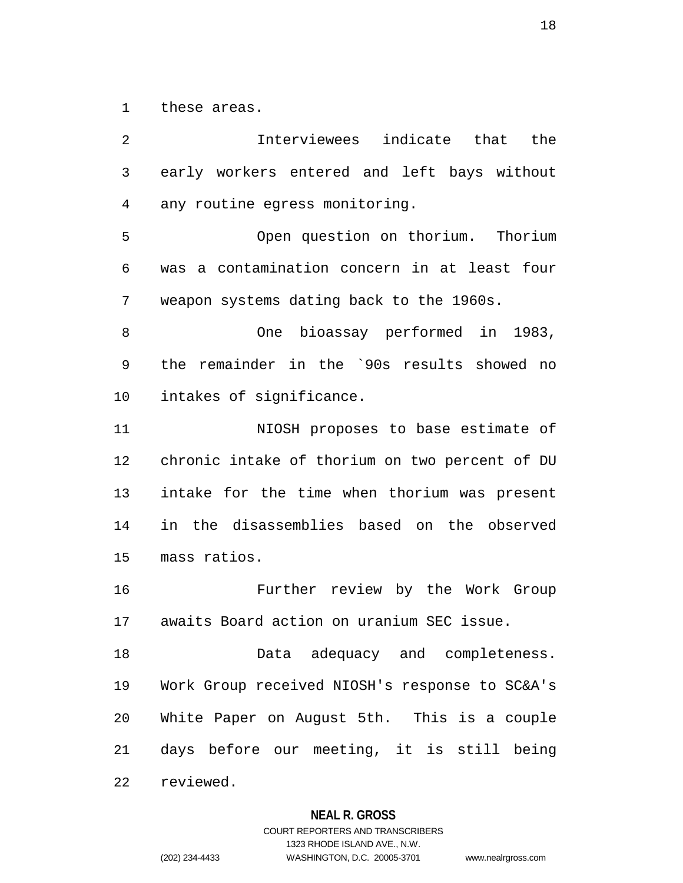these areas.

Interviewees indicate that the early workers entered and left bays without any routine egress monitoring.

Open question on thorium. Thorium was a contamination concern in at least four weapon systems dating back to the 1960s.

One bioassay performed in 1983, the remainder in the `90s results showed no intakes of significance.

NIOSH proposes to base estimate of chronic intake of thorium on two percent of DU intake for the time when thorium was present in the disassemblies based on the observed mass ratios.

Further review by the Work Group awaits Board action on uranium SEC issue.

Data adequacy and completeness. Work Group received NIOSH's response to SC&A's White Paper on August 5th. This is a couple days before our meeting, it is still being reviewed.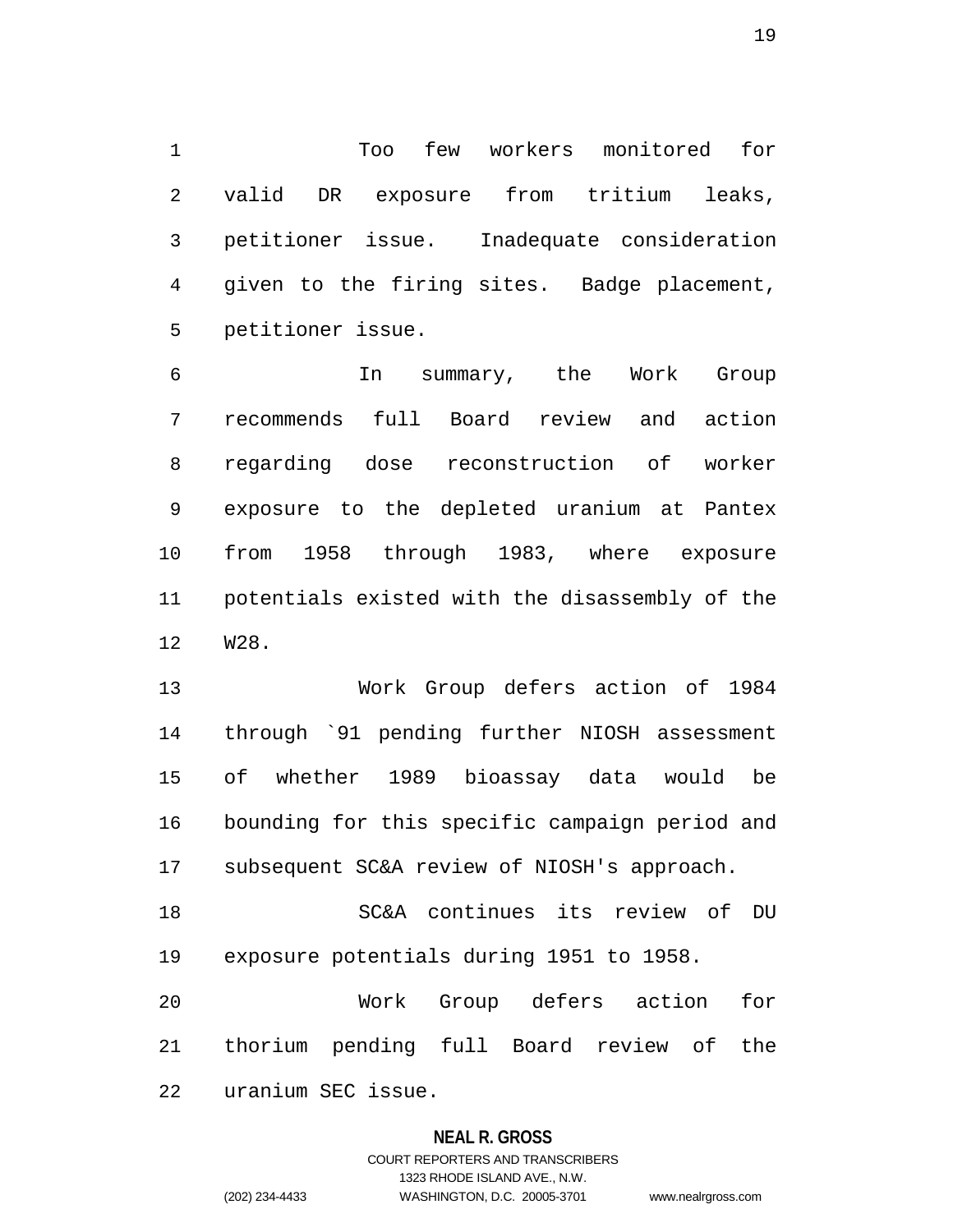Too few workers monitored for valid DR exposure from tritium leaks, petitioner issue. Inadequate consideration given to the firing sites. Badge placement, petitioner issue.

In summary, the Work Group recommends full Board review and action regarding dose reconstruction of worker exposure to the depleted uranium at Pantex from 1958 through 1983, where exposure potentials existed with the disassembly of the W28.

Work Group defers action of 1984 through `91 pending further NIOSH assessment of whether 1989 bioassay data would be bounding for this specific campaign period and subsequent SC&A review of NIOSH's approach.

SC&A continues its review of DU exposure potentials during 1951 to 1958.

Work Group defers action for thorium pending full Board review of the uranium SEC issue.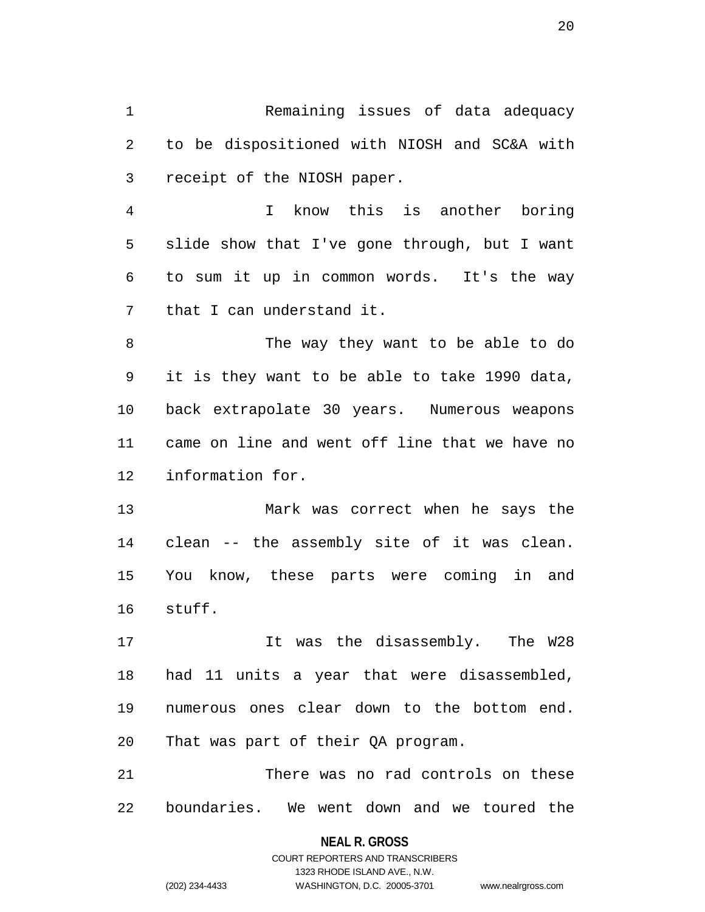Remaining issues of data adequacy to be dispositioned with NIOSH and SC&A with receipt of the NIOSH paper.

I know this is another boring slide show that I've gone through, but I want to sum it up in common words. It's the way that I can understand it.

The way they want to be able to do it is they want to be able to take 1990 data, back extrapolate 30 years. Numerous weapons came on line and went off line that we have no information for.

Mark was correct when he says the clean -- the assembly site of it was clean. You know, these parts were coming in and stuff.

It was the disassembly. The W28 had 11 units a year that were disassembled, numerous ones clear down to the bottom end. That was part of their QA program.

There was no rad controls on these boundaries. We went down and we toured the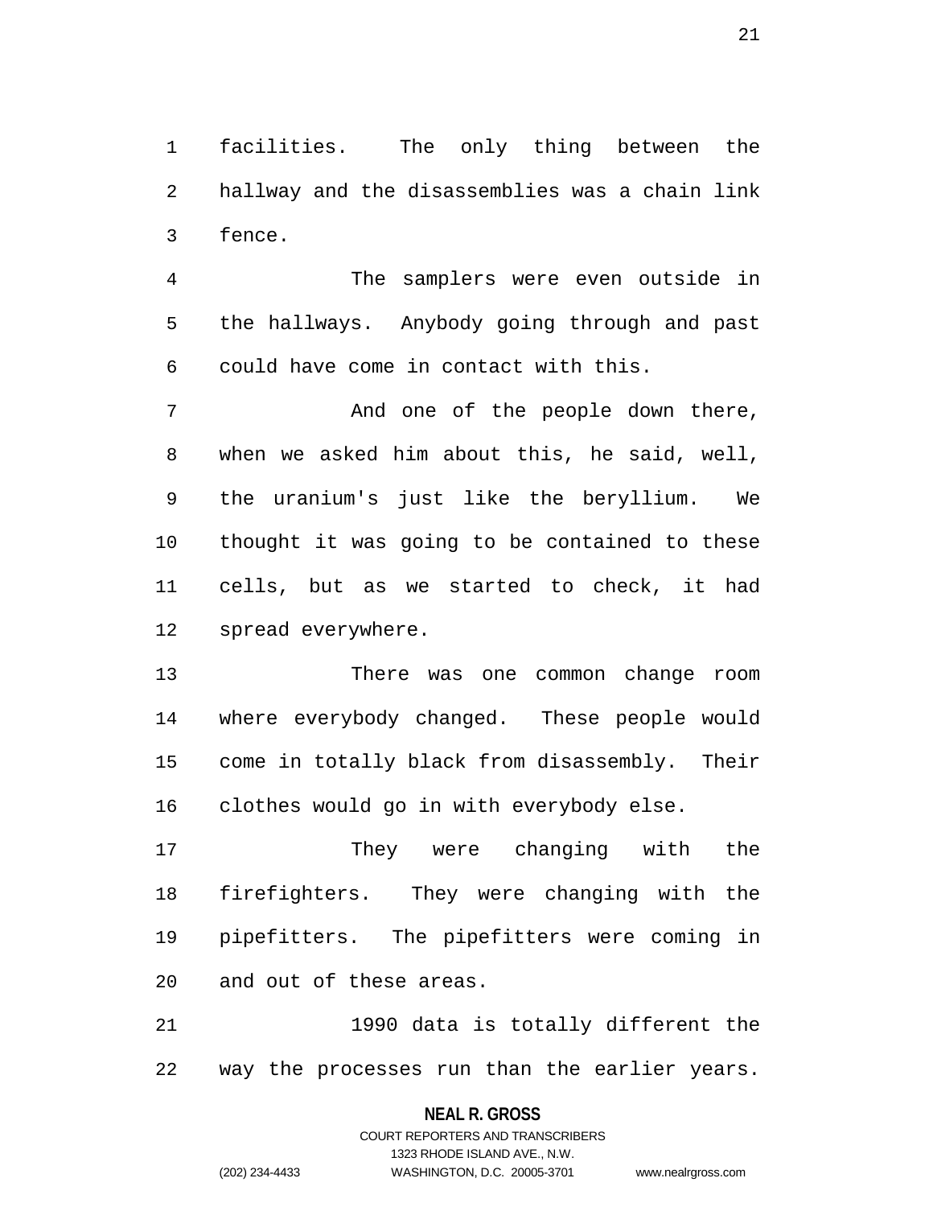facilities. The only thing between the hallway and the disassemblies was a chain link fence.

The samplers were even outside in the hallways. Anybody going through and past could have come in contact with this.

And one of the people down there, when we asked him about this, he said, well, the uranium's just like the beryllium. We thought it was going to be contained to these cells, but as we started to check, it had spread everywhere.

There was one common change room where everybody changed. These people would come in totally black from disassembly. Their clothes would go in with everybody else.

They were changing with the firefighters. They were changing with the pipefitters. The pipefitters were coming in and out of these areas.

1990 data is totally different the way the processes run than the earlier years.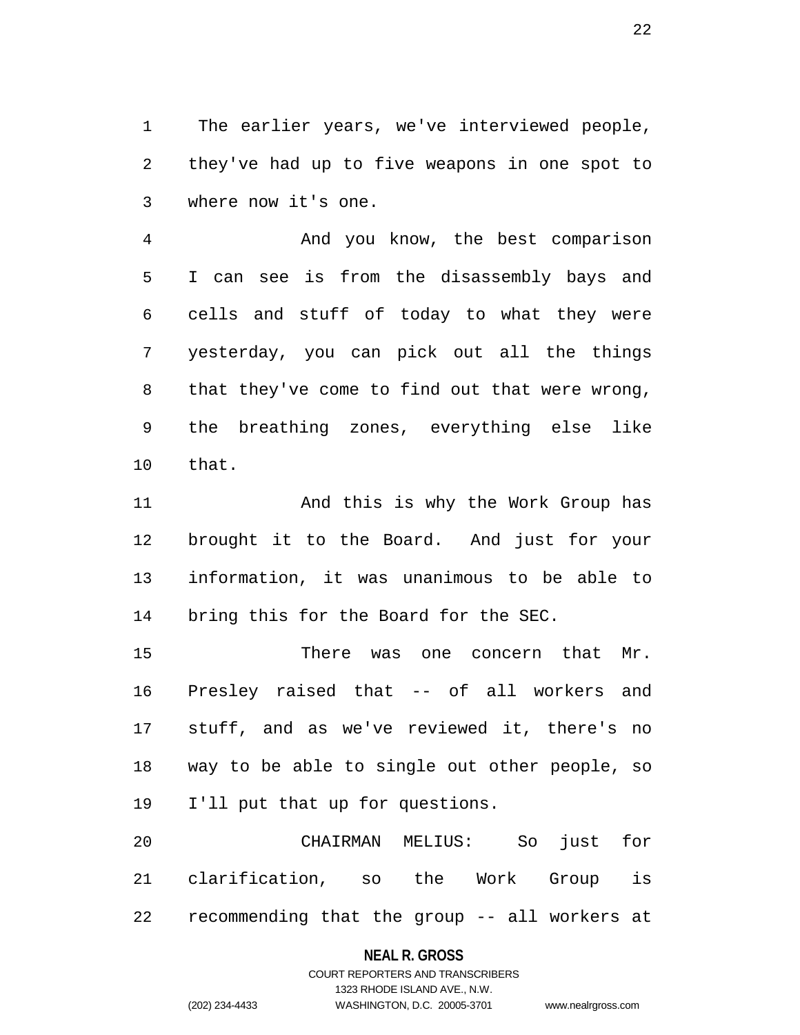The earlier years, we've interviewed people, they've had up to five weapons in one spot to where now it's one.

And you know, the best comparison I can see is from the disassembly bays and cells and stuff of today to what they were yesterday, you can pick out all the things that they've come to find out that were wrong, the breathing zones, everything else like that.

And this is why the Work Group has brought it to the Board. And just for your information, it was unanimous to be able to bring this for the Board for the SEC.

There was one concern that Mr. Presley raised that -- of all workers and stuff, and as we've reviewed it, there's no way to be able to single out other people, so I'll put that up for questions.

CHAIRMAN MELIUS: So just for clarification, so the Work Group is recommending that the group -- all workers at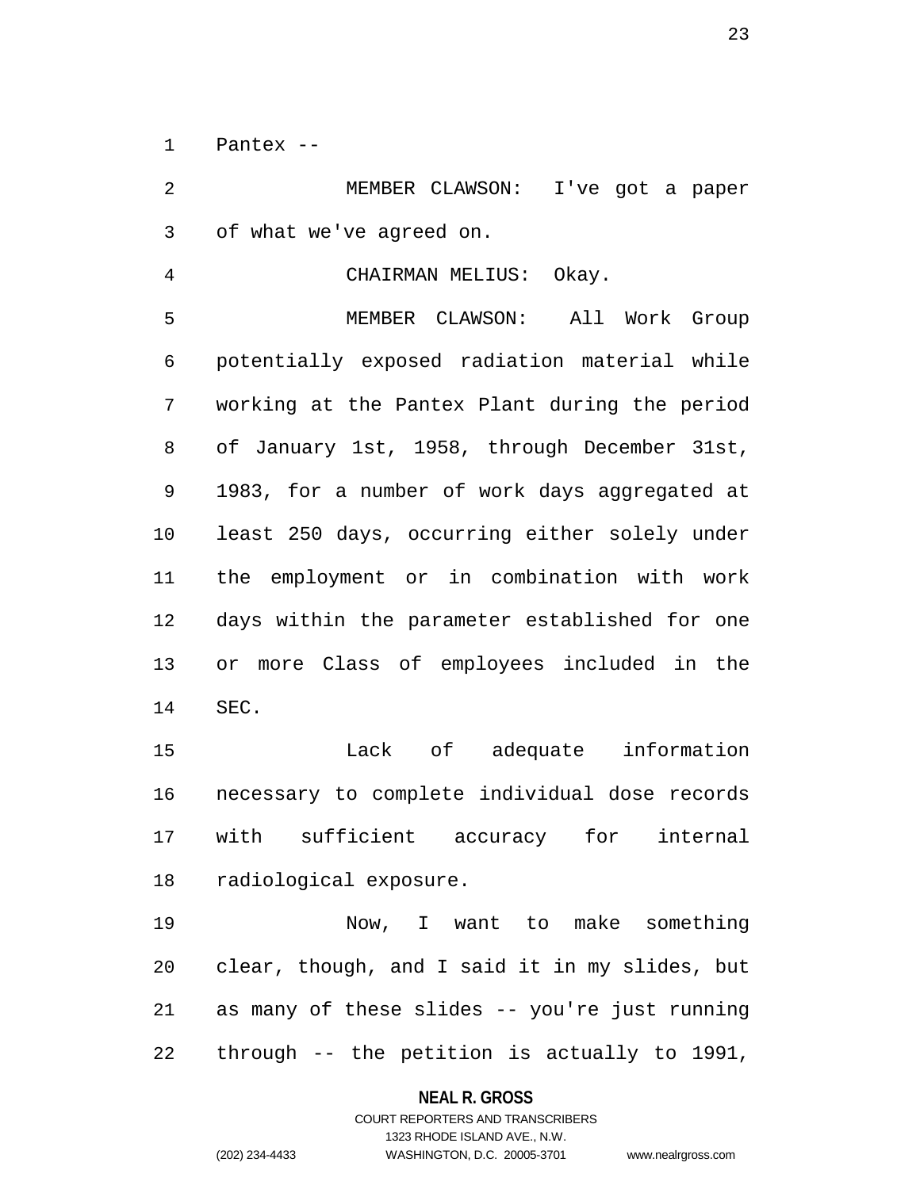Pantex --

MEMBER CLAWSON: I've got a paper of what we've agreed on.

CHAIRMAN MELIUS: Okay.

MEMBER CLAWSON: All Work Group potentially exposed radiation material while working at the Pantex Plant during the period of January 1st, 1958, through December 31st, 1983, for a number of work days aggregated at least 250 days, occurring either solely under the employment or in combination with work days within the parameter established for one or more Class of employees included in the SEC.

Lack of adequate information necessary to complete individual dose records with sufficient accuracy for internal radiological exposure.

Now, I want to make something clear, though, and I said it in my slides, but as many of these slides -- you're just running through -- the petition is actually to 1991,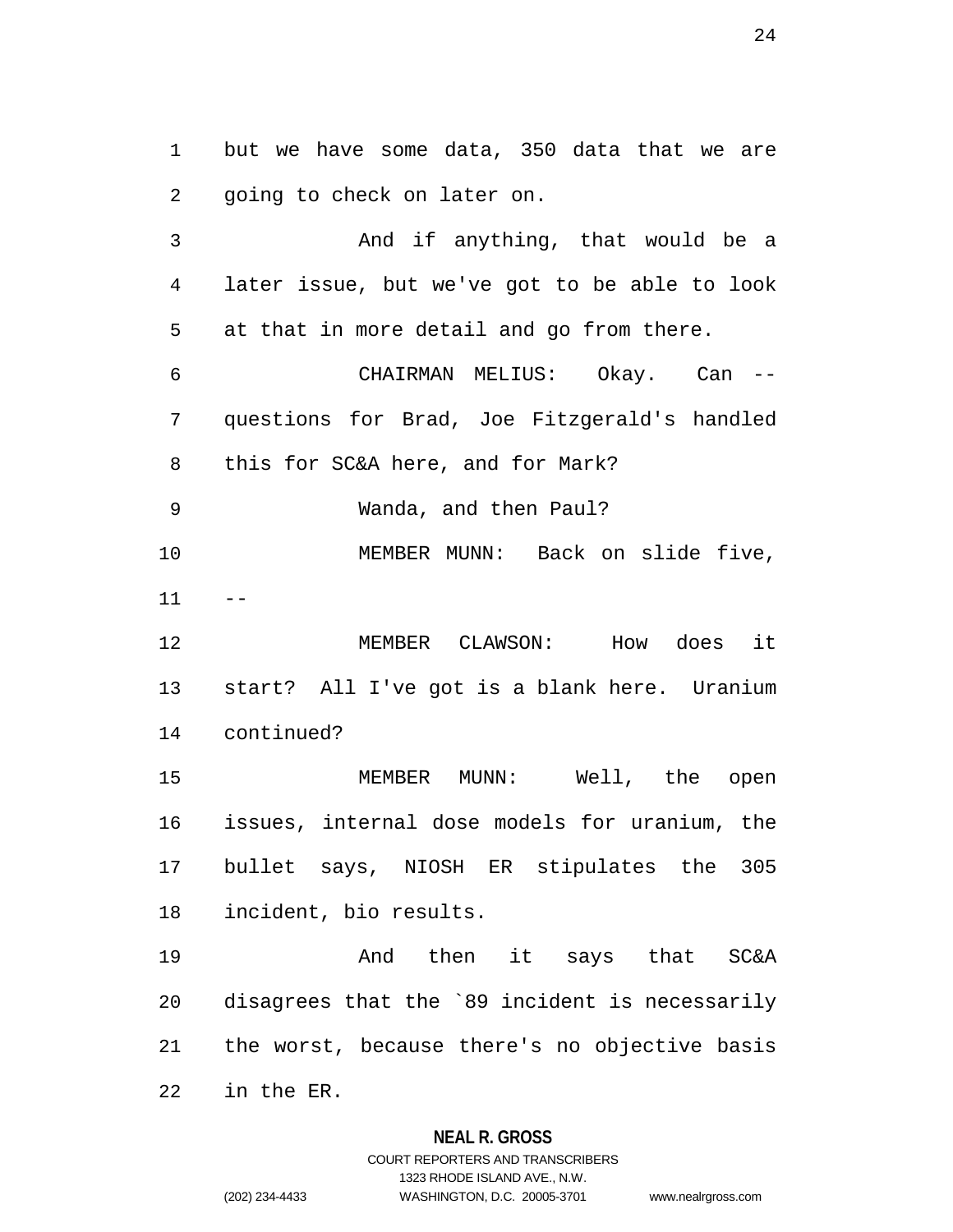but we have some data, 350 data that we are going to check on later on.

And if anything, that would be a later issue, but we've got to be able to look at that in more detail and go from there.

CHAIRMAN MELIUS: Okay. Can -- questions for Brad, Joe Fitzgerald's handled this for SC&A here, and for Mark?

Wanda, and then Paul?

MEMBER MUNN: Back on slide five, --

MEMBER CLAWSON: How does it start? All I've got is a blank here. Uranium continued?

MEMBER MUNN: Well, the open issues, internal dose models for uranium, the bullet says, NIOSH ER stipulates the 305 incident, bio results.

And then it says that SC&A disagrees that the `89 incident is necessarily the worst, because there's no objective basis in the ER.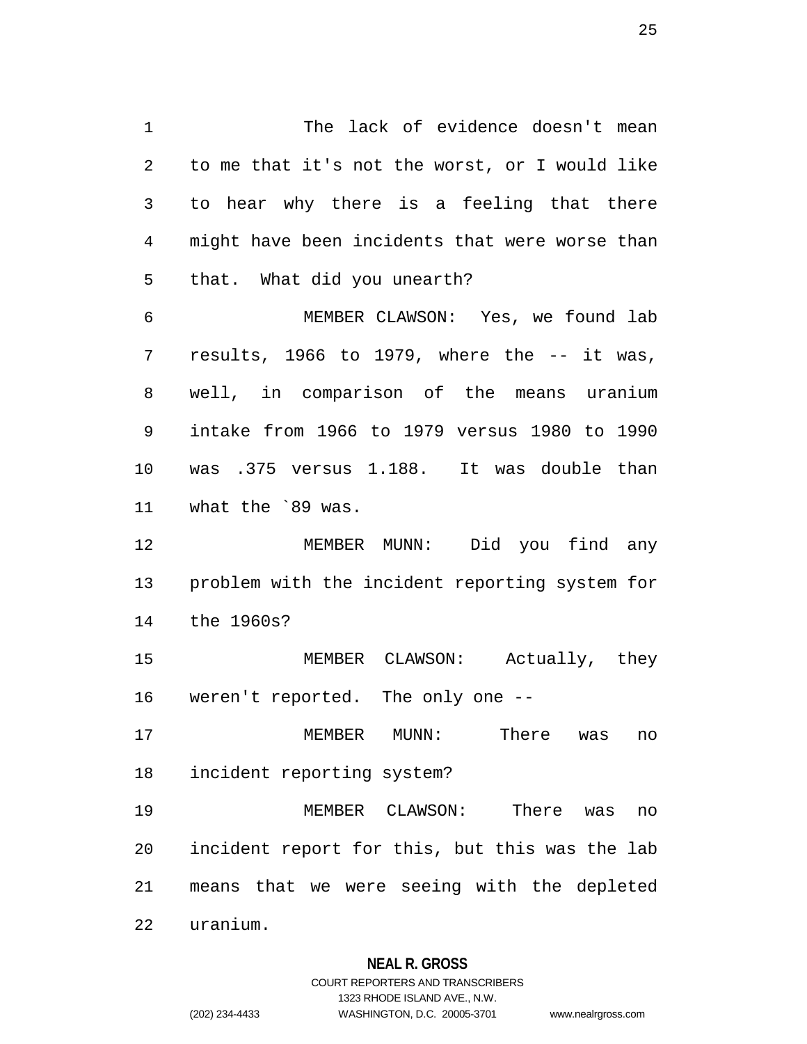The lack of evidence doesn't mean to me that it's not the worst, or I would like to hear why there is a feeling that there might have been incidents that were worse than that. What did you unearth?

MEMBER CLAWSON: Yes, we found lab results, 1966 to 1979, where the -- it was, well, in comparison of the means uranium intake from 1966 to 1979 versus 1980 to 1990 was .375 versus 1.188. It was double than what the `89 was.

MEMBER MUNN: Did you find any problem with the incident reporting system for the 1960s?

MEMBER CLAWSON: Actually, they weren't reported. The only one --

MEMBER MUNN: There was no incident reporting system?

MEMBER CLAWSON: There was no incident report for this, but this was the lab means that we were seeing with the depleted uranium.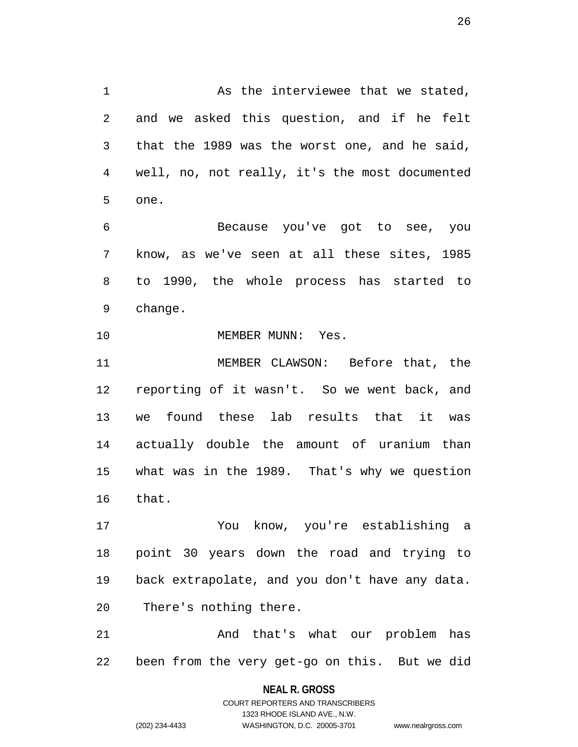As the interviewee that we stated, and we asked this question, and if he felt that the 1989 was the worst one, and he said, well, no, not really, it's the most documented one.

Because you've got to see, you know, as we've seen at all these sites, 1985 to 1990, the whole process has started to change.

MEMBER MUNN: Yes.

MEMBER CLAWSON: Before that, the reporting of it wasn't. So we went back, and we found these lab results that it was actually double the amount of uranium than what was in the 1989. That's why we question that.

You know, you're establishing a point 30 years down the road and trying to back extrapolate, and you don't have any data. There's nothing there.

And that's what our problem has been from the very get-go on this. But we did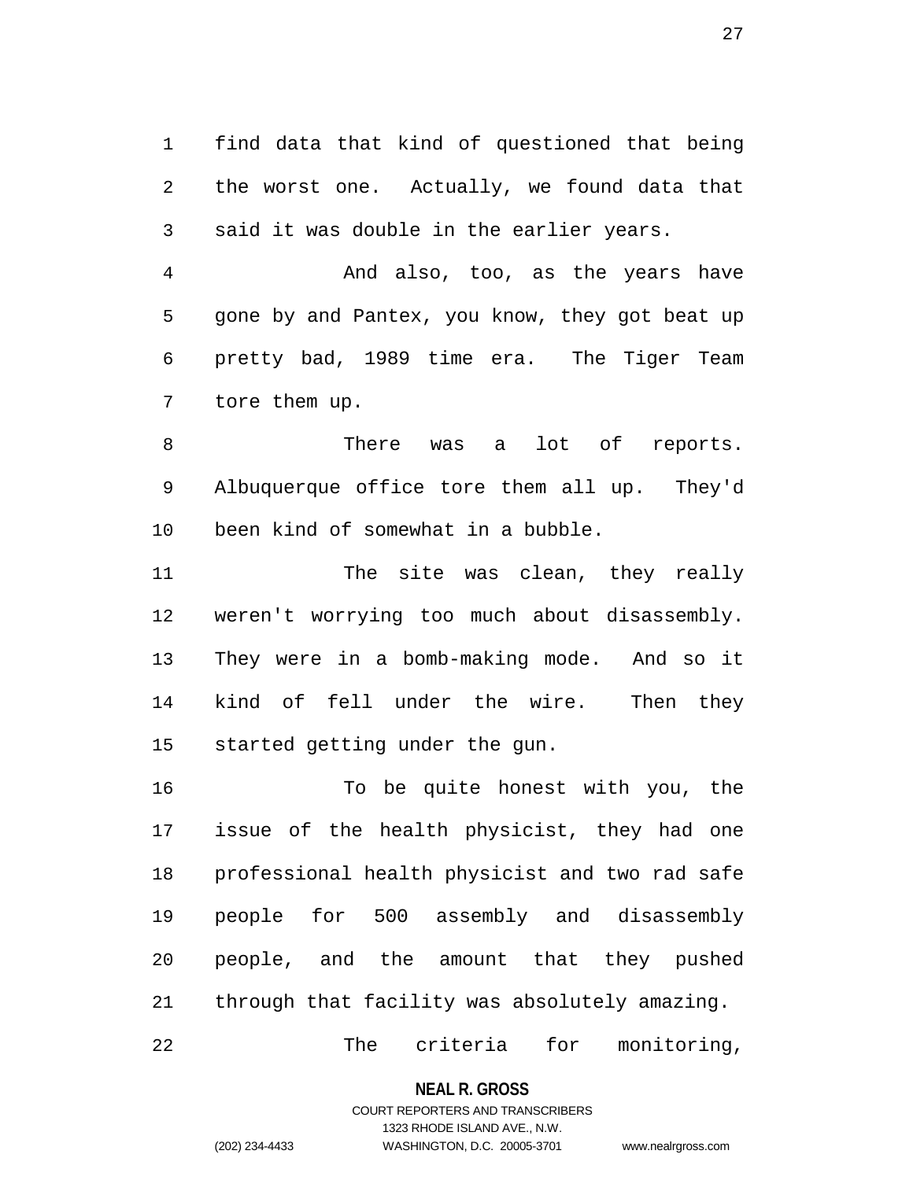find data that kind of questioned that being the worst one. Actually, we found data that said it was double in the earlier years.

And also, too, as the years have gone by and Pantex, you know, they got beat up pretty bad, 1989 time era. The Tiger Team tore them up.

There was a lot of reports. Albuquerque office tore them all up. They'd been kind of somewhat in a bubble.

The site was clean, they really weren't worrying too much about disassembly. They were in a bomb-making mode. And so it kind of fell under the wire. Then they started getting under the gun.

To be quite honest with you, the issue of the health physicist, they had one professional health physicist and two rad safe people for 500 assembly and disassembly people, and the amount that they pushed through that facility was absolutely amazing.

The criteria for monitoring,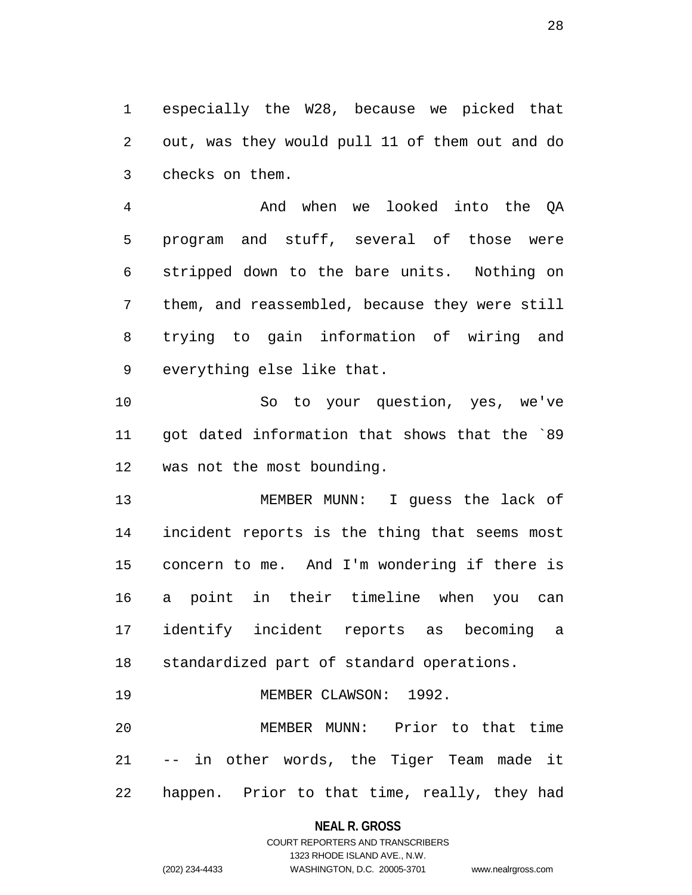especially the W28, because we picked that out, was they would pull 11 of them out and do checks on them.

And when we looked into the QA program and stuff, several of those were stripped down to the bare units. Nothing on them, and reassembled, because they were still trying to gain information of wiring and everything else like that.

So to your question, yes, we've got dated information that shows that the `89 was not the most bounding.

MEMBER MUNN: I guess the lack of incident reports is the thing that seems most concern to me. And I'm wondering if there is a point in their timeline when you can identify incident reports as becoming a standardized part of standard operations.

MEMBER CLAWSON: 1992.

MEMBER MUNN: Prior to that time -- in other words, the Tiger Team made it happen. Prior to that time, really, they had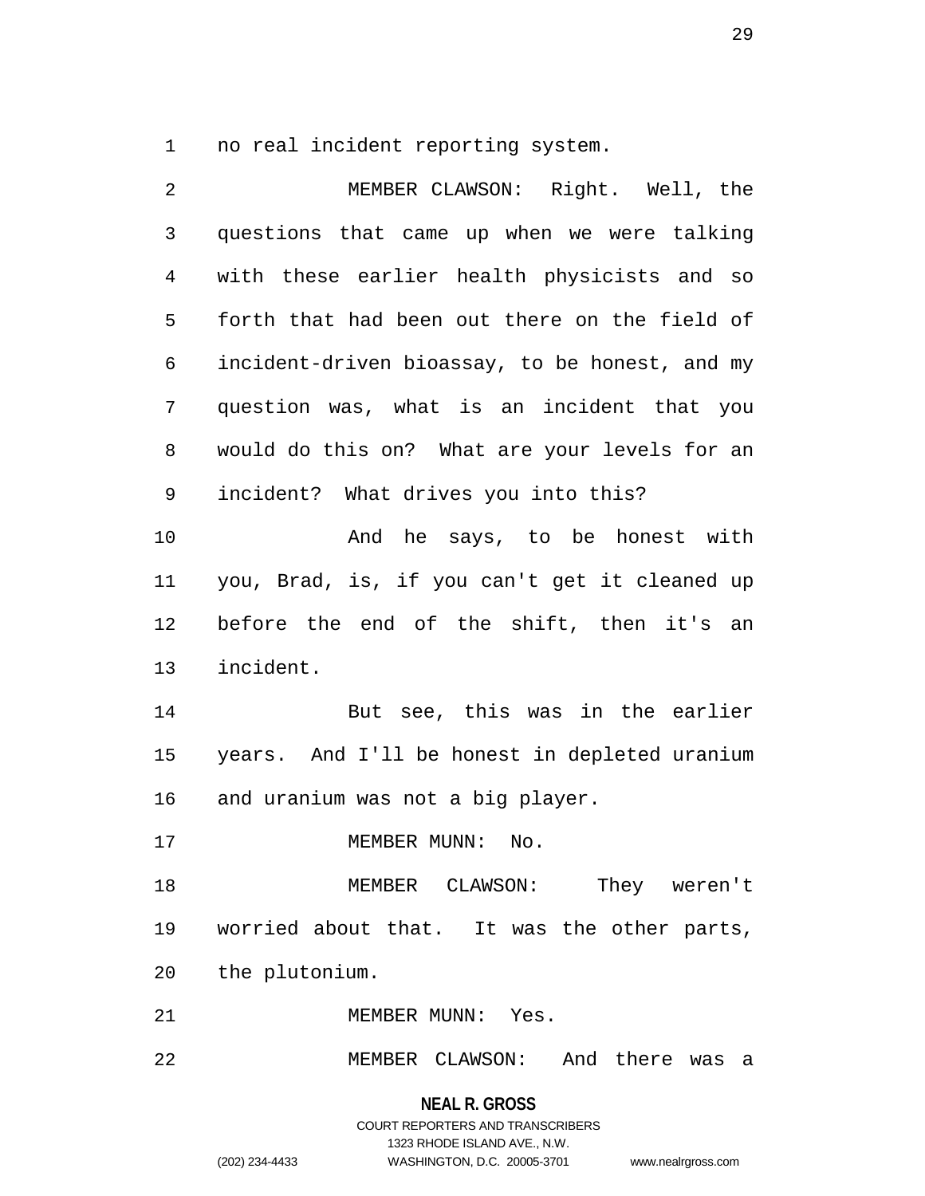no real incident reporting system.

MEMBER CLAWSON: Right. Well, the questions that came up when we were talking with these earlier health physicists and so forth that had been out there on the field of incident-driven bioassay, to be honest, and my question was, what is an incident that you would do this on? What are your levels for an incident? What drives you into this?

And he says, to be honest with you, Brad, is, if you can't get it cleaned up before the end of the shift, then it's an incident.

But see, this was in the earlier years. And I'll be honest in depleted uranium and uranium was not a big player.

MEMBER MUNN: No.

MEMBER CLAWSON: They weren't worried about that. It was the other parts, the plutonium.

MEMBER MUNN: Yes.

MEMBER CLAWSON: And there was a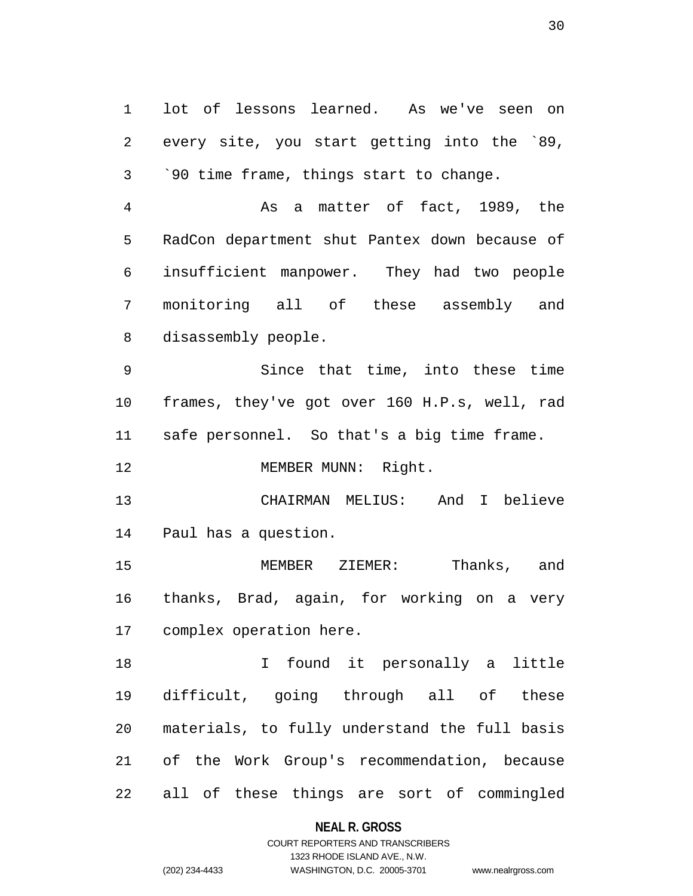lot of lessons learned. As we've seen on every site, you start getting into the `89, `90 time frame, things start to change.

As a matter of fact, 1989, the RadCon department shut Pantex down because of insufficient manpower. They had two people monitoring all of these assembly and disassembly people.

Since that time, into these time frames, they've got over 160 H.P.s, well, rad safe personnel. So that's a big time frame.

MEMBER MUNN: Right.

CHAIRMAN MELIUS: And I believe Paul has a question.

MEMBER ZIEMER: Thanks, and thanks, Brad, again, for working on a very complex operation here.

I found it personally a little difficult, going through all of these materials, to fully understand the full basis of the Work Group's recommendation, because all of these things are sort of commingled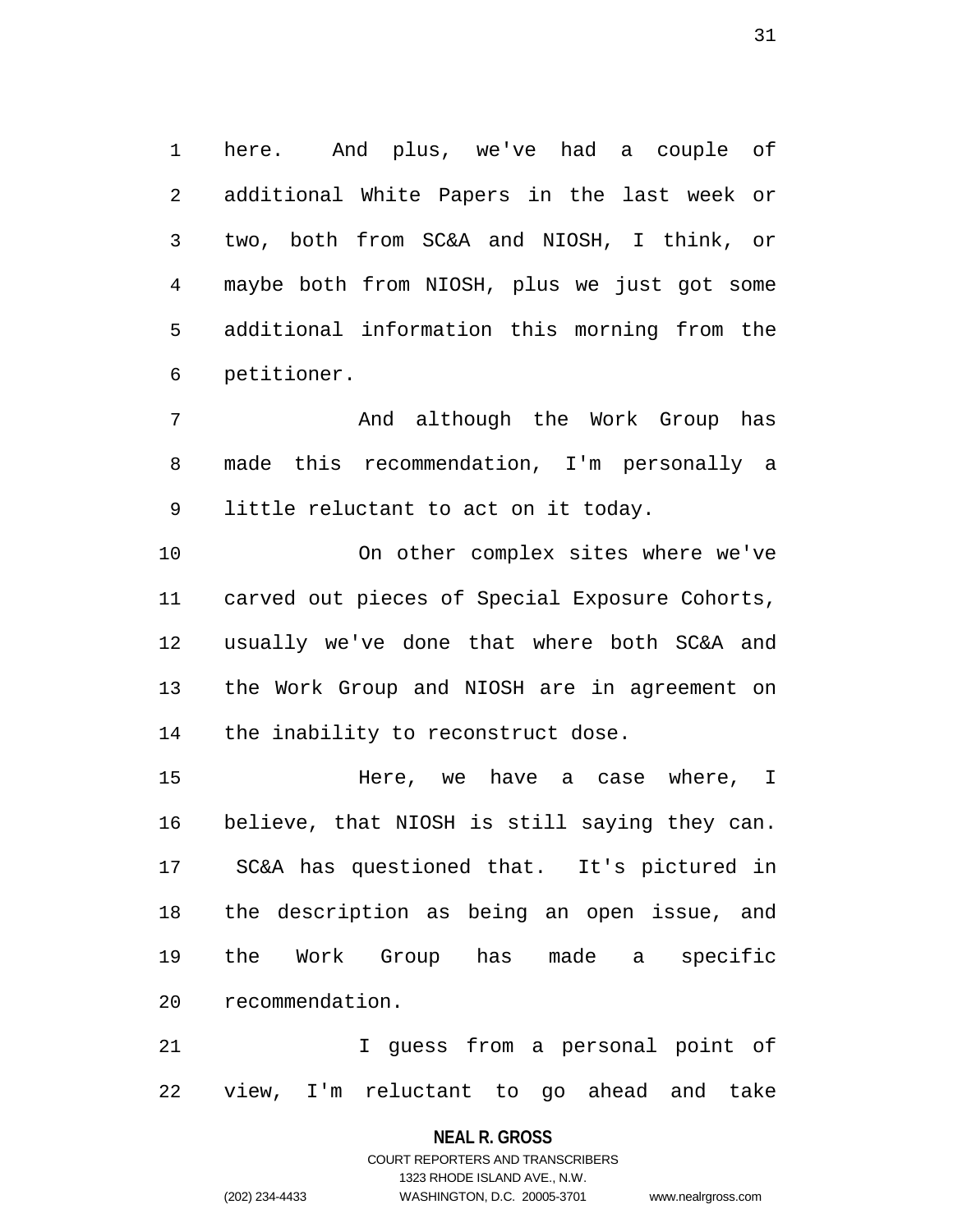here. And plus, we've had a couple of additional White Papers in the last week or two, both from SC&A and NIOSH, I think, or maybe both from NIOSH, plus we just got some additional information this morning from the petitioner.

And although the Work Group has made this recommendation, I'm personally a little reluctant to act on it today.

On other complex sites where we've carved out pieces of Special Exposure Cohorts, usually we've done that where both SC&A and the Work Group and NIOSH are in agreement on the inability to reconstruct dose.

Here, we have a case where, I believe, that NIOSH is still saying they can. SC&A has questioned that. It's pictured in the description as being an open issue, and the Work Group has made a specific recommendation.

I guess from a personal point of view, I'm reluctant to go ahead and take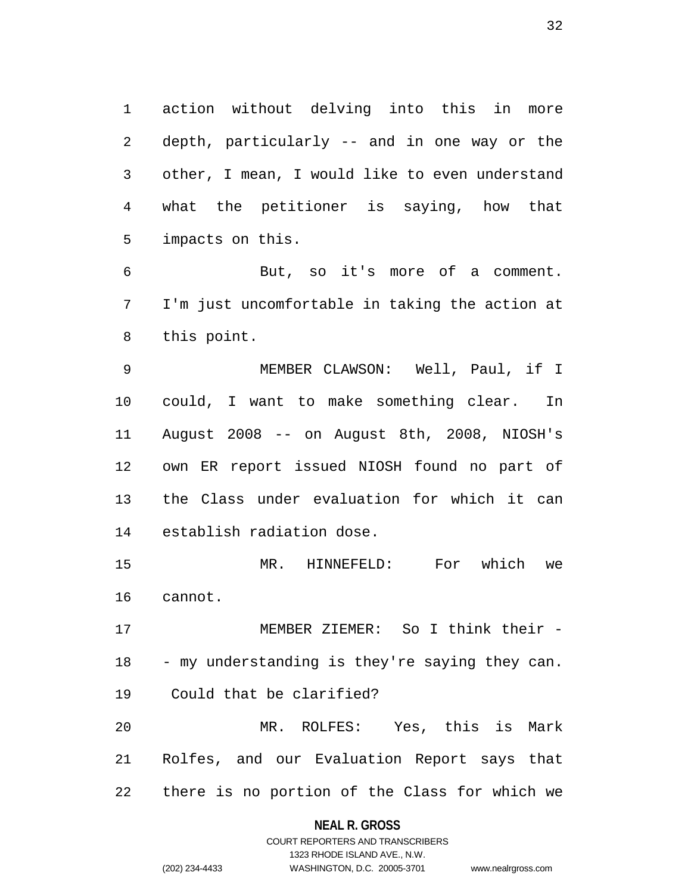action without delving into this in more depth, particularly -- and in one way or the other, I mean, I would like to even understand what the petitioner is saying, how that impacts on this.

But, so it's more of a comment. I'm just uncomfortable in taking the action at this point.

MEMBER CLAWSON: Well, Paul, if I could, I want to make something clear. In August 2008 -- on August 8th, 2008, NIOSH's own ER report issued NIOSH found no part of the Class under evaluation for which it can establish radiation dose.

MR. HINNEFELD: For which we cannot.

MEMBER ZIEMER: So I think their - - my understanding is they're saying they can. Could that be clarified?

MR. ROLFES: Yes, this is Mark Rolfes, and our Evaluation Report says that there is no portion of the Class for which we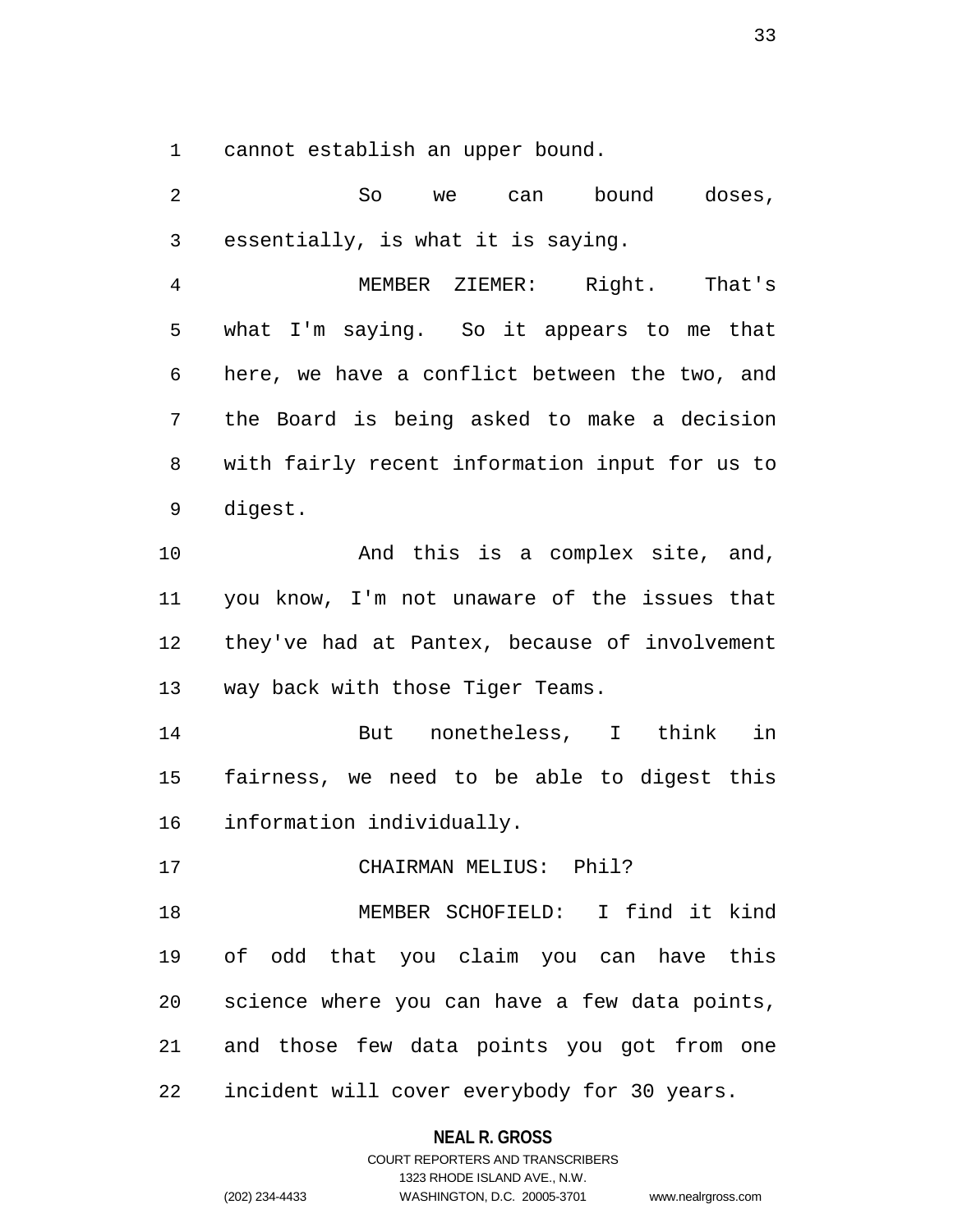cannot establish an upper bound.

So we can bound doses, essentially, is what it is saying.

MEMBER ZIEMER: Right. That's what I'm saying. So it appears to me that here, we have a conflict between the two, and the Board is being asked to make a decision with fairly recent information input for us to digest.

And this is a complex site, and, you know, I'm not unaware of the issues that they've had at Pantex, because of involvement way back with those Tiger Teams.

But nonetheless, I think in fairness, we need to be able to digest this information individually.

CHAIRMAN MELIUS: Phil?

MEMBER SCHOFIELD: I find it kind of odd that you claim you can have this science where you can have a few data points, and those few data points you got from one incident will cover everybody for 30 years.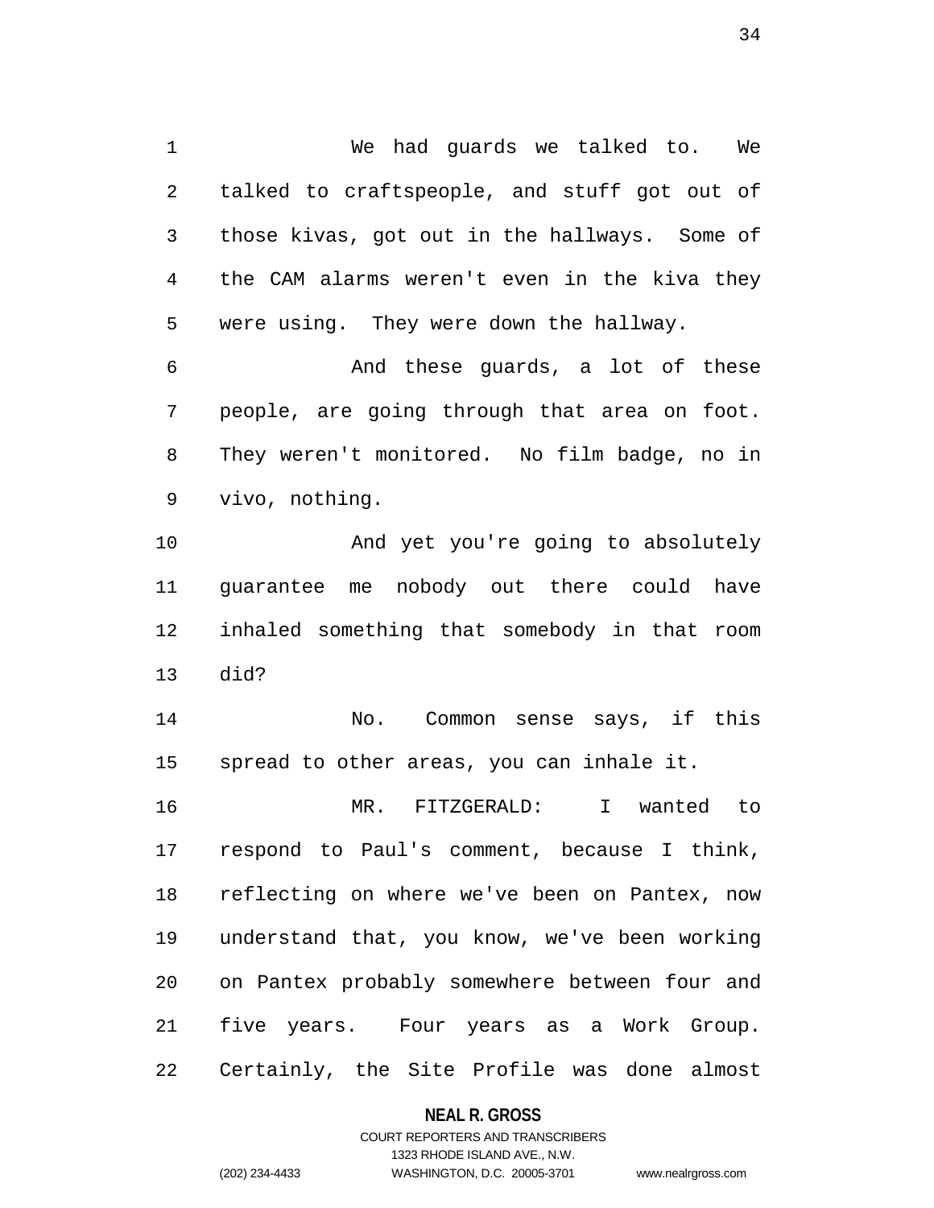We had guards we talked to. We talked to craftspeople, and stuff got out of those kivas, got out in the hallways. Some of the CAM alarms weren't even in the kiva they were using. They were down the hallway.

And these guards, a lot of these people, are going through that area on foot. They weren't monitored. No film badge, no in vivo, nothing.

And yet you're going to absolutely guarantee me nobody out there could have inhaled something that somebody in that room did?

No. Common sense says, if this spread to other areas, you can inhale it.

MR. FITZGERALD: I wanted to respond to Paul's comment, because I think, reflecting on where we've been on Pantex, now understand that, you know, we've been working on Pantex probably somewhere between four and five years. Four years as a Work Group. Certainly, the Site Profile was done almost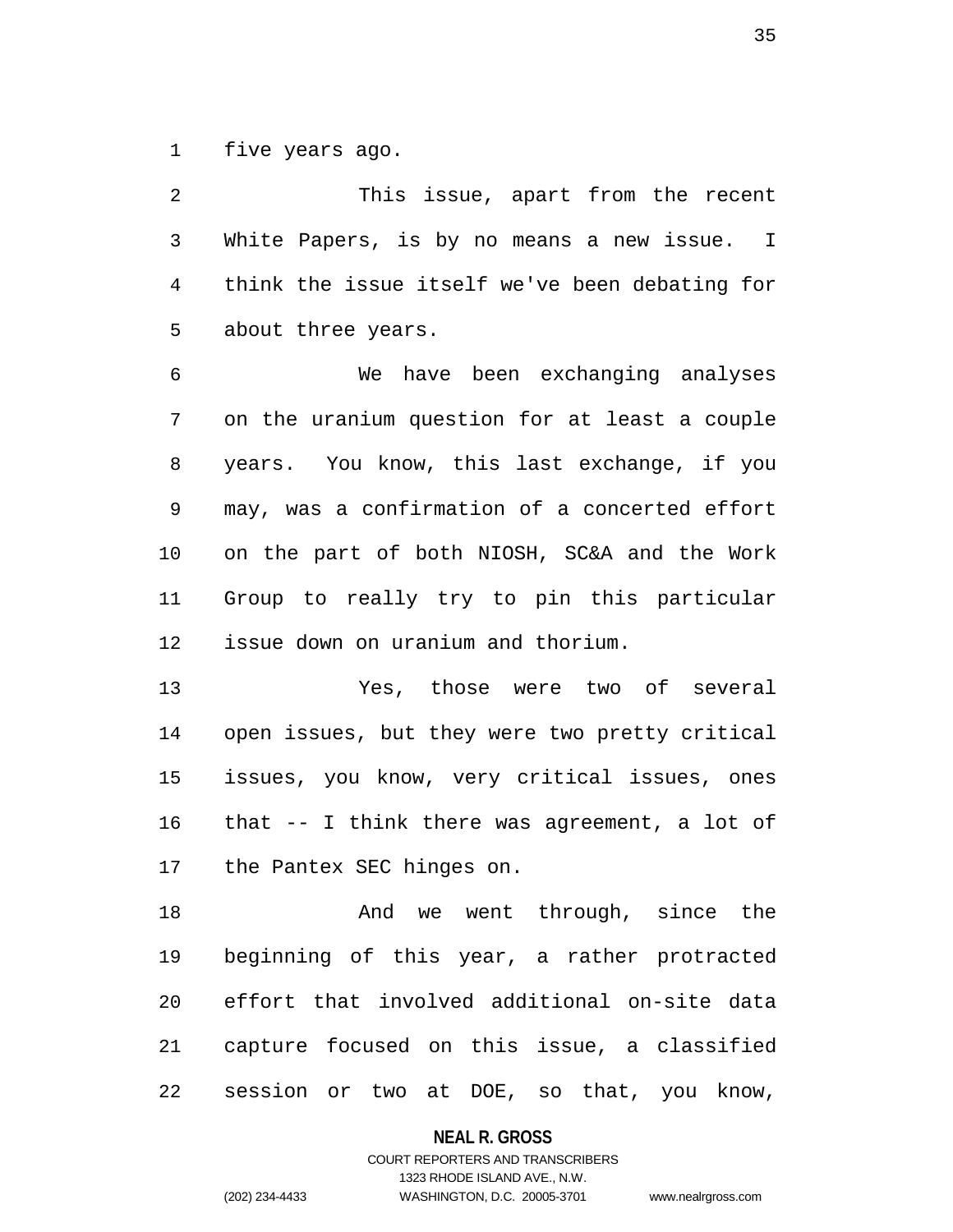five years ago.

This issue, apart from the recent White Papers, is by no means a new issue. I think the issue itself we've been debating for about three years.

We have been exchanging analyses on the uranium question for at least a couple years. You know, this last exchange, if you may, was a confirmation of a concerted effort on the part of both NIOSH, SC&A and the Work Group to really try to pin this particular issue down on uranium and thorium.

Yes, those were two of several open issues, but they were two pretty critical issues, you know, very critical issues, ones that -- I think there was agreement, a lot of the Pantex SEC hinges on.

And we went through, since the beginning of this year, a rather protracted effort that involved additional on-site data capture focused on this issue, a classified session or two at DOE, so that, you know,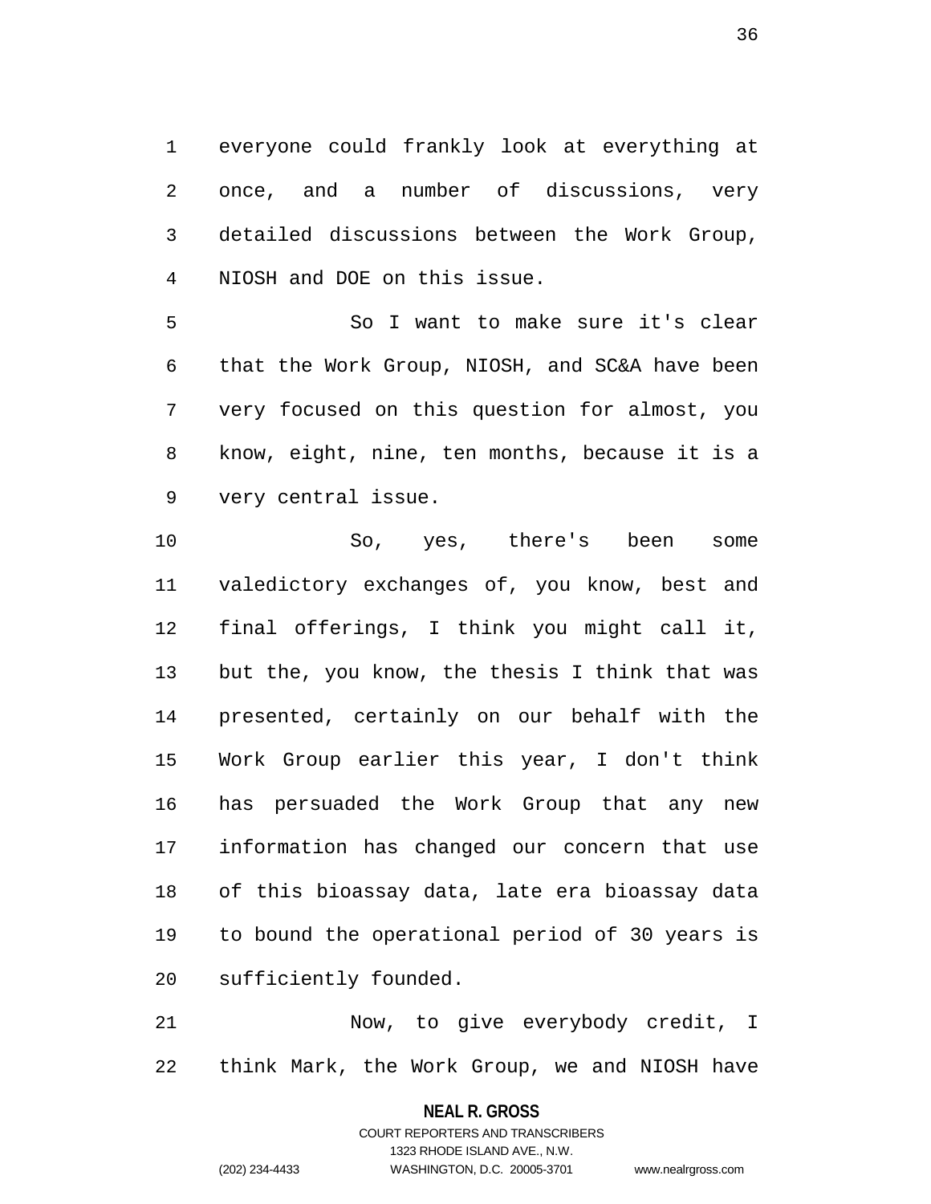everyone could frankly look at everything at once, and a number of discussions, very detailed discussions between the Work Group, NIOSH and DOE on this issue.

So I want to make sure it's clear that the Work Group, NIOSH, and SC&A have been very focused on this question for almost, you know, eight, nine, ten months, because it is a very central issue.

So, yes, there's been some valedictory exchanges of, you know, best and final offerings, I think you might call it, but the, you know, the thesis I think that was presented, certainly on our behalf with the Work Group earlier this year, I don't think has persuaded the Work Group that any new information has changed our concern that use of this bioassay data, late era bioassay data to bound the operational period of 30 years is sufficiently founded.

Now, to give everybody credit, I think Mark, the Work Group, we and NIOSH have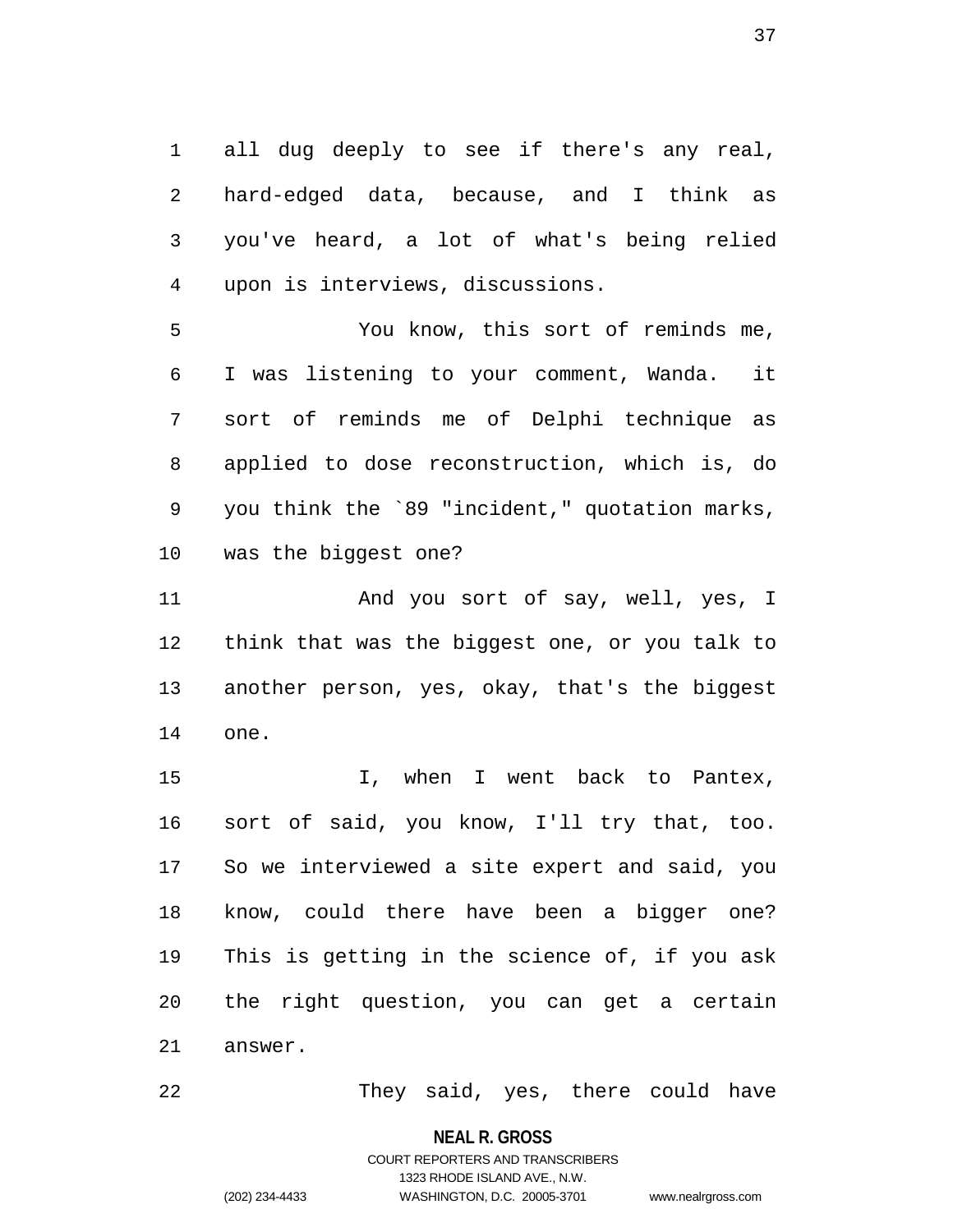all dug deeply to see if there's any real, hard-edged data, because, and I think as you've heard, a lot of what's being relied upon is interviews, discussions.

You know, this sort of reminds me, I was listening to your comment, Wanda. it sort of reminds me of Delphi technique as applied to dose reconstruction, which is, do you think the `89 "incident," quotation marks, was the biggest one?

And you sort of say, well, yes, I think that was the biggest one, or you talk to another person, yes, okay, that's the biggest one.

I, when I went back to Pantex, sort of said, you know, I'll try that, too. So we interviewed a site expert and said, you know, could there have been a bigger one? This is getting in the science of, if you ask the right question, you can get a certain answer.

They said, yes, there could have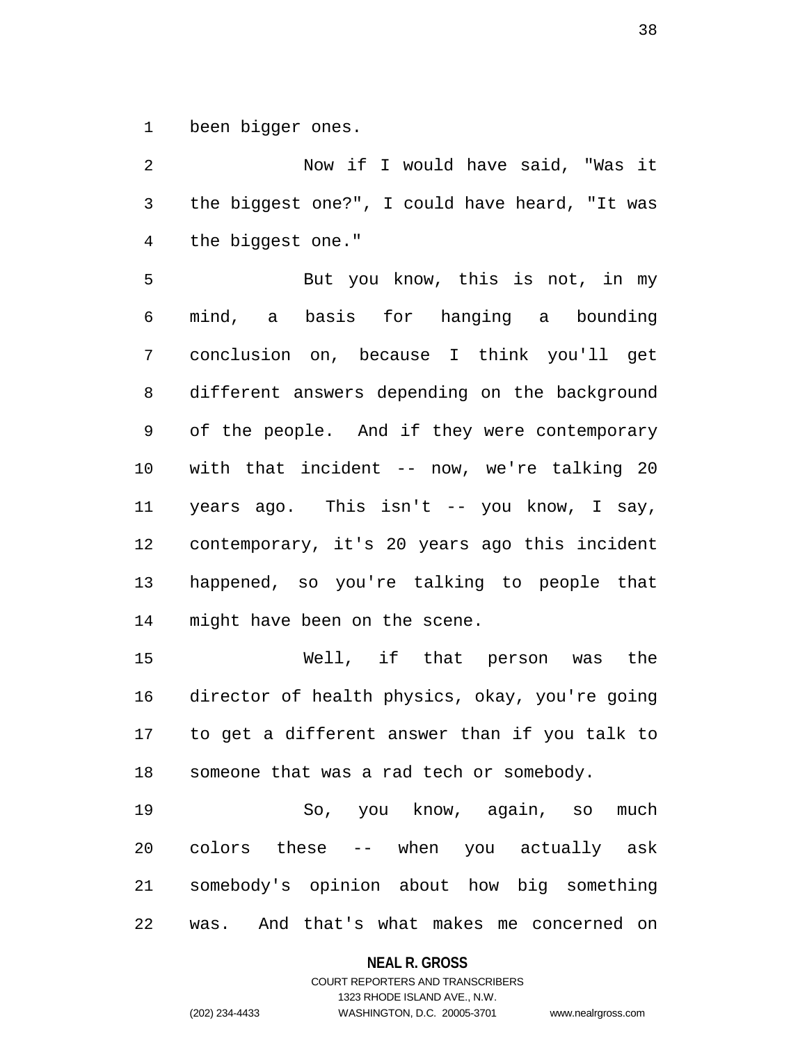been bigger ones.

Now if I would have said, "Was it the biggest one?", I could have heard, "It was the biggest one."

But you know, this is not, in my mind, a basis for hanging a bounding conclusion on, because I think you'll get different answers depending on the background of the people. And if they were contemporary with that incident -- now, we're talking 20 years ago. This isn't -- you know, I say, contemporary, it's 20 years ago this incident happened, so you're talking to people that might have been on the scene.

Well, if that person was the director of health physics, okay, you're going to get a different answer than if you talk to someone that was a rad tech or somebody.

So, you know, again, so much colors these -- when you actually ask somebody's opinion about how big something was. And that's what makes me concerned on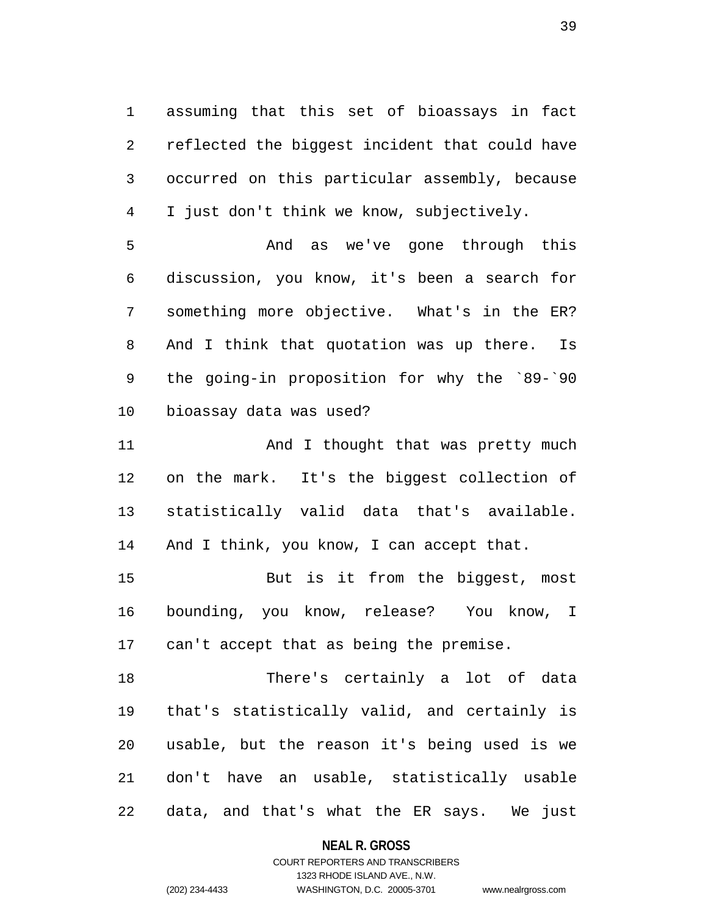assuming that this set of bioassays in fact reflected the biggest incident that could have occurred on this particular assembly, because I just don't think we know, subjectively.

And as we've gone through this discussion, you know, it's been a search for something more objective. What's in the ER? And I think that quotation was up there. Is the going-in proposition for why the `89-`90 bioassay data was used?

And I thought that was pretty much on the mark. It's the biggest collection of statistically valid data that's available. And I think, you know, I can accept that.

But is it from the biggest, most bounding, you know, release? You know, I can't accept that as being the premise.

There's certainly a lot of data that's statistically valid, and certainly is usable, but the reason it's being used is we don't have an usable, statistically usable data, and that's what the ER says. We just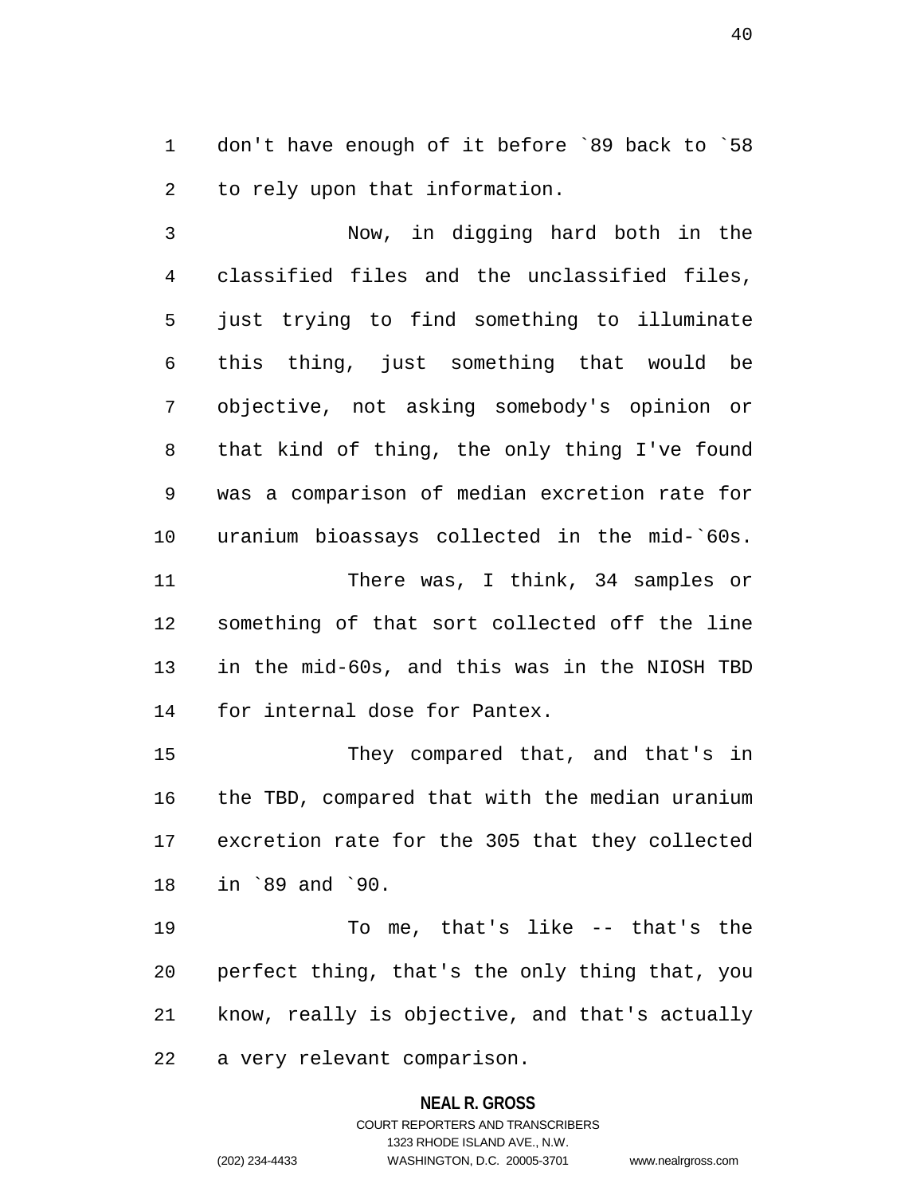don't have enough of it before `89 back to `58 to rely upon that information.

Now, in digging hard both in the classified files and the unclassified files, just trying to find something to illuminate this thing, just something that would be objective, not asking somebody's opinion or that kind of thing, the only thing I've found was a comparison of median excretion rate for uranium bioassays collected in the mid-`60s.

There was, I think, 34 samples or something of that sort collected off the line in the mid-60s, and this was in the NIOSH TBD for internal dose for Pantex.

They compared that, and that's in the TBD, compared that with the median uranium excretion rate for the 305 that they collected in `89 and `90.

To me, that's like -- that's the perfect thing, that's the only thing that, you know, really is objective, and that's actually a very relevant comparison.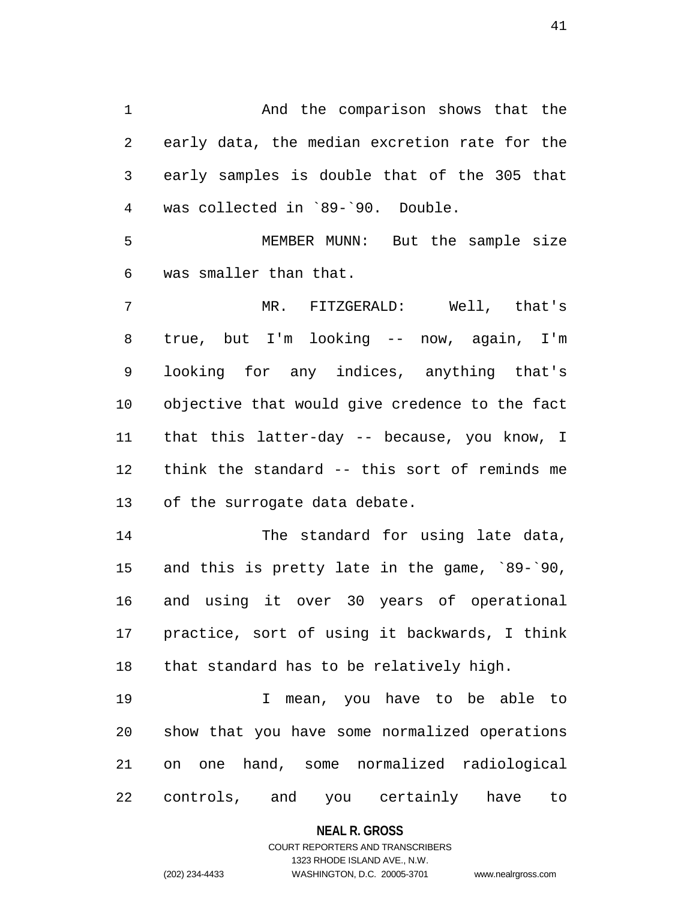And the comparison shows that the early data, the median excretion rate for the early samples is double that of the 305 that was collected in `89-`90. Double.

MEMBER MUNN: But the sample size was smaller than that.

MR. FITZGERALD: Well, that's true, but I'm looking -- now, again, I'm looking for any indices, anything that's objective that would give credence to the fact that this latter-day -- because, you know, I think the standard -- this sort of reminds me of the surrogate data debate.

The standard for using late data, and this is pretty late in the game, `89-`90, and using it over 30 years of operational practice, sort of using it backwards, I think that standard has to be relatively high.

I mean, you have to be able to show that you have some normalized operations on one hand, some normalized radiological controls, and you certainly have to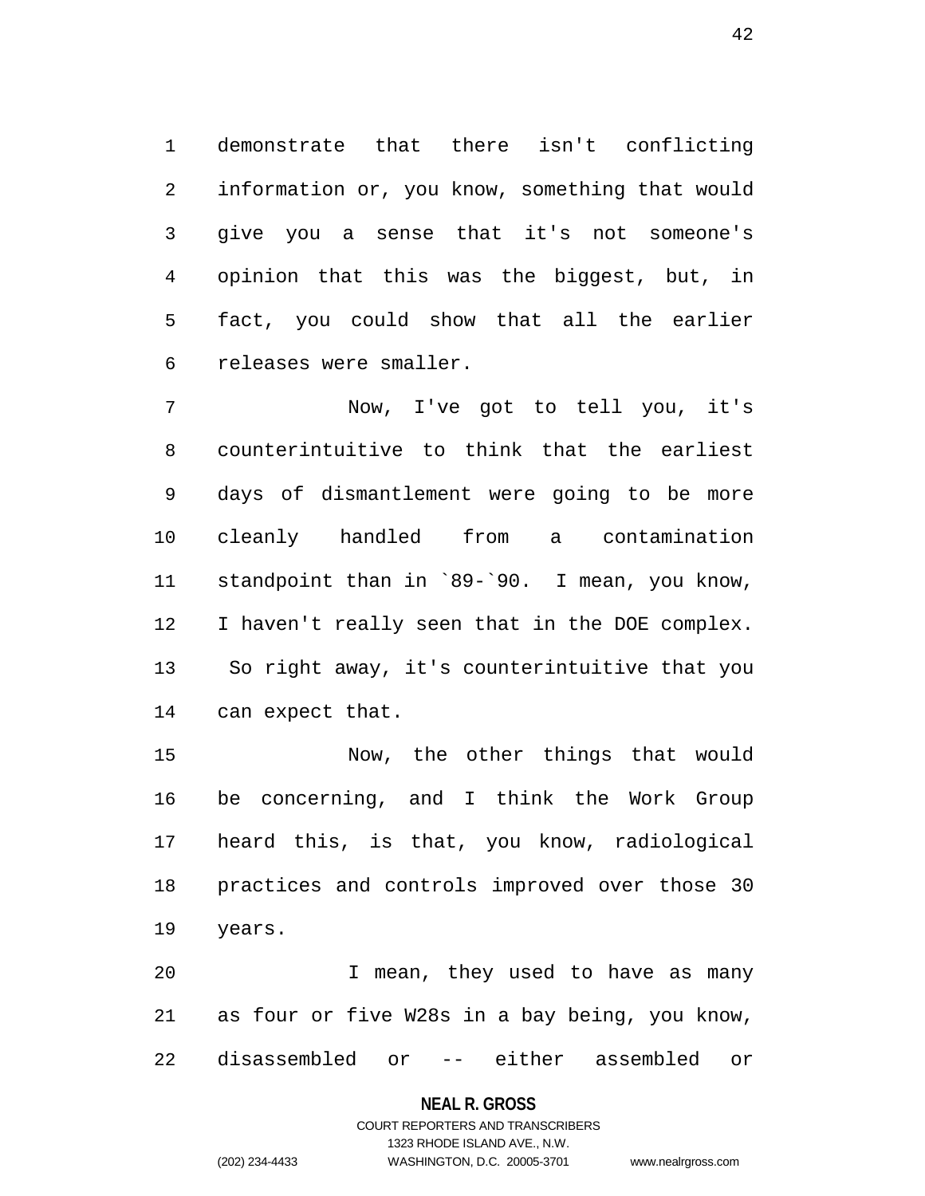demonstrate that there isn't conflicting information or, you know, something that would give you a sense that it's not someone's opinion that this was the biggest, but, in fact, you could show that all the earlier releases were smaller.

Now, I've got to tell you, it's counterintuitive to think that the earliest days of dismantlement were going to be more cleanly handled from a contamination standpoint than in `89-`90. I mean, you know, I haven't really seen that in the DOE complex. So right away, it's counterintuitive that you can expect that.

Now, the other things that would be concerning, and I think the Work Group heard this, is that, you know, radiological practices and controls improved over those 30 years.

I mean, they used to have as many as four or five W28s in a bay being, you know, disassembled or -- either assembled or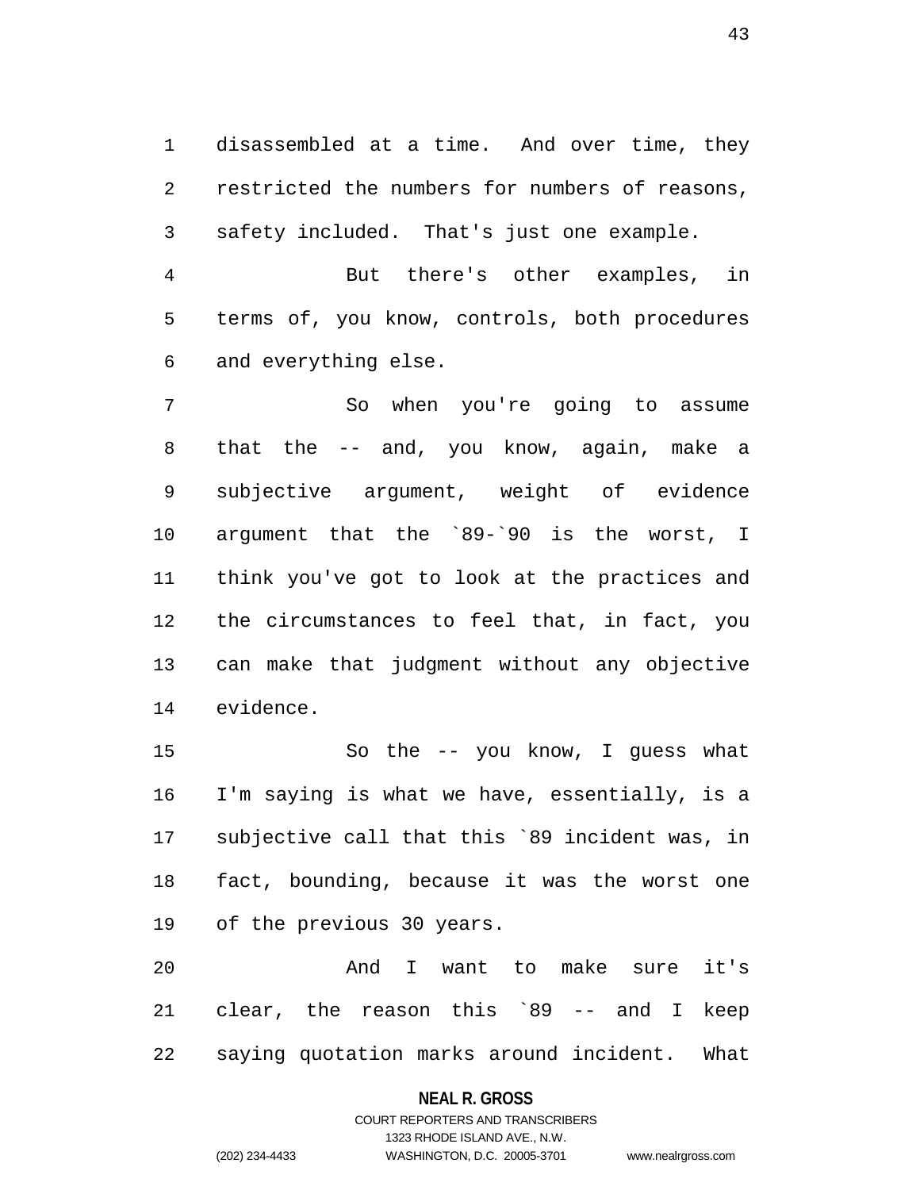disassembled at a time. And over time, they restricted the numbers for numbers of reasons, safety included. That's just one example.

But there's other examples, in terms of, you know, controls, both procedures and everything else.

So when you're going to assume that the -- and, you know, again, make a subjective argument, weight of evidence argument that the `89-`90 is the worst, I think you've got to look at the practices and the circumstances to feel that, in fact, you can make that judgment without any objective evidence.

So the -- you know, I guess what I'm saying is what we have, essentially, is a subjective call that this `89 incident was, in fact, bounding, because it was the worst one of the previous 30 years.

And I want to make sure it's clear, the reason this `89 -- and I keep saying quotation marks around incident. What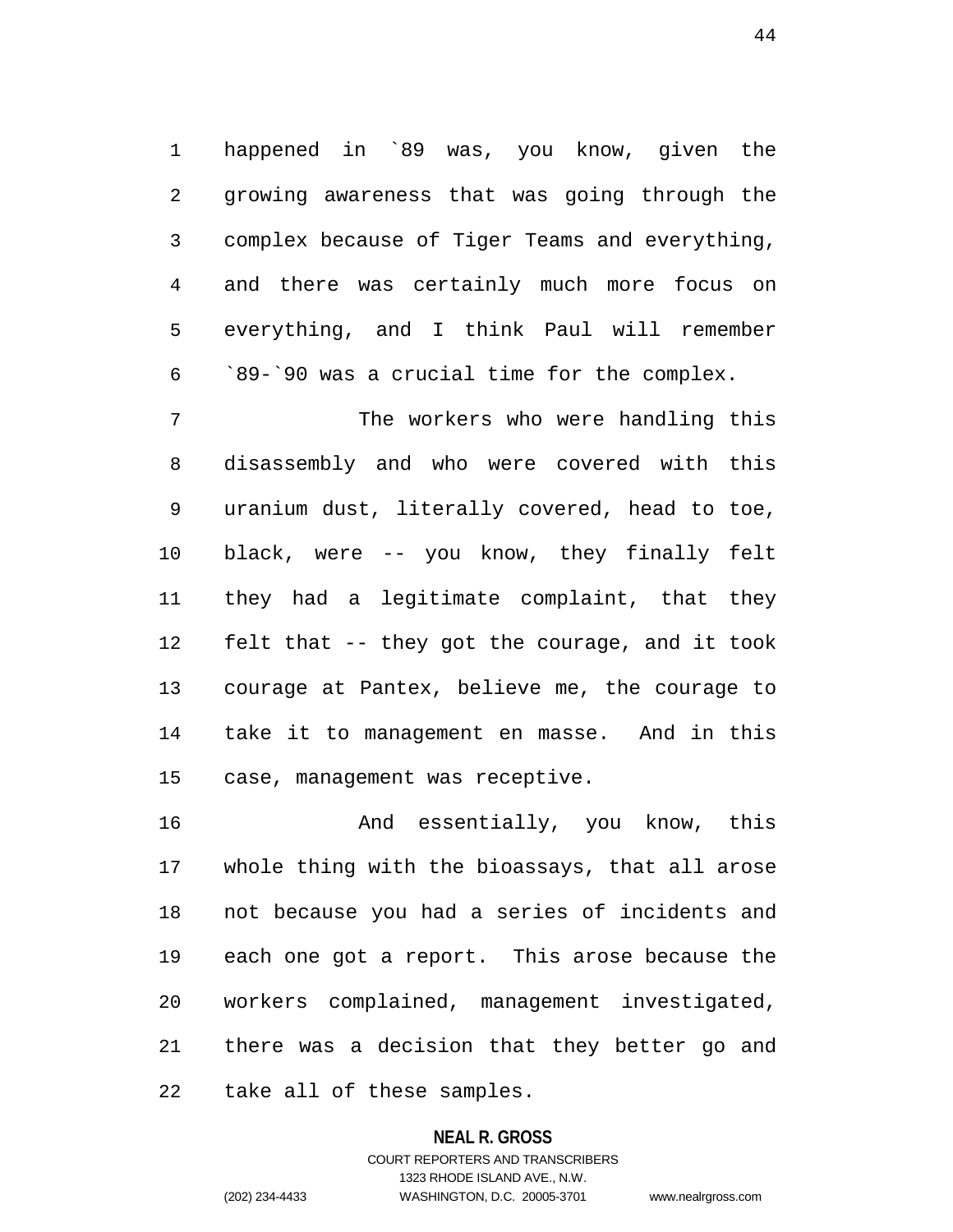happened in `89 was, you know, given the growing awareness that was going through the complex because of Tiger Teams and everything, and there was certainly much more focus on everything, and I think Paul will remember `89-`90 was a crucial time for the complex.

The workers who were handling this disassembly and who were covered with this uranium dust, literally covered, head to toe, black, were -- you know, they finally felt they had a legitimate complaint, that they felt that -- they got the courage, and it took courage at Pantex, believe me, the courage to take it to management en masse. And in this case, management was receptive.

And essentially, you know, this whole thing with the bioassays, that all arose not because you had a series of incidents and each one got a report. This arose because the workers complained, management investigated, there was a decision that they better go and take all of these samples.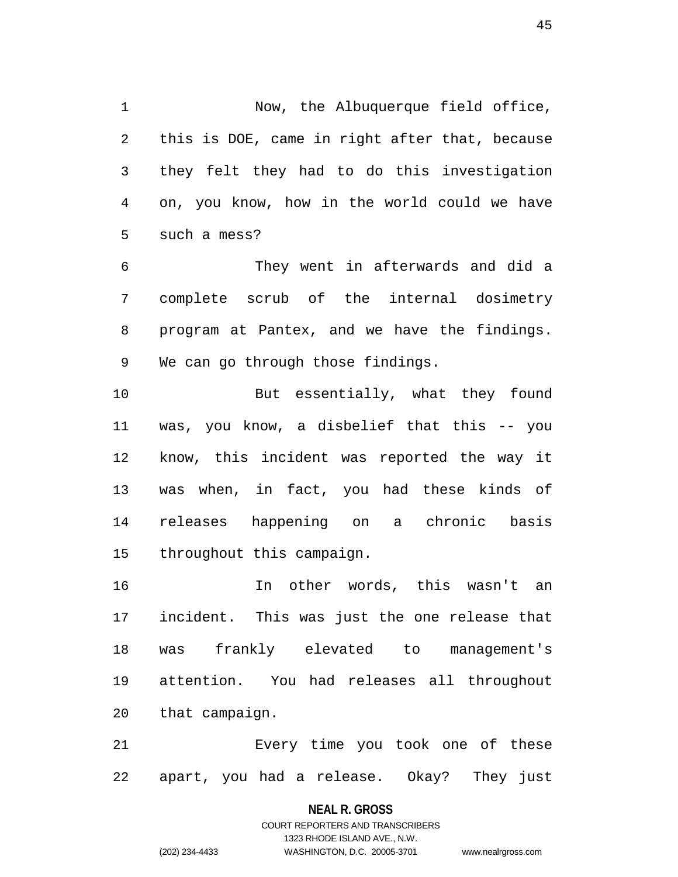Now, the Albuquerque field office, this is DOE, came in right after that, because they felt they had to do this investigation on, you know, how in the world could we have such a mess?

They went in afterwards and did a complete scrub of the internal dosimetry program at Pantex, and we have the findings. We can go through those findings.

But essentially, what they found was, you know, a disbelief that this -- you know, this incident was reported the way it was when, in fact, you had these kinds of releases happening on a chronic basis throughout this campaign.

In other words, this wasn't an incident. This was just the one release that was frankly elevated to management's attention. You had releases all throughout that campaign.

Every time you took one of these apart, you had a release. Okay? They just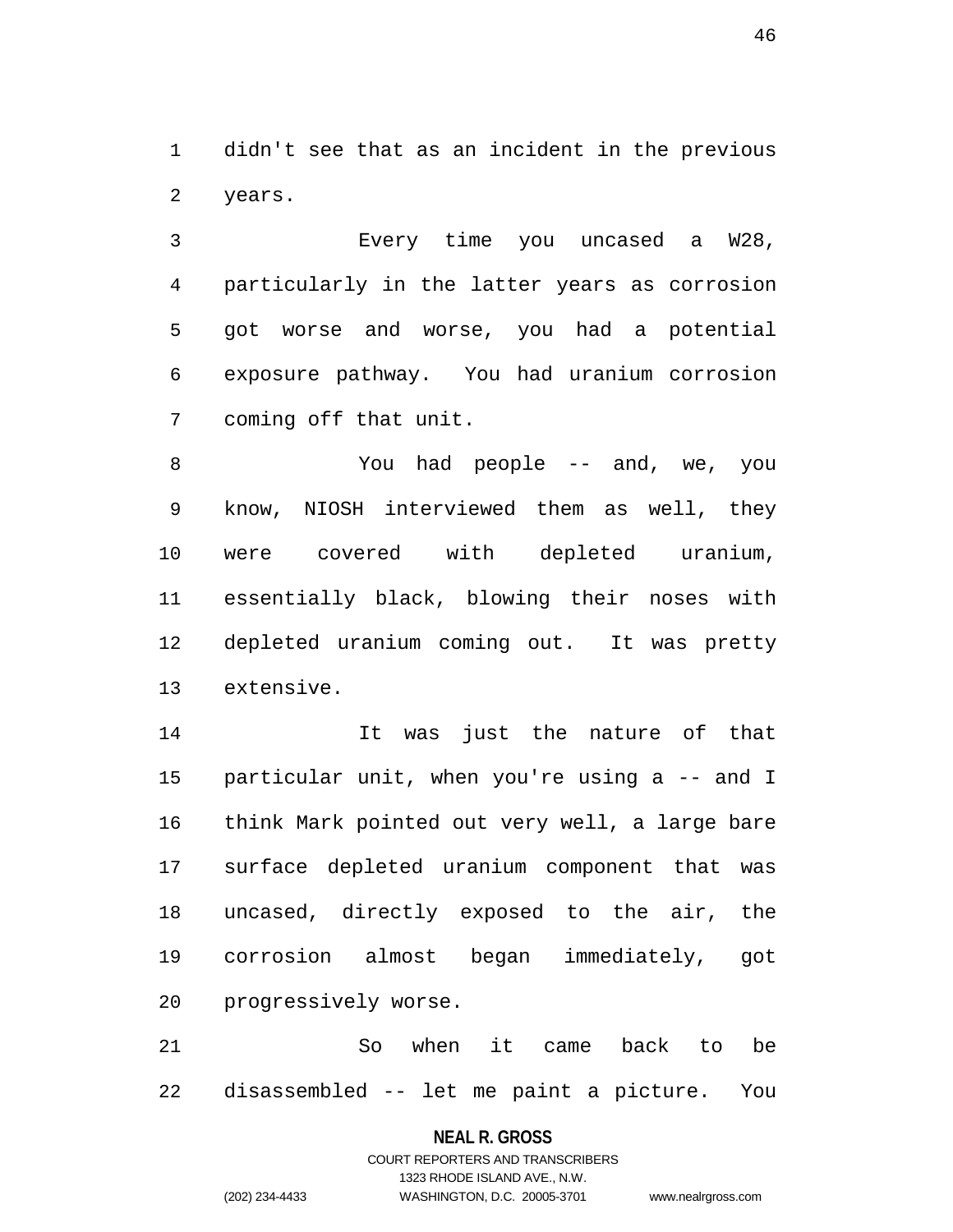didn't see that as an incident in the previous years.

Every time you uncased a W28, particularly in the latter years as corrosion got worse and worse, you had a potential exposure pathway. You had uranium corrosion coming off that unit.

You had people -- and, we, you know, NIOSH interviewed them as well, they were covered with depleted uranium, essentially black, blowing their noses with depleted uranium coming out. It was pretty extensive.

It was just the nature of that particular unit, when you're using a -- and I think Mark pointed out very well, a large bare surface depleted uranium component that was uncased, directly exposed to the air, the corrosion almost began immediately, got progressively worse.

So when it came back to be disassembled -- let me paint a picture. You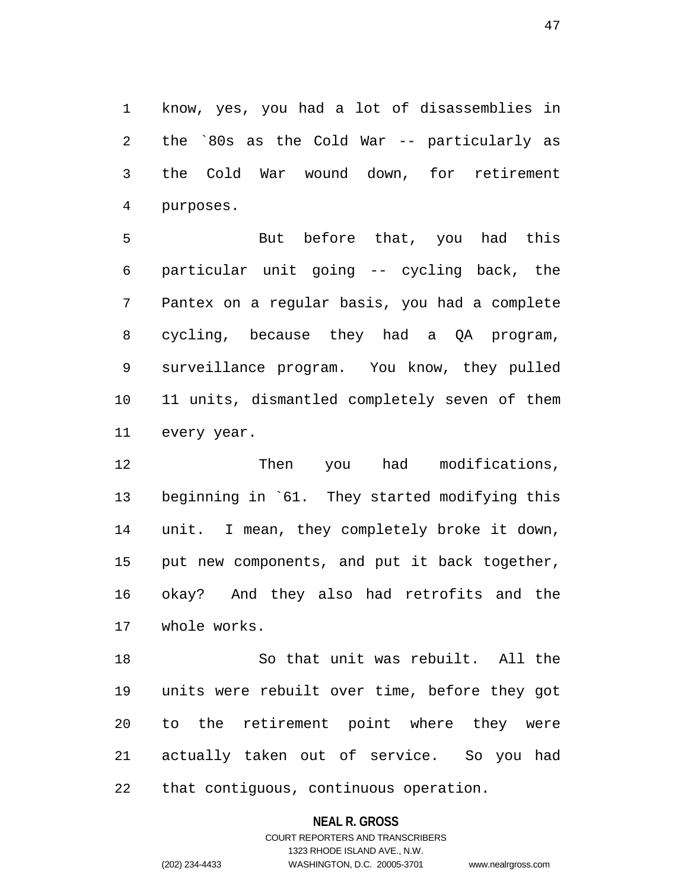know, yes, you had a lot of disassemblies in the `80s as the Cold War -- particularly as the Cold War wound down, for retirement purposes.

But before that, you had this particular unit going -- cycling back, the Pantex on a regular basis, you had a complete cycling, because they had a QA program, surveillance program. You know, they pulled 11 units, dismantled completely seven of them every year.

Then you had modifications, beginning in `61. They started modifying this unit. I mean, they completely broke it down, put new components, and put it back together, okay? And they also had retrofits and the whole works.

So that unit was rebuilt. All the units were rebuilt over time, before they got to the retirement point where they were actually taken out of service. So you had that contiguous, continuous operation.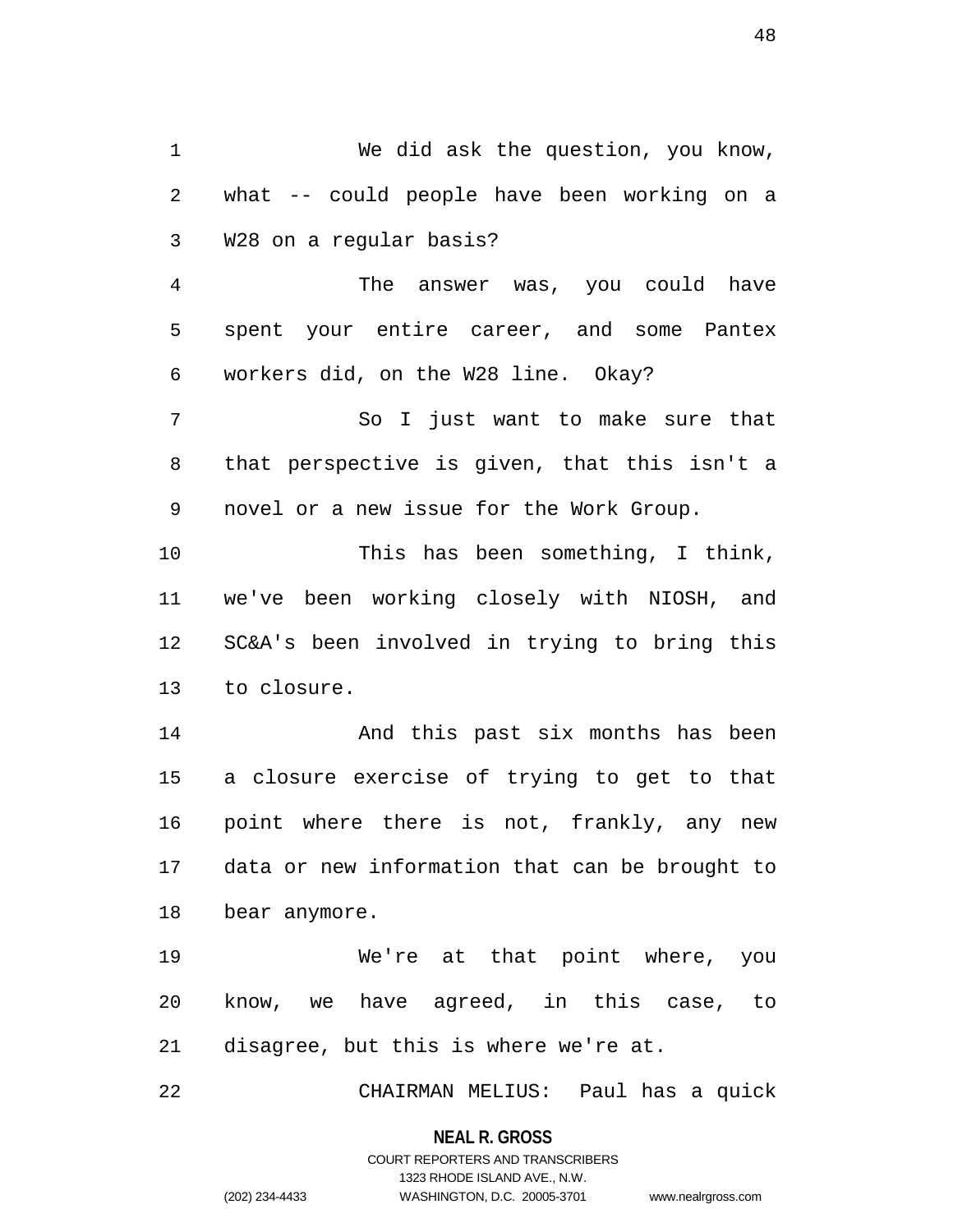We did ask the question, you know, what -- could people have been working on a W28 on a regular basis?

The answer was, you could have spent your entire career, and some Pantex workers did, on the W28 line. Okay?

So I just want to make sure that that perspective is given, that this isn't a novel or a new issue for the Work Group.

This has been something, I think, we've been working closely with NIOSH, and SC&A's been involved in trying to bring this to closure.

And this past six months has been a closure exercise of trying to get to that point where there is not, frankly, any new data or new information that can be brought to bear anymore.

We're at that point where, you know, we have agreed, in this case, to disagree, but this is where we're at.

CHAIRMAN MELIUS: Paul has a quick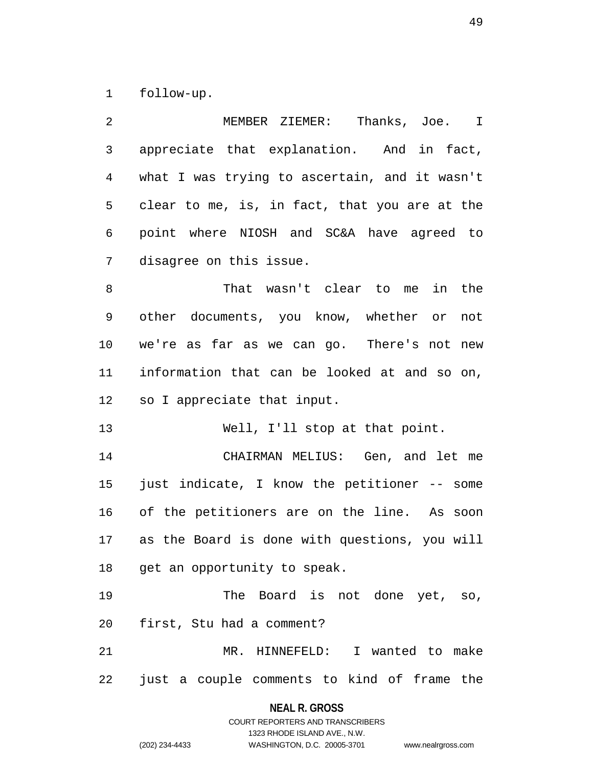follow-up.

MEMBER ZIEMER: Thanks, Joe. I appreciate that explanation. And in fact, what I was trying to ascertain, and it wasn't clear to me, is, in fact, that you are at the point where NIOSH and SC&A have agreed to disagree on this issue.

That wasn't clear to me in the other documents, you know, whether or not we're as far as we can go. There's not new information that can be looked at and so on, so I appreciate that input.

Well, I'll stop at that point.

CHAIRMAN MELIUS: Gen, and let me just indicate, I know the petitioner -- some of the petitioners are on the line. As soon as the Board is done with questions, you will get an opportunity to speak.

The Board is not done yet, so, first, Stu had a comment?

MR. HINNEFELD: I wanted to make just a couple comments to kind of frame the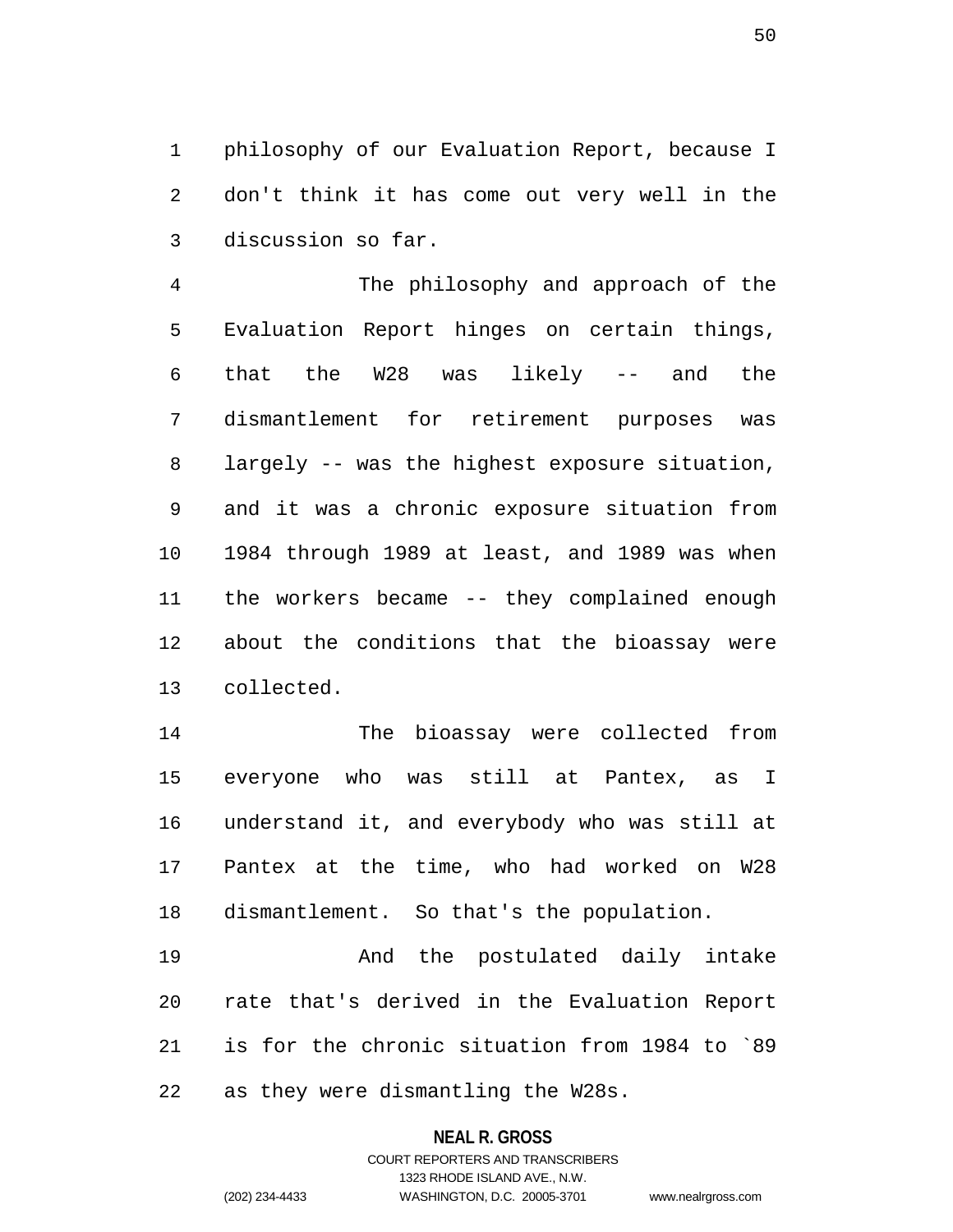philosophy of our Evaluation Report, because I don't think it has come out very well in the discussion so far.

The philosophy and approach of the Evaluation Report hinges on certain things, that the W28 was likely -- and the dismantlement for retirement purposes was largely -- was the highest exposure situation, and it was a chronic exposure situation from 1984 through 1989 at least, and 1989 was when the workers became -- they complained enough about the conditions that the bioassay were collected.

The bioassay were collected from everyone who was still at Pantex, as I understand it, and everybody who was still at Pantex at the time, who had worked on W28 dismantlement. So that's the population.

And the postulated daily intake rate that's derived in the Evaluation Report is for the chronic situation from 1984 to `89 as they were dismantling the W28s.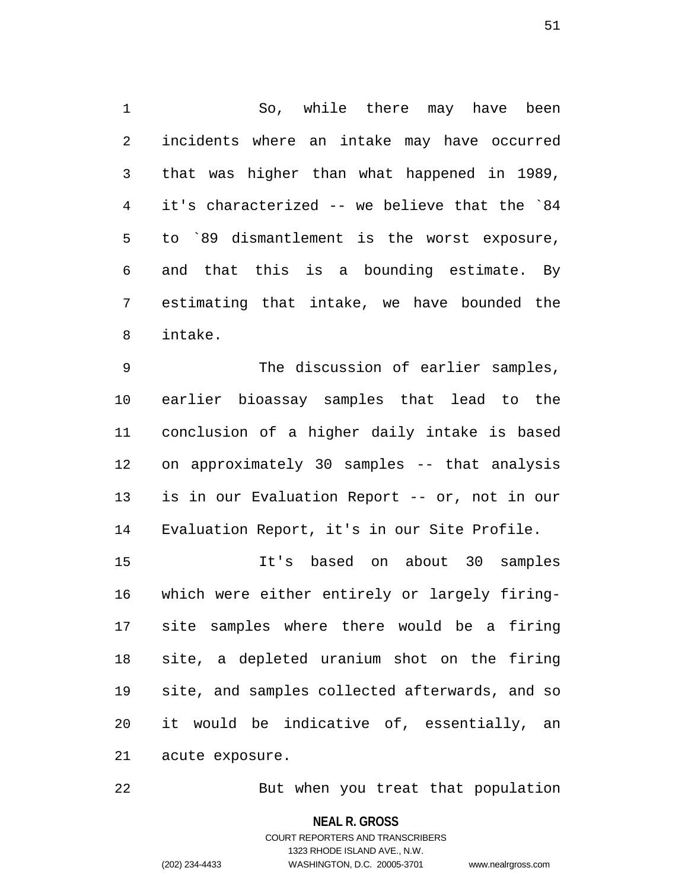So, while there may have been incidents where an intake may have occurred that was higher than what happened in 1989, it's characterized -- we believe that the `84 to `89 dismantlement is the worst exposure, and that this is a bounding estimate. By estimating that intake, we have bounded the intake.

The discussion of earlier samples, earlier bioassay samples that lead to the conclusion of a higher daily intake is based on approximately 30 samples -- that analysis is in our Evaluation Report -- or, not in our Evaluation Report, it's in our Site Profile.

It's based on about 30 samples which were either entirely or largely firing-site samples where there would be a firing site, a depleted uranium shot on the firing site, and samples collected afterwards, and so it would be indicative of, essentially, an acute exposure.

But when you treat that population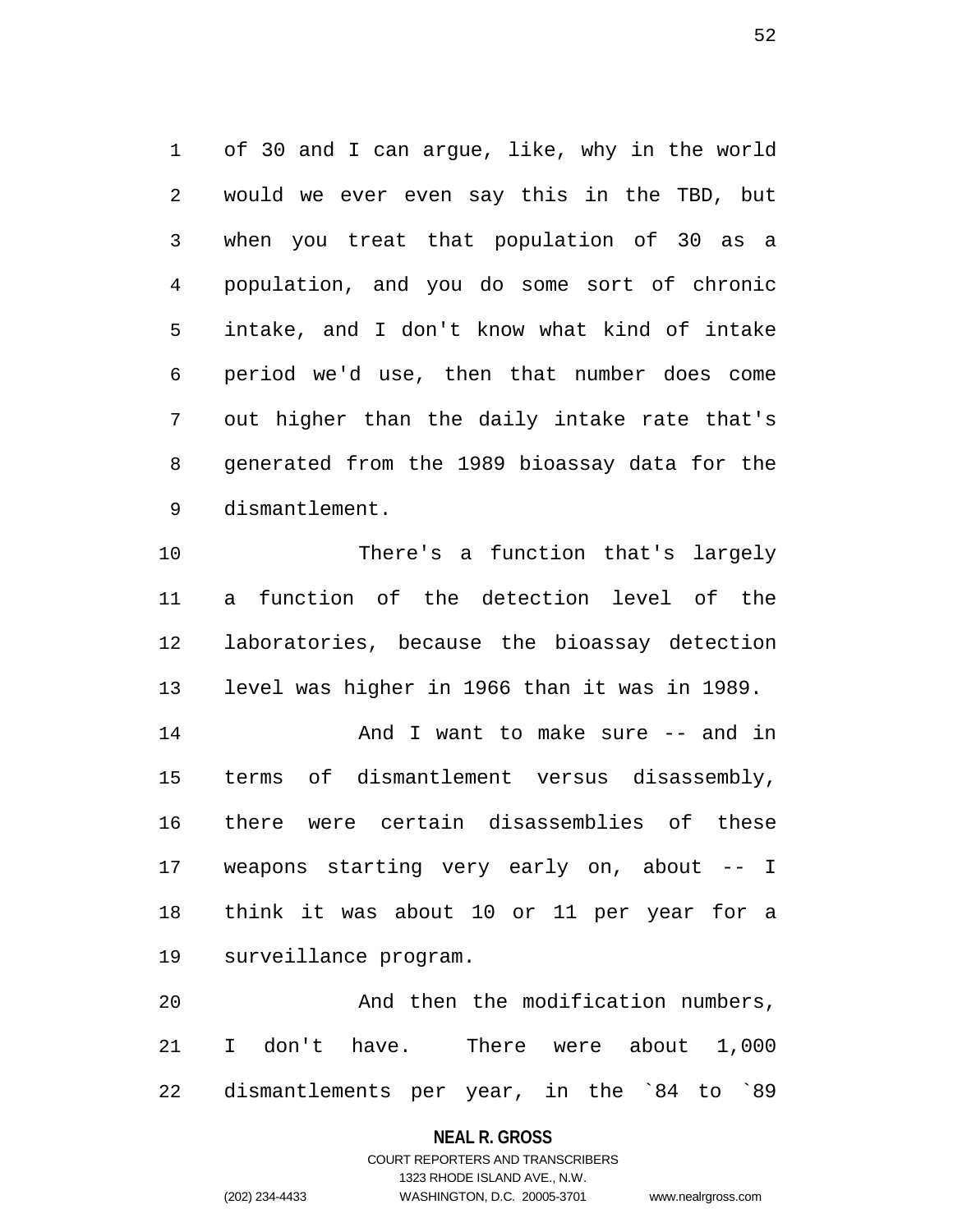of 30 and I can argue, like, why in the world would we ever even say this in the TBD, but when you treat that population of 30 as a population, and you do some sort of chronic intake, and I don't know what kind of intake period we'd use, then that number does come out higher than the daily intake rate that's generated from the 1989 bioassay data for the dismantlement.

There's a function that's largely a function of the detection level of the laboratories, because the bioassay detection level was higher in 1966 than it was in 1989.

And I want to make sure -- and in terms of dismantlement versus disassembly, there were certain disassemblies of these weapons starting very early on, about -- I think it was about 10 or 11 per year for a surveillance program.

And then the modification numbers, I don't have. There were about 1,000 dismantlements per year, in the `84 to `89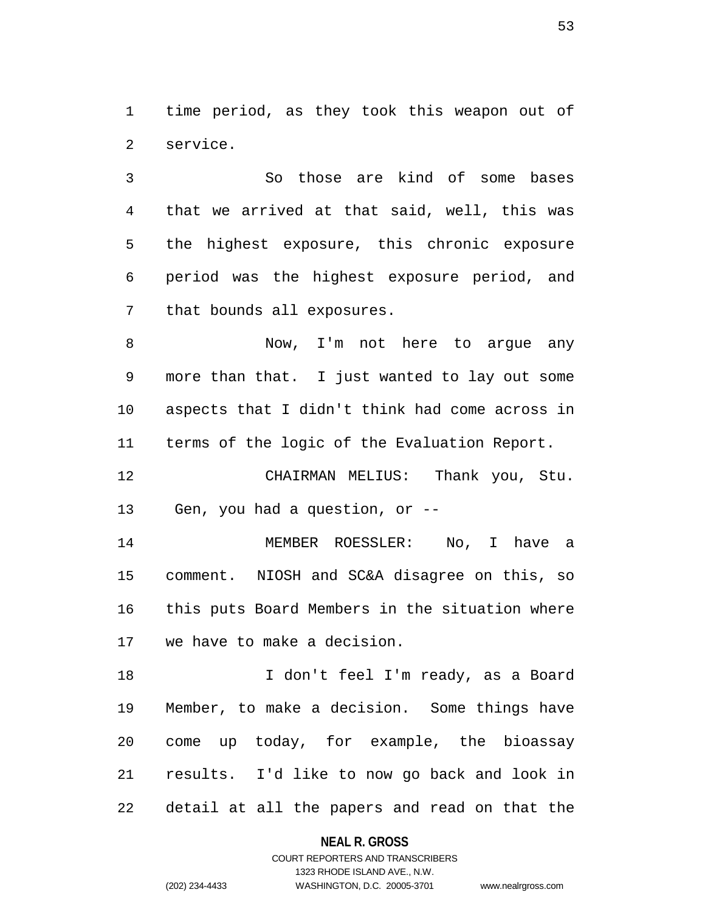time period, as they took this weapon out of service.

So those are kind of some bases that we arrived at that said, well, this was the highest exposure, this chronic exposure period was the highest exposure period, and that bounds all exposures.

Now, I'm not here to argue any more than that. I just wanted to lay out some aspects that I didn't think had come across in terms of the logic of the Evaluation Report.

CHAIRMAN MELIUS: Thank you, Stu. Gen, you had a question, or --

MEMBER ROESSLER: No, I have a comment. NIOSH and SC&A disagree on this, so this puts Board Members in the situation where we have to make a decision.

I don't feel I'm ready, as a Board Member, to make a decision. Some things have come up today, for example, the bioassay results. I'd like to now go back and look in detail at all the papers and read on that the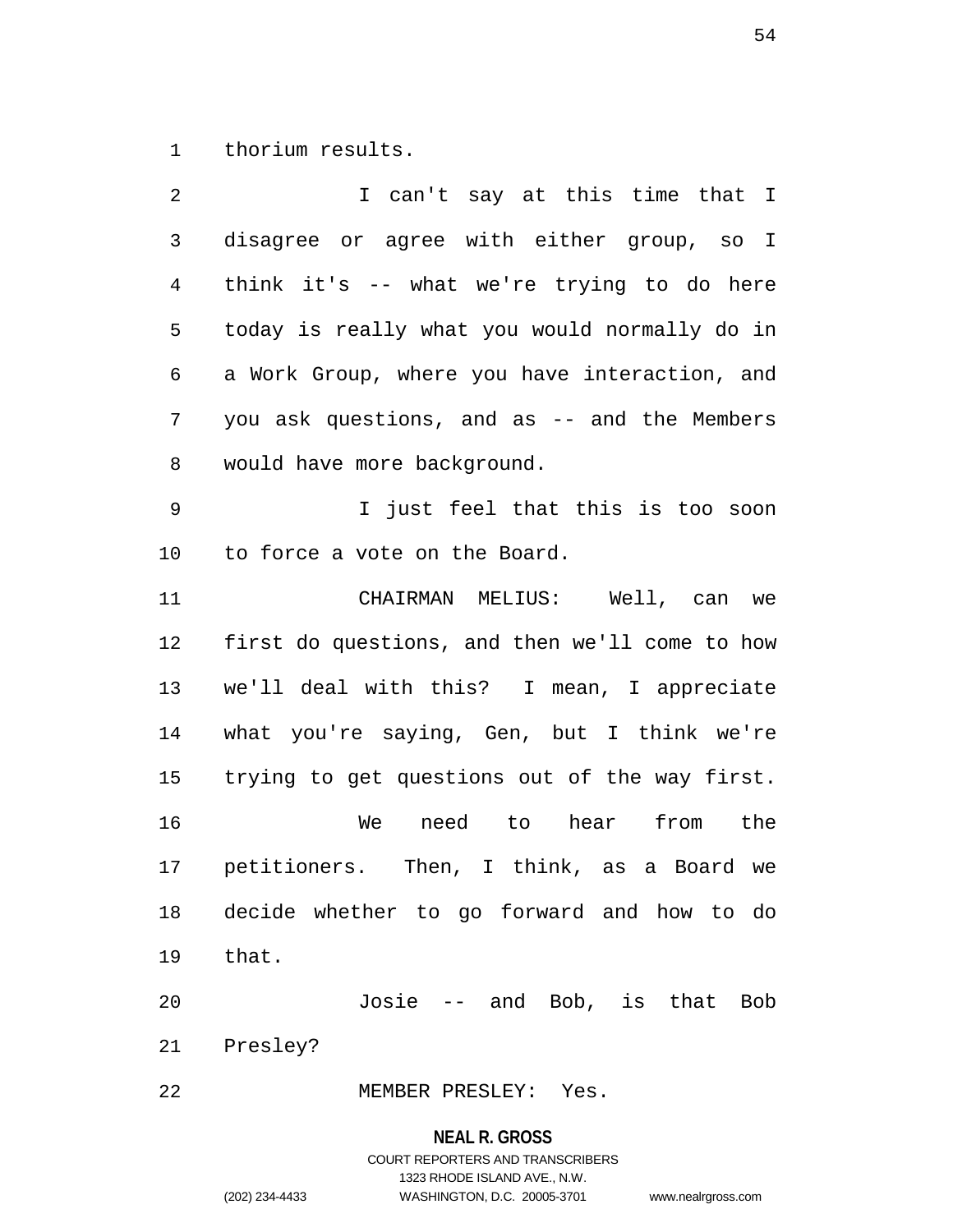thorium results.

I can't say at this time that I disagree or agree with either group, so I think it's -- what we're trying to do here today is really what you would normally do in a Work Group, where you have interaction, and you ask questions, and as -- and the Members would have more background.

I just feel that this is too soon to force a vote on the Board.

CHAIRMAN MELIUS: Well, can we first do questions, and then we'll come to how we'll deal with this? I mean, I appreciate what you're saying, Gen, but I think we're trying to get questions out of the way first.

We need to hear from the petitioners. Then, I think, as a Board we decide whether to go forward and how to do that.

Josie -- and Bob, is that Bob Presley?

MEMBER PRESLEY: Yes.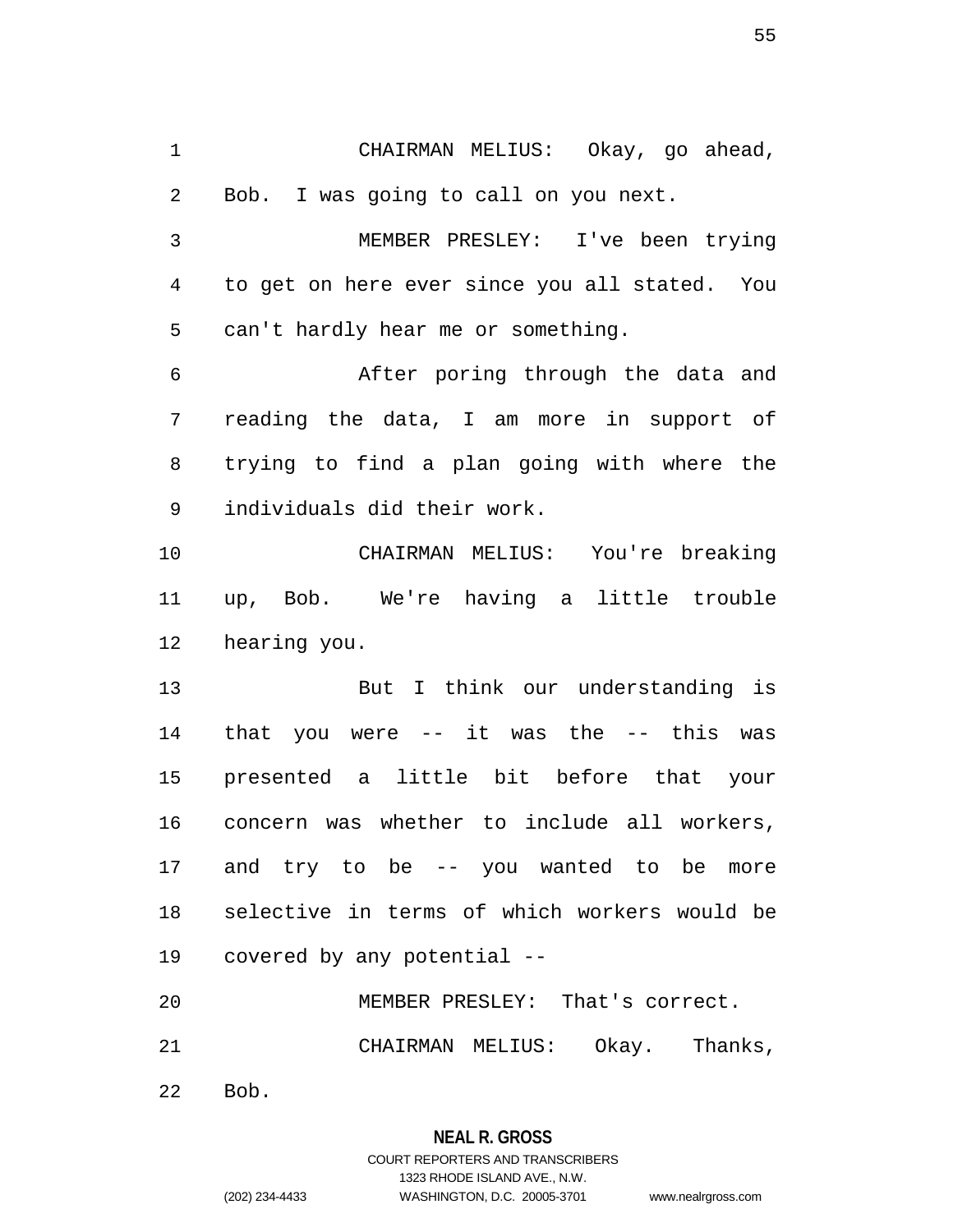CHAIRMAN MELIUS: Okay, go ahead, Bob. I was going to call on you next.

MEMBER PRESLEY: I've been trying to get on here ever since you all stated. You can't hardly hear me or something.

After poring through the data and reading the data, I am more in support of trying to find a plan going with where the individuals did their work.

CHAIRMAN MELIUS: You're breaking up, Bob. We're having a little trouble hearing you.

But I think our understanding is that you were -- it was the -- this was presented a little bit before that your concern was whether to include all workers, and try to be -- you wanted to be more selective in terms of which workers would be covered by any potential --

MEMBER PRESLEY: That's correct.

CHAIRMAN MELIUS: Okay. Thanks, Bob.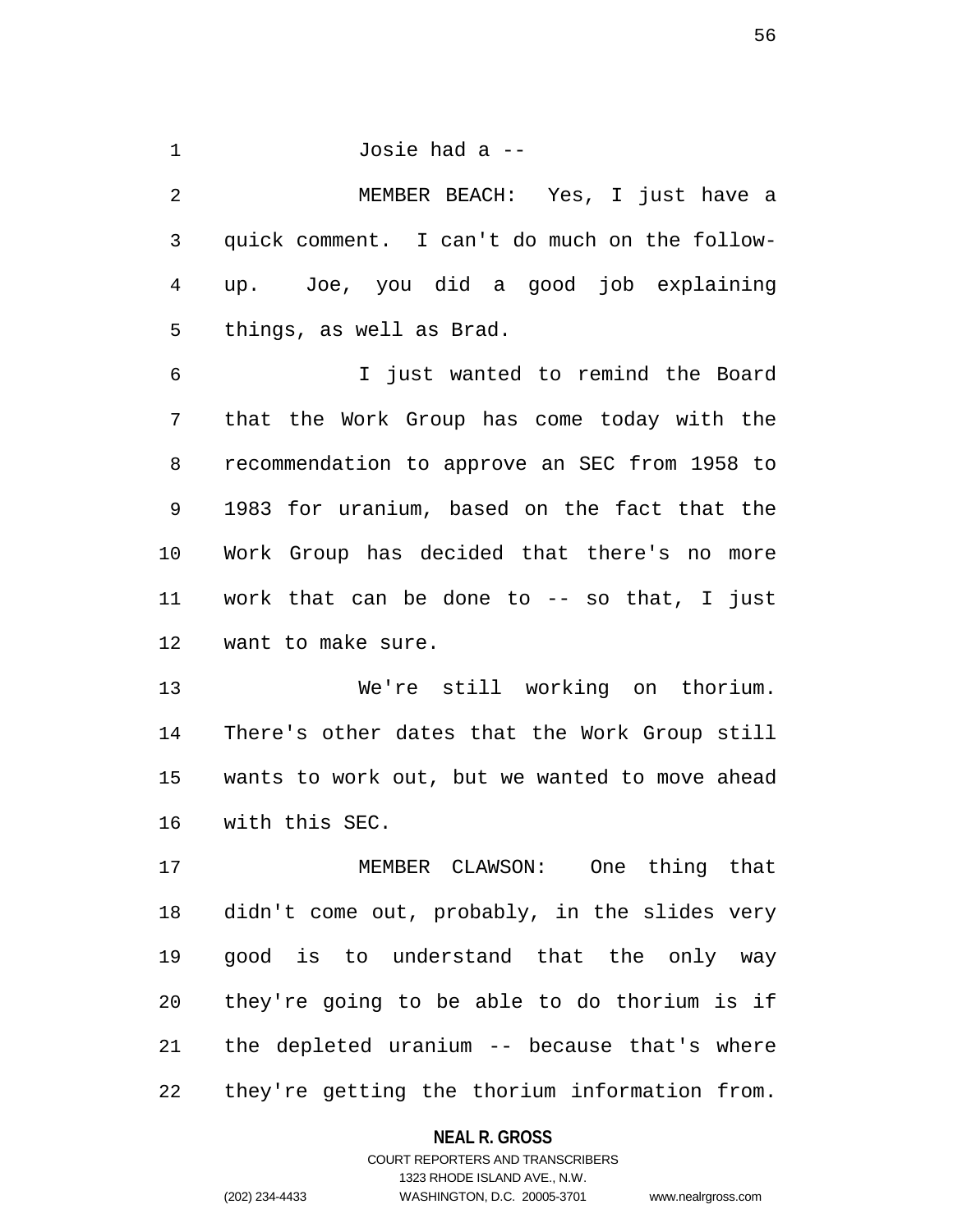Josie had a --

MEMBER BEACH: Yes, I just have a quick comment. I can't do much on the follow-up. Joe, you did a good job explaining things, as well as Brad.

I just wanted to remind the Board that the Work Group has come today with the recommendation to approve an SEC from 1958 to 1983 for uranium, based on the fact that the Work Group has decided that there's no more work that can be done to -- so that, I just want to make sure.

We're still working on thorium. There's other dates that the Work Group still wants to work out, but we wanted to move ahead with this SEC.

MEMBER CLAWSON: One thing that didn't come out, probably, in the slides very good is to understand that the only way they're going to be able to do thorium is if the depleted uranium -- because that's where they're getting the thorium information from.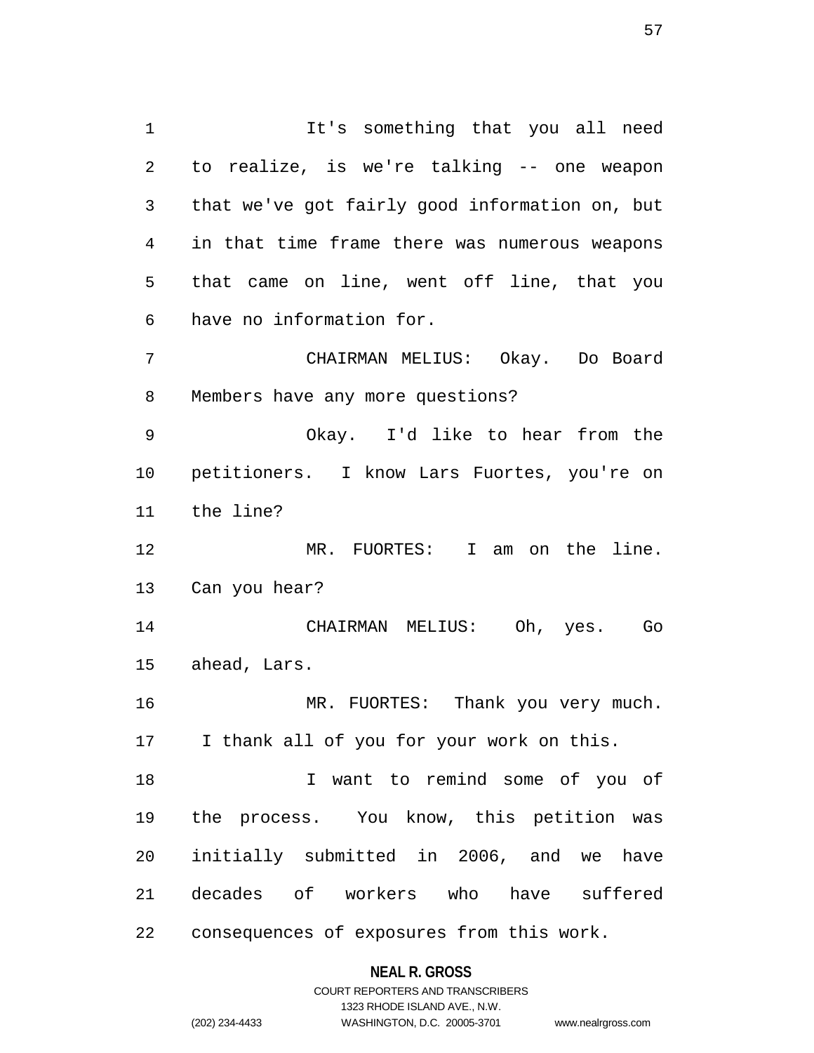It's something that you all need to realize, is we're talking -- one weapon that we've got fairly good information on, but in that time frame there was numerous weapons that came on line, went off line, that you have no information for.

CHAIRMAN MELIUS: Okay. Do Board Members have any more questions?

Okay. I'd like to hear from the petitioners. I know Lars Fuortes, you're on the line?

MR. FUORTES: I am on the line. Can you hear?

CHAIRMAN MELIUS: Oh, yes. Go ahead, Lars.

MR. FUORTES: Thank you very much. I thank all of you for your work on this.

I want to remind some of you of the process. You know, this petition was initially submitted in 2006, and we have decades of workers who have suffered consequences of exposures from this work.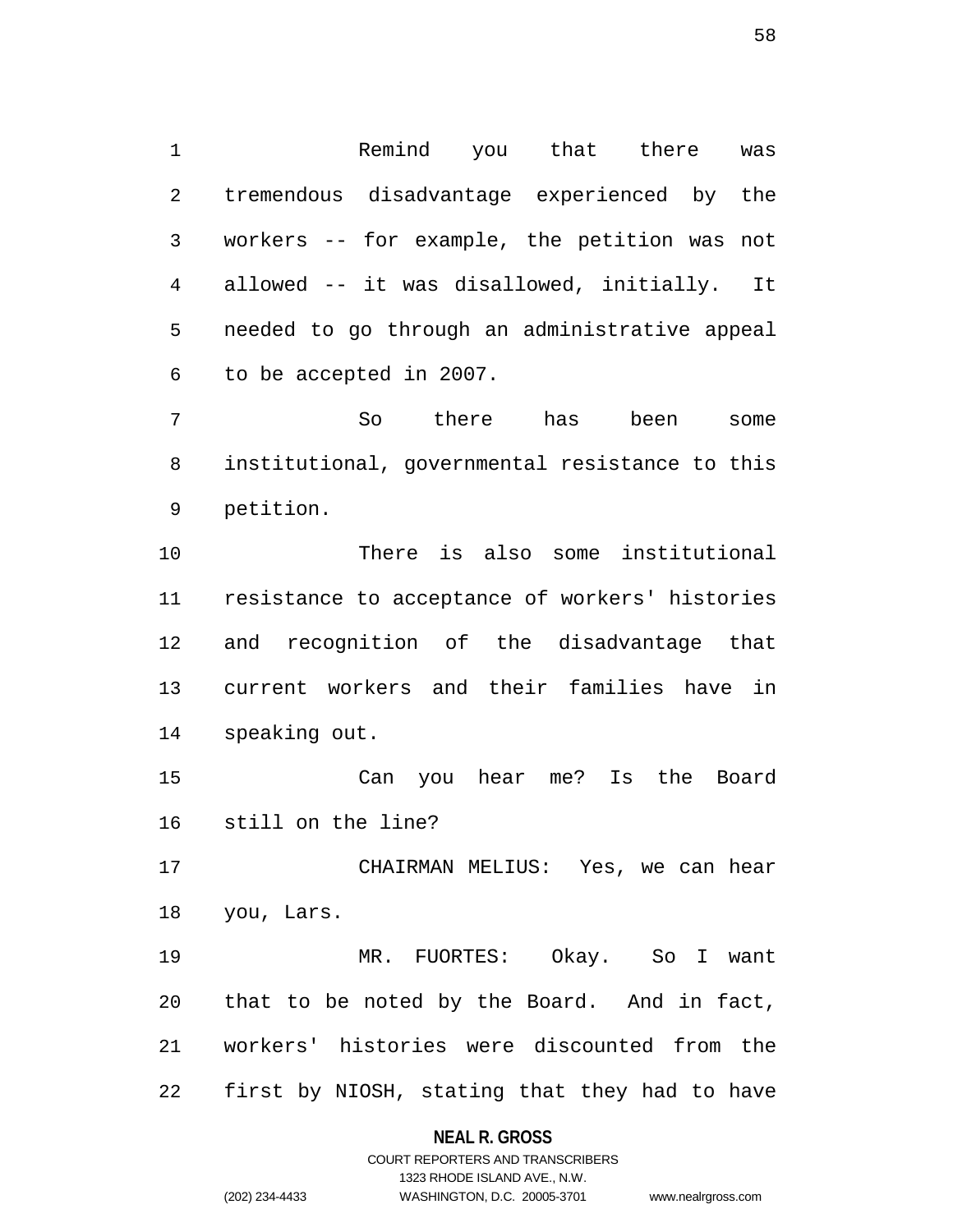Remind you that there was tremendous disadvantage experienced by the workers -- for example, the petition was not allowed -- it was disallowed, initially. It needed to go through an administrative appeal to be accepted in 2007.

So there has been some institutional, governmental resistance to this petition.

There is also some institutional resistance to acceptance of workers' histories and recognition of the disadvantage that current workers and their families have in speaking out.

Can you hear me? Is the Board still on the line?

CHAIRMAN MELIUS: Yes, we can hear you, Lars.

MR. FUORTES: Okay. So I want that to be noted by the Board. And in fact, workers' histories were discounted from the first by NIOSH, stating that they had to have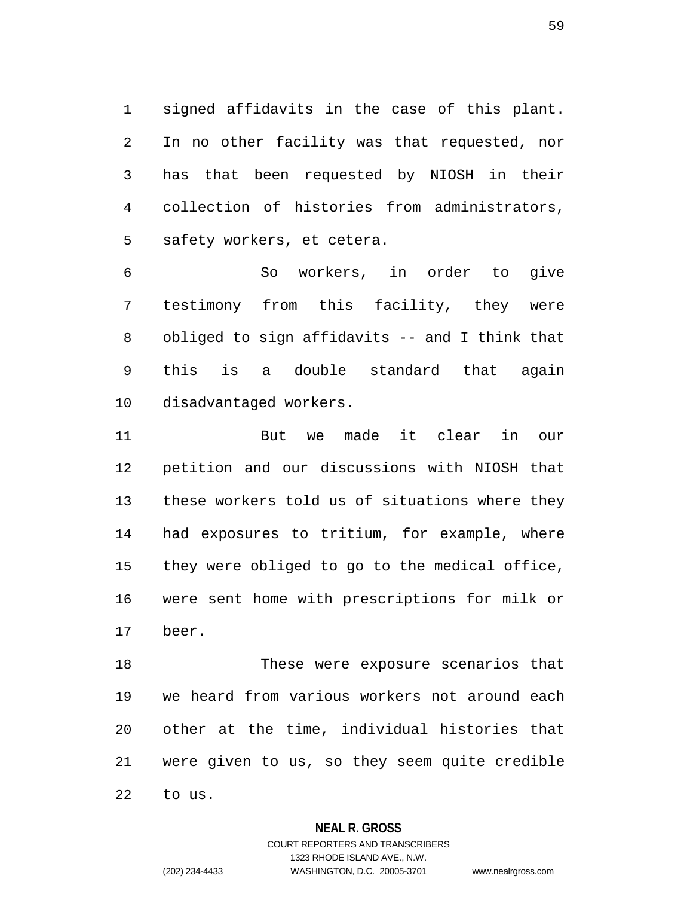signed affidavits in the case of this plant. In no other facility was that requested, nor has that been requested by NIOSH in their collection of histories from administrators, safety workers, et cetera.

So workers, in order to give testimony from this facility, they were obliged to sign affidavits -- and I think that this is a double standard that again disadvantaged workers.

But we made it clear in our petition and our discussions with NIOSH that these workers told us of situations where they had exposures to tritium, for example, where they were obliged to go to the medical office, were sent home with prescriptions for milk or beer.

These were exposure scenarios that we heard from various workers not around each other at the time, individual histories that were given to us, so they seem quite credible to us.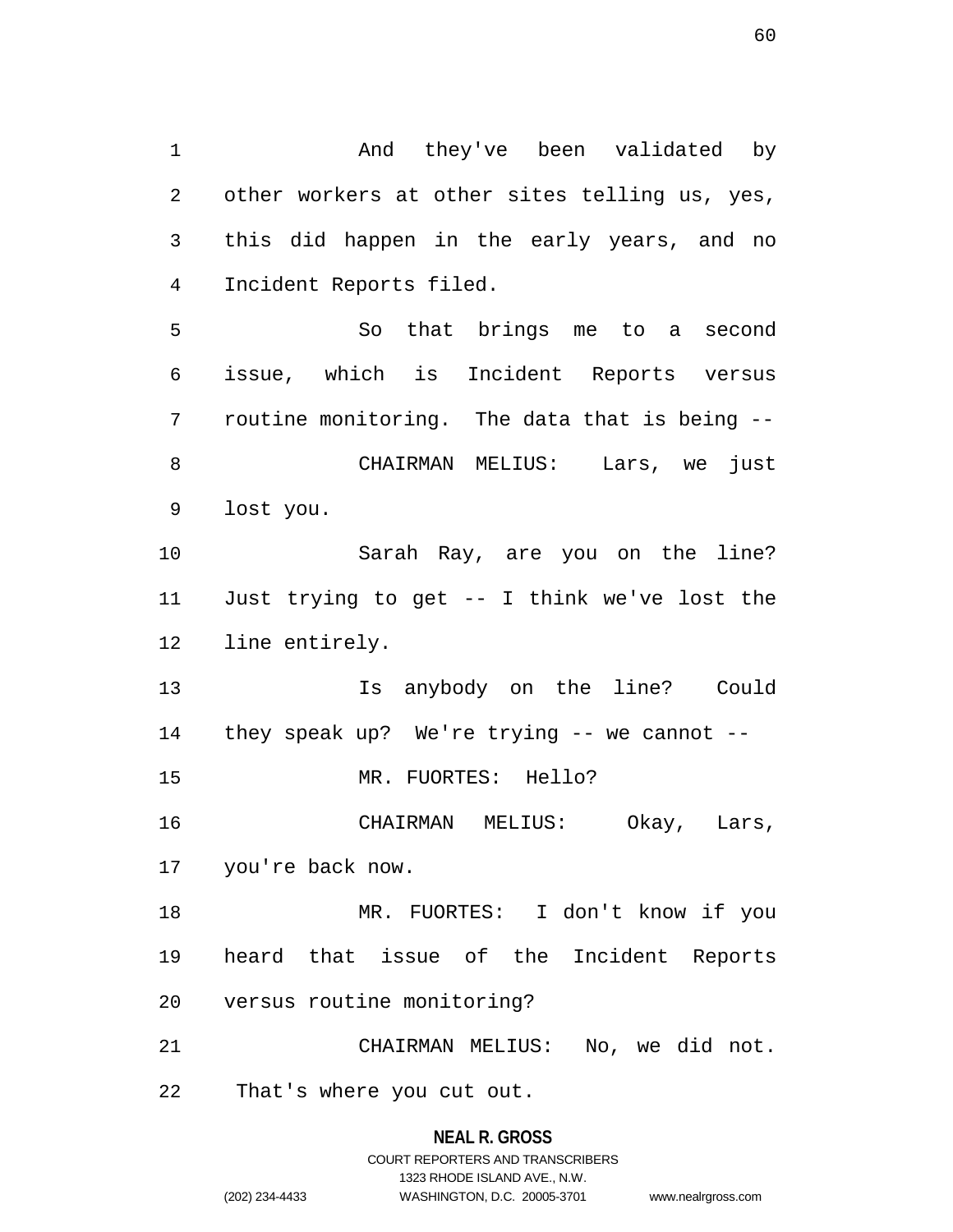And they've been validated by other workers at other sites telling us, yes, this did happen in the early years, and no Incident Reports filed.

So that brings me to a second issue, which is Incident Reports versus routine monitoring. The data that is being --

CHAIRMAN MELIUS: Lars, we just lost you.

Sarah Ray, are you on the line? Just trying to get -- I think we've lost the line entirely.

Is anybody on the line? Could they speak up? We're trying -- we cannot --

MR. FUORTES: Hello?

CHAIRMAN MELIUS: Okay, Lars, you're back now.

MR. FUORTES: I don't know if you heard that issue of the Incident Reports versus routine monitoring?

CHAIRMAN MELIUS: No, we did not. That's where you cut out.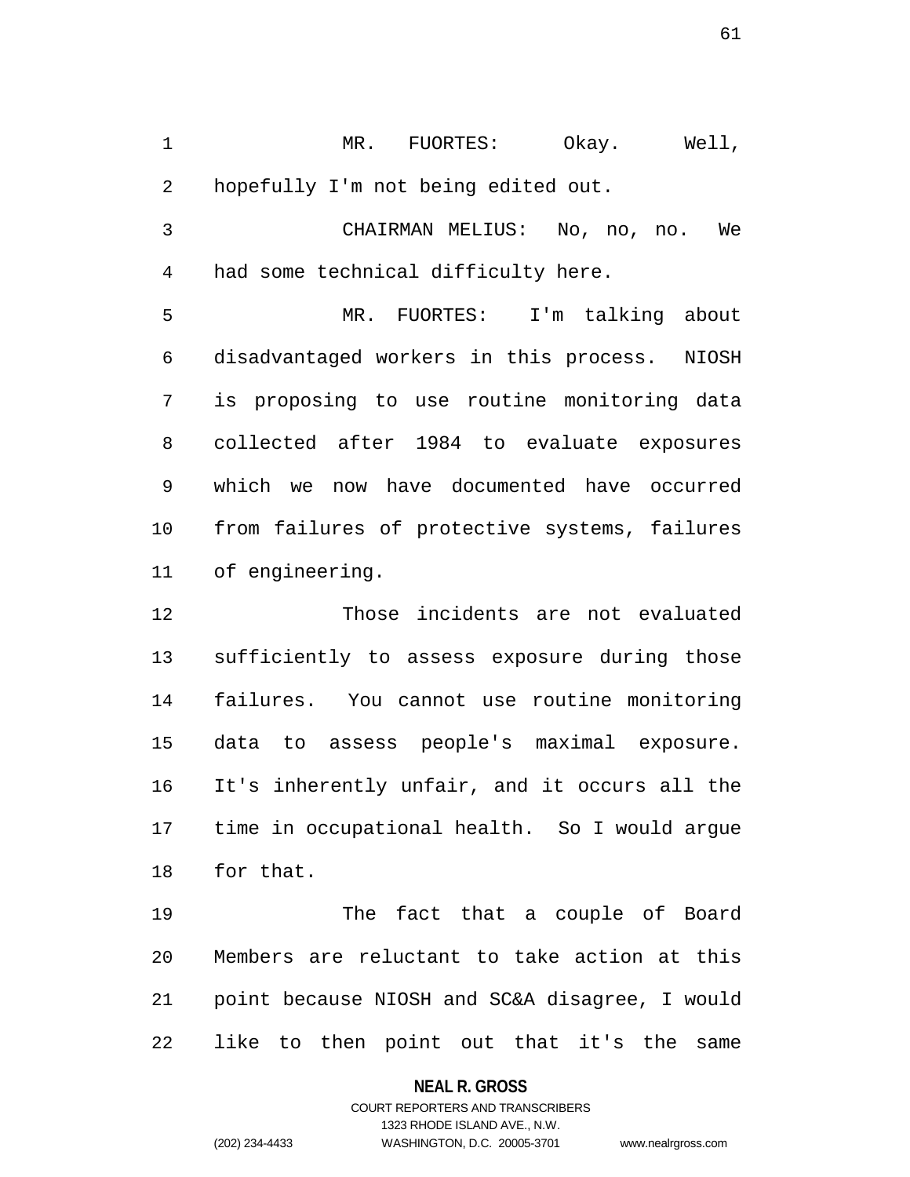MR. FUORTES: Okay. Well, hopefully I'm not being edited out.

CHAIRMAN MELIUS: No, no, no. We had some technical difficulty here.

MR. FUORTES: I'm talking about disadvantaged workers in this process. NIOSH is proposing to use routine monitoring data collected after 1984 to evaluate exposures which we now have documented have occurred from failures of protective systems, failures of engineering.

Those incidents are not evaluated sufficiently to assess exposure during those failures. You cannot use routine monitoring data to assess people's maximal exposure. It's inherently unfair, and it occurs all the time in occupational health. So I would argue for that.

The fact that a couple of Board Members are reluctant to take action at this point because NIOSH and SC&A disagree, I would like to then point out that it's the same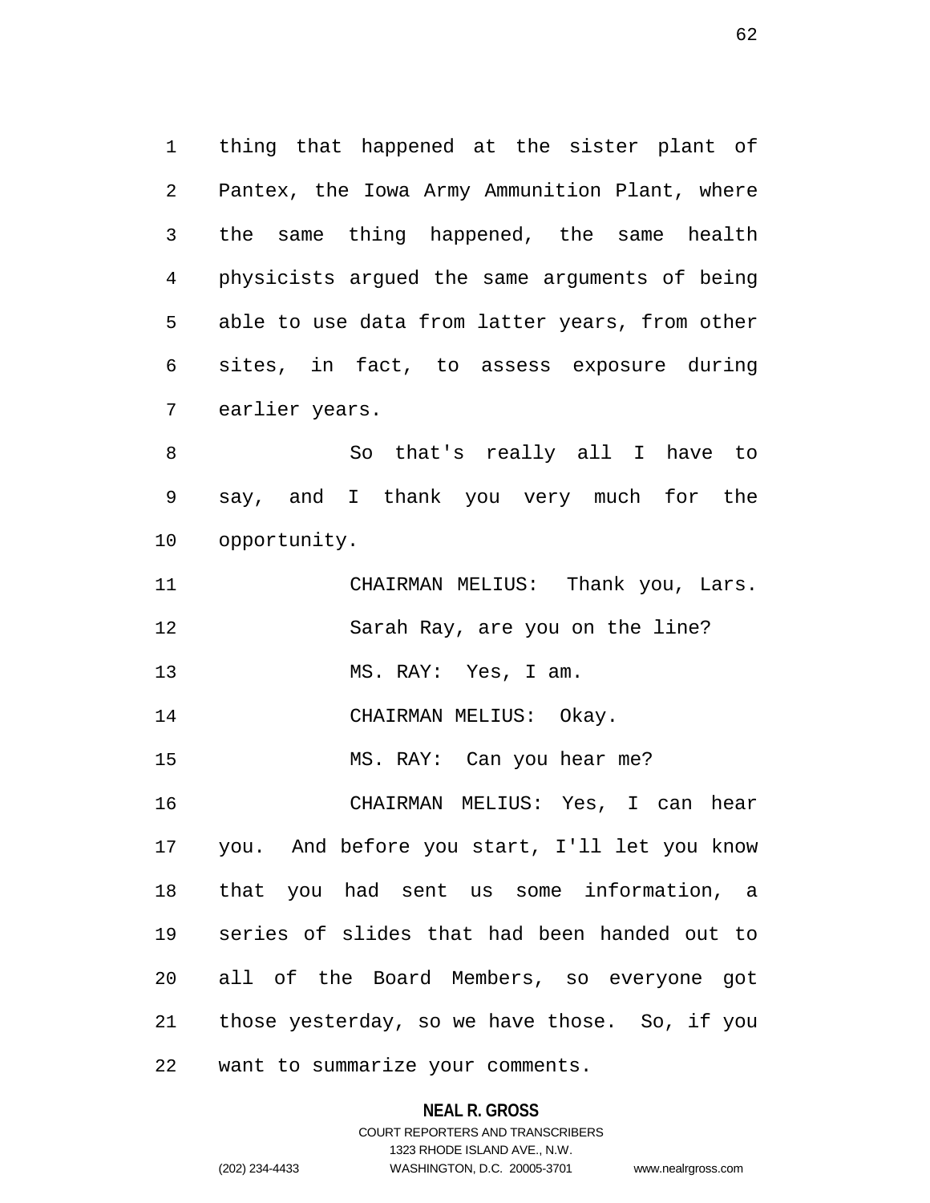thing that happened at the sister plant of Pantex, the Iowa Army Ammunition Plant, where the same thing happened, the same health physicists argued the same arguments of being able to use data from latter years, from other sites, in fact, to assess exposure during earlier years.

So that's really all I have to say, and I thank you very much for the opportunity.

CHAIRMAN MELIUS: Thank you, Lars.

Sarah Ray, are you on the line?

MS. RAY: Yes, I am.

CHAIRMAN MELIUS: Okay.

MS. RAY: Can you hear me?

CHAIRMAN MELIUS: Yes, I can hear you. And before you start, I'll let you know that you had sent us some information, a series of slides that had been handed out to all of the Board Members, so everyone got those yesterday, so we have those. So, if you want to summarize your comments.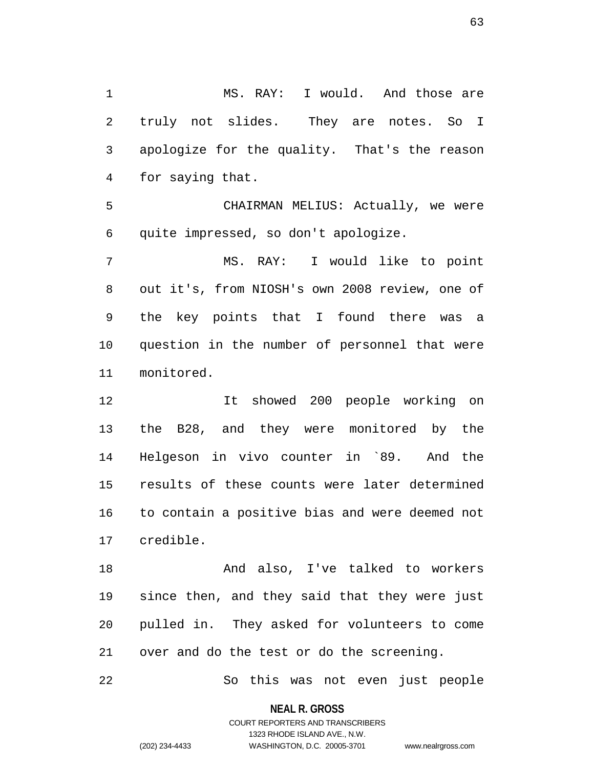MS. RAY: I would. And those are truly not slides. They are notes. So I apologize for the quality. That's the reason for saying that.

CHAIRMAN MELIUS: Actually, we were quite impressed, so don't apologize.

MS. RAY: I would like to point out it's, from NIOSH's own 2008 review, one of the key points that I found there was a question in the number of personnel that were monitored.

It showed 200 people working on the B28, and they were monitored by the Helgeson in vivo counter in `89. And the results of these counts were later determined to contain a positive bias and were deemed not credible.

And also, I've talked to workers since then, and they said that they were just pulled in. They asked for volunteers to come over and do the test or do the screening.

So this was not even just people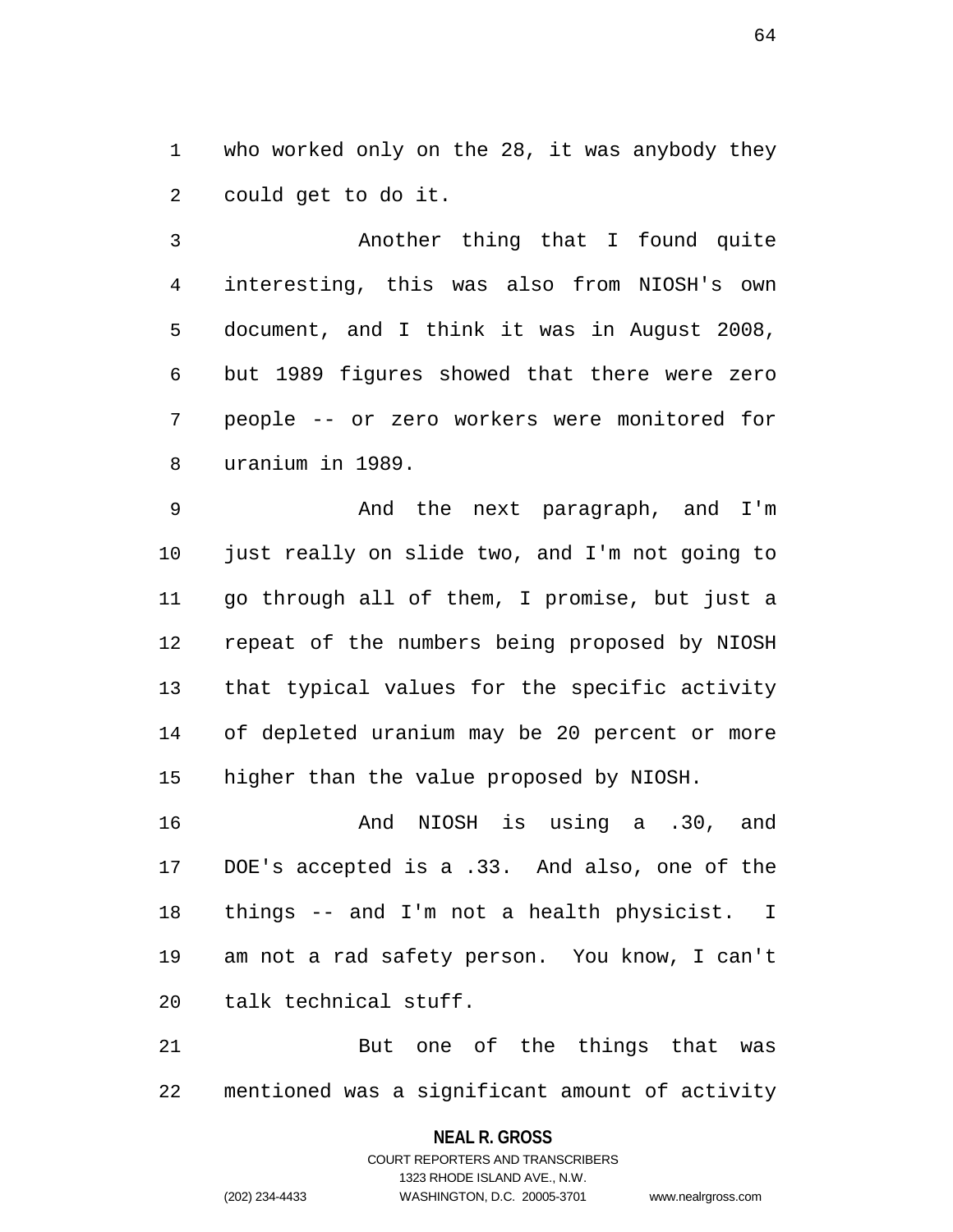who worked only on the 28, it was anybody they could get to do it.

Another thing that I found quite interesting, this was also from NIOSH's own document, and I think it was in August 2008, but 1989 figures showed that there were zero people -- or zero workers were monitored for uranium in 1989.

And the next paragraph, and I'm just really on slide two, and I'm not going to go through all of them, I promise, but just a repeat of the numbers being proposed by NIOSH that typical values for the specific activity of depleted uranium may be 20 percent or more higher than the value proposed by NIOSH.

And NIOSH is using a .30, and DOE's accepted is a .33. And also, one of the things -- and I'm not a health physicist. I am not a rad safety person. You know, I can't talk technical stuff.

But one of the things that was mentioned was a significant amount of activity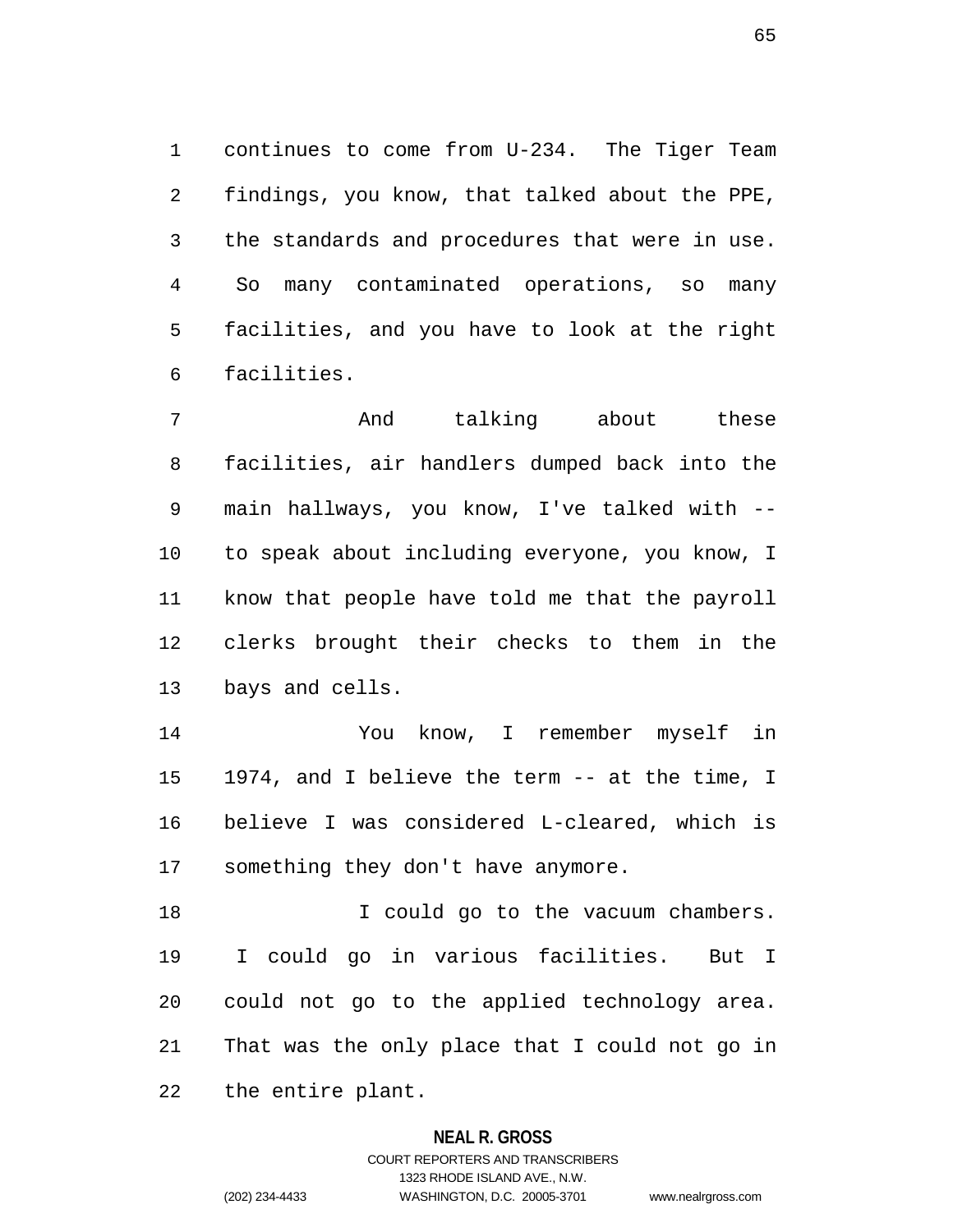continues to come from U-234. The Tiger Team findings, you know, that talked about the PPE, the standards and procedures that were in use. So many contaminated operations, so many facilities, and you have to look at the right facilities.

And talking about these facilities, air handlers dumped back into the main hallways, you know, I've talked with -- to speak about including everyone, you know, I know that people have told me that the payroll clerks brought their checks to them in the bays and cells.

You know, I remember myself in 1974, and I believe the term -- at the time, I believe I was considered L-cleared, which is something they don't have anymore.

I could go to the vacuum chambers. I could go in various facilities. But I could not go to the applied technology area. That was the only place that I could not go in the entire plant.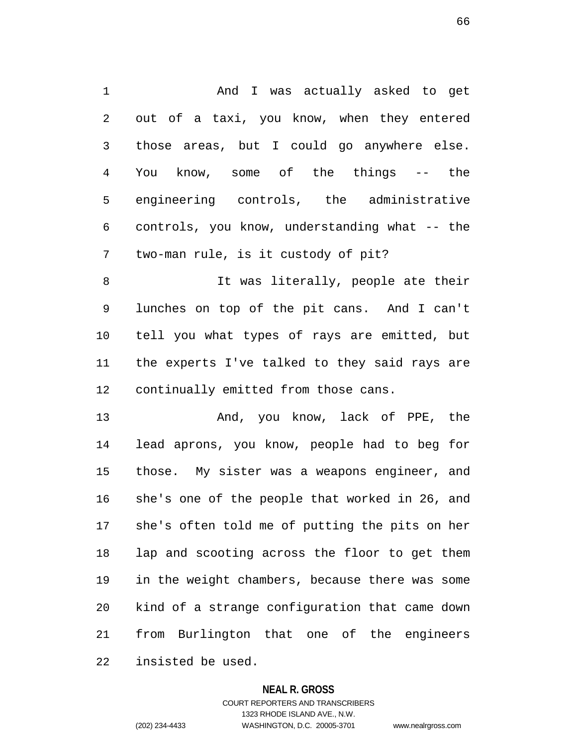And I was actually asked to get out of a taxi, you know, when they entered those areas, but I could go anywhere else. You know, some of the things -- the engineering controls, the administrative controls, you know, understanding what -- the two-man rule, is it custody of pit?

It was literally, people ate their lunches on top of the pit cans. And I can't tell you what types of rays are emitted, but the experts I've talked to they said rays are continually emitted from those cans.

And, you know, lack of PPE, the lead aprons, you know, people had to beg for those. My sister was a weapons engineer, and she's one of the people that worked in 26, and she's often told me of putting the pits on her lap and scooting across the floor to get them in the weight chambers, because there was some kind of a strange configuration that came down from Burlington that one of the engineers insisted be used.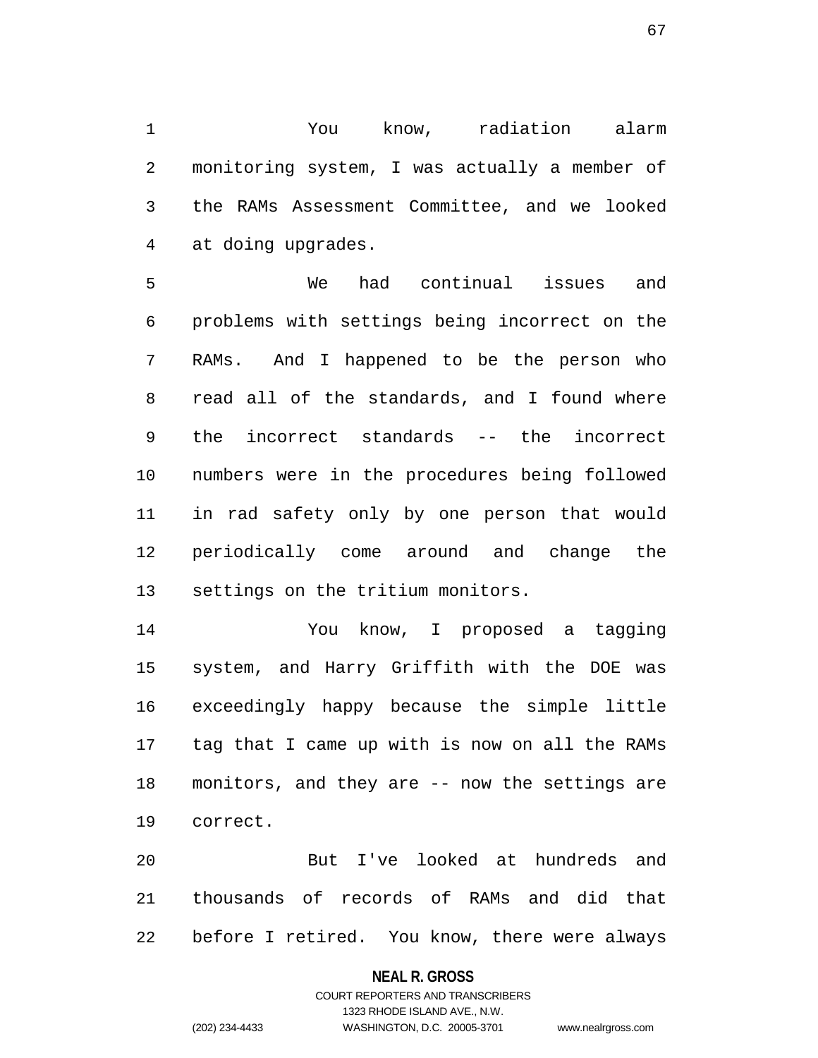You know, radiation alarm monitoring system, I was actually a member of the RAMs Assessment Committee, and we looked at doing upgrades.

We had continual issues and problems with settings being incorrect on the RAMs. And I happened to be the person who read all of the standards, and I found where the incorrect standards -- the incorrect numbers were in the procedures being followed in rad safety only by one person that would periodically come around and change the settings on the tritium monitors.

You know, I proposed a tagging system, and Harry Griffith with the DOE was exceedingly happy because the simple little tag that I came up with is now on all the RAMs monitors, and they are -- now the settings are correct.

But I've looked at hundreds and thousands of records of RAMs and did that before I retired. You know, there were always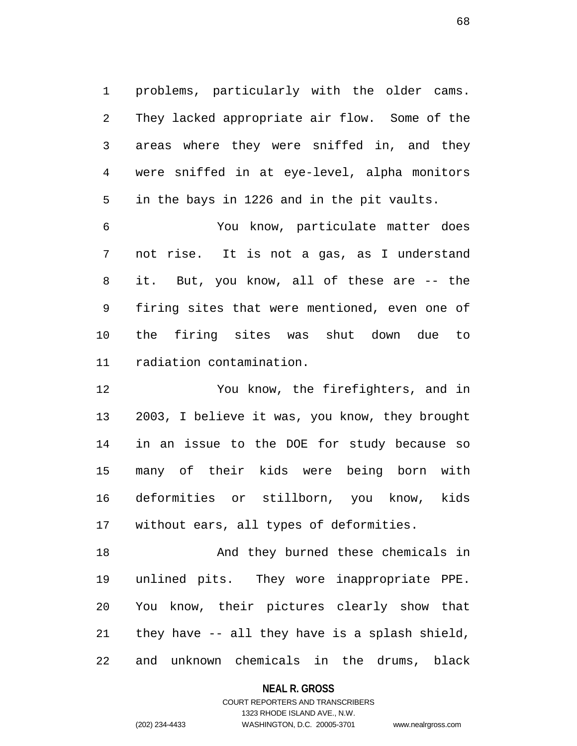problems, particularly with the older cams. They lacked appropriate air flow. Some of the areas where they were sniffed in, and they were sniffed in at eye-level, alpha monitors in the bays in 1226 and in the pit vaults.

You know, particulate matter does not rise. It is not a gas, as I understand it. But, you know, all of these are -- the firing sites that were mentioned, even one of the firing sites was shut down due to radiation contamination.

You know, the firefighters, and in 2003, I believe it was, you know, they brought in an issue to the DOE for study because so many of their kids were being born with deformities or stillborn, you know, kids without ears, all types of deformities.

And they burned these chemicals in unlined pits. They wore inappropriate PPE. You know, their pictures clearly show that they have -- all they have is a splash shield, and unknown chemicals in the drums, black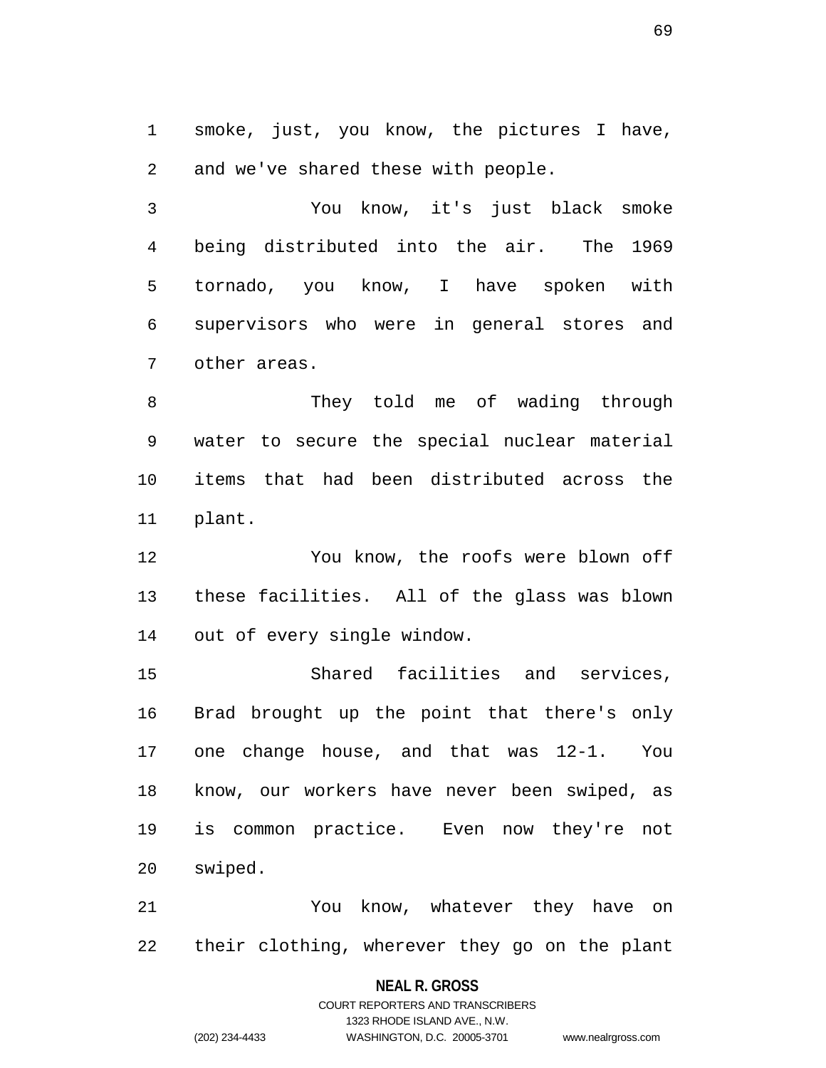smoke, just, you know, the pictures I have, and we've shared these with people.

You know, it's just black smoke being distributed into the air. The 1969 tornado, you know, I have spoken with supervisors who were in general stores and other areas.

They told me of wading through water to secure the special nuclear material items that had been distributed across the plant.

You know, the roofs were blown off these facilities. All of the glass was blown out of every single window.

Shared facilities and services, Brad brought up the point that there's only one change house, and that was 12-1. You know, our workers have never been swiped, as is common practice. Even now they're not swiped.

You know, whatever they have on their clothing, wherever they go on the plant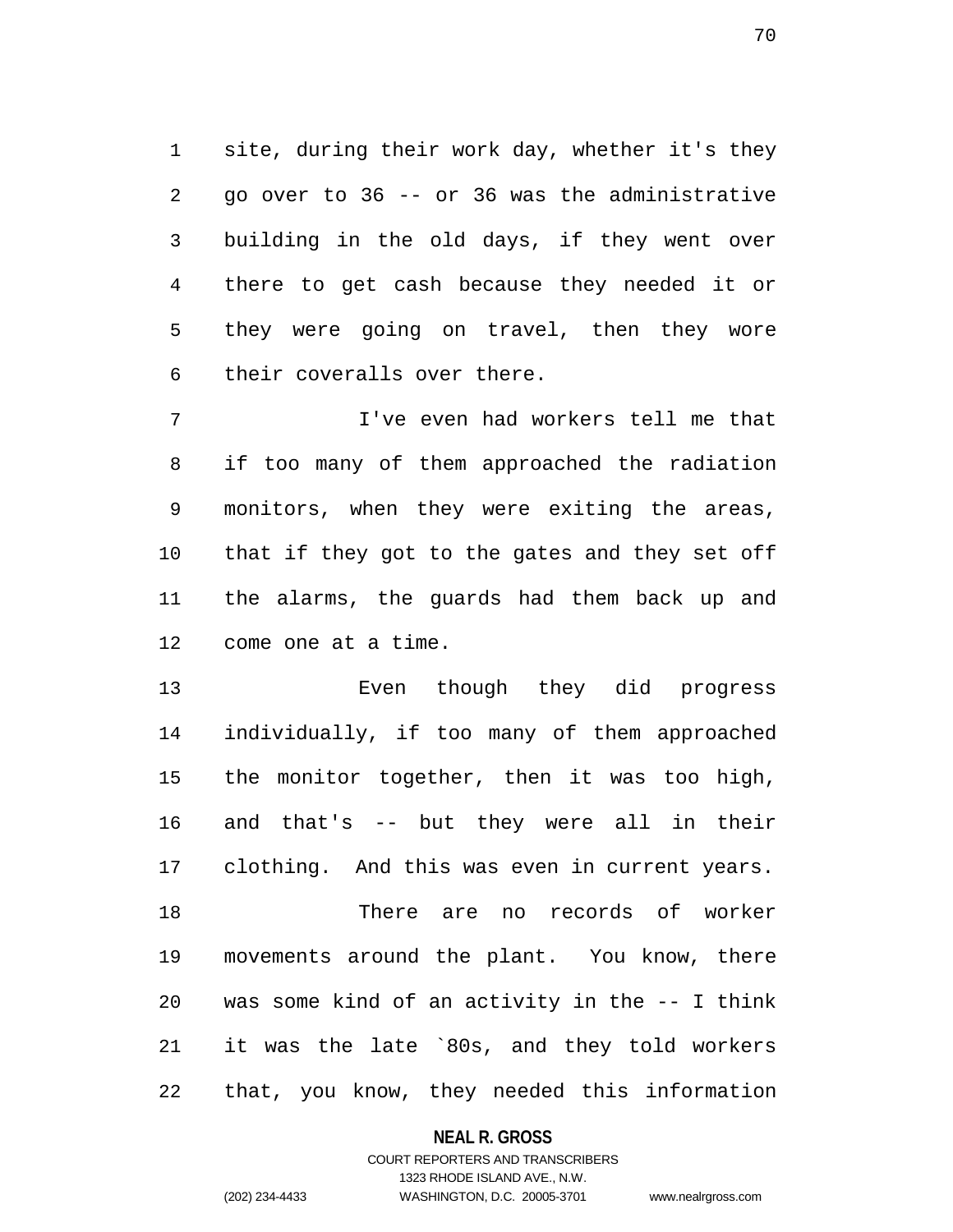site, during their work day, whether it's they go over to 36 -- or 36 was the administrative building in the old days, if they went over there to get cash because they needed it or they were going on travel, then they wore their coveralls over there.

I've even had workers tell me that if too many of them approached the radiation monitors, when they were exiting the areas, that if they got to the gates and they set off the alarms, the guards had them back up and come one at a time.

Even though they did progress individually, if too many of them approached the monitor together, then it was too high, and that's -- but they were all in their clothing. And this was even in current years.

There are no records of worker movements around the plant. You know, there was some kind of an activity in the -- I think it was the late `80s, and they told workers that, you know, they needed this information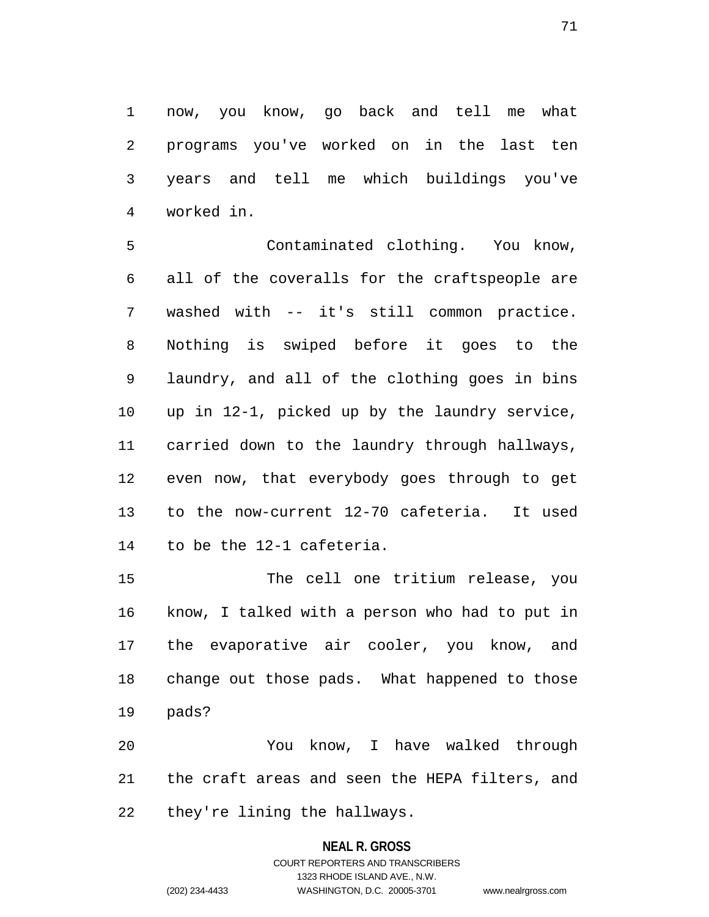now, you know, go back and tell me what programs you've worked on in the last ten years and tell me which buildings you've worked in.

Contaminated clothing. You know, all of the coveralls for the craftspeople are washed with -- it's still common practice. Nothing is swiped before it goes to the laundry, and all of the clothing goes in bins up in 12-1, picked up by the laundry service, carried down to the laundry through hallways, even now, that everybody goes through to get to the now-current 12-70 cafeteria. It used to be the 12-1 cafeteria.

The cell one tritium release, you know, I talked with a person who had to put in the evaporative air cooler, you know, and change out those pads. What happened to those pads?

You know, I have walked through the craft areas and seen the HEPA filters, and they're lining the hallways.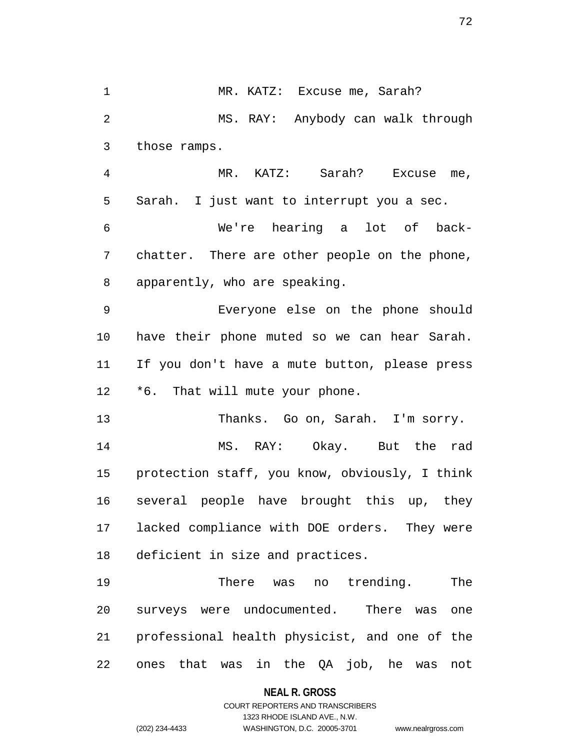MR. KATZ: Excuse me, Sarah?

MS. RAY: Anybody can walk through those ramps.

MR. KATZ: Sarah? Excuse me, Sarah. I just want to interrupt you a sec.

We're hearing a lot of back-chatter. There are other people on the phone, apparently, who are speaking.

Everyone else on the phone should have their phone muted so we can hear Sarah. If you don't have a mute button, please press *6. That will mute your phone.

Thanks. Go on, Sarah. I'm sorry.

MS. RAY: Okay. But the rad protection staff, you know, obviously, I think several people have brought this up, they lacked compliance with DOE orders. They were deficient in size and practices.

There was no trending. The surveys were undocumented. There was one professional health physicist, and one of the ones that was in the QA job, he was not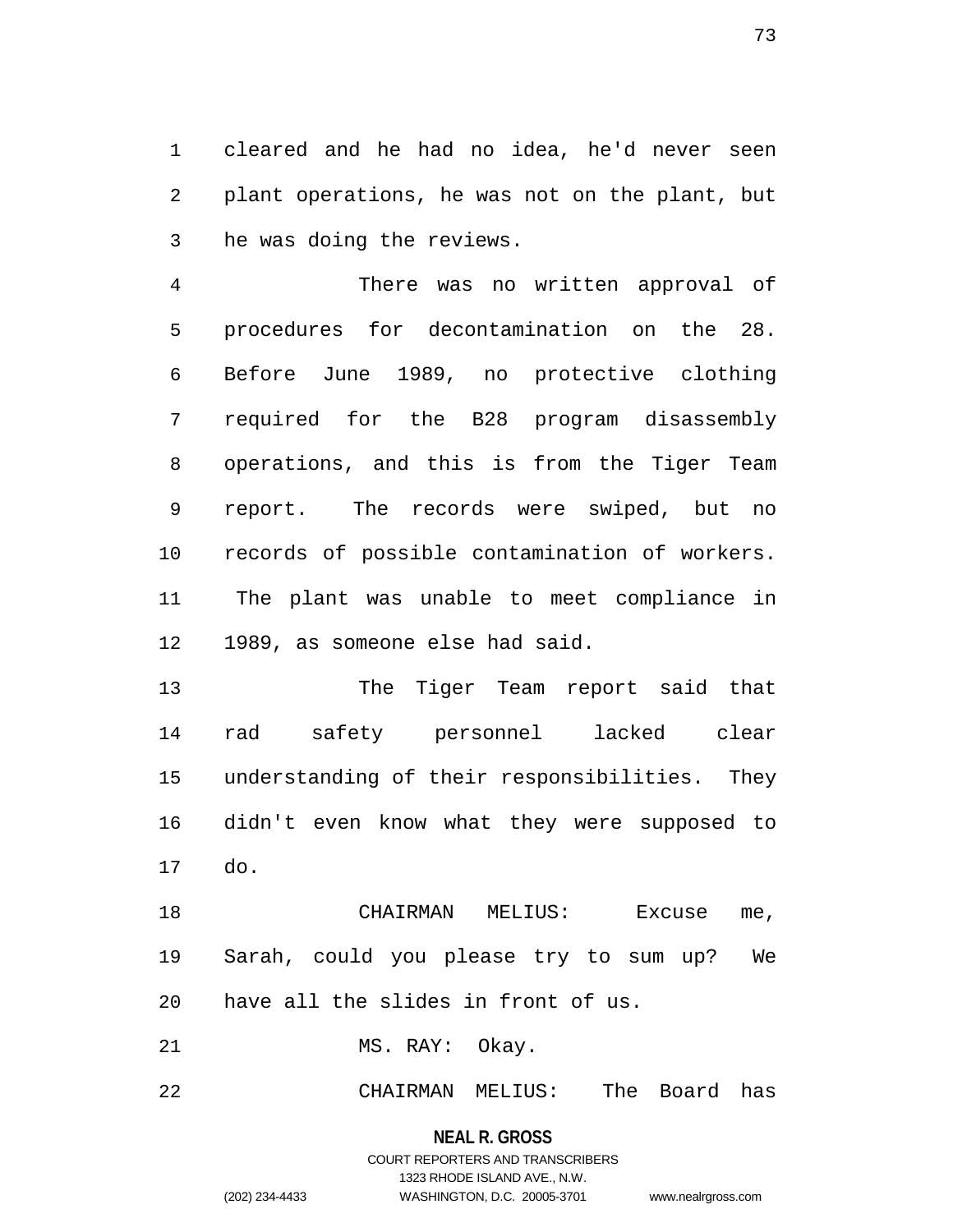cleared and he had no idea, he'd never seen plant operations, he was not on the plant, but he was doing the reviews.

There was no written approval of procedures for decontamination on the 28. Before June 1989, no protective clothing required for the B28 program disassembly operations, and this is from the Tiger Team report. The records were swiped, but no records of possible contamination of workers. The plant was unable to meet compliance in 1989, as someone else had said.

The Tiger Team report said that rad safety personnel lacked clear understanding of their responsibilities. They didn't even know what they were supposed to do.

CHAIRMAN MELIUS: Excuse me, Sarah, could you please try to sum up? We have all the slides in front of us.

MS. RAY: Okay.

CHAIRMAN MELIUS: The Board has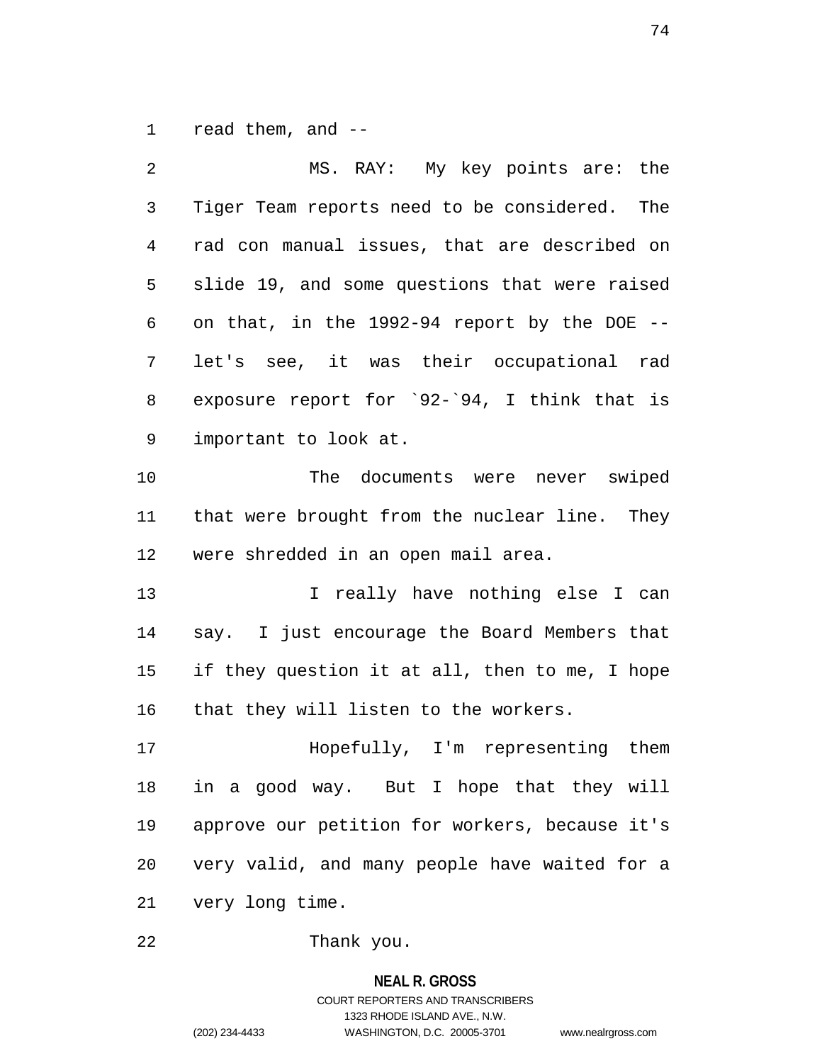read them, and --

MS. RAY: My key points are: the Tiger Team reports need to be considered. The rad con manual issues, that are described on slide 19, and some questions that were raised on that, in the 1992-94 report by the DOE -- let's see, it was their occupational rad exposure report for `92-`94, I think that is important to look at.

The documents were never swiped that were brought from the nuclear line. They were shredded in an open mail area.

I really have nothing else I can say. I just encourage the Board Members that if they question it at all, then to me, I hope that they will listen to the workers.

Hopefully, I'm representing them in a good way. But I hope that they will approve our petition for workers, because it's very valid, and many people have waited for a very long time.

Thank you.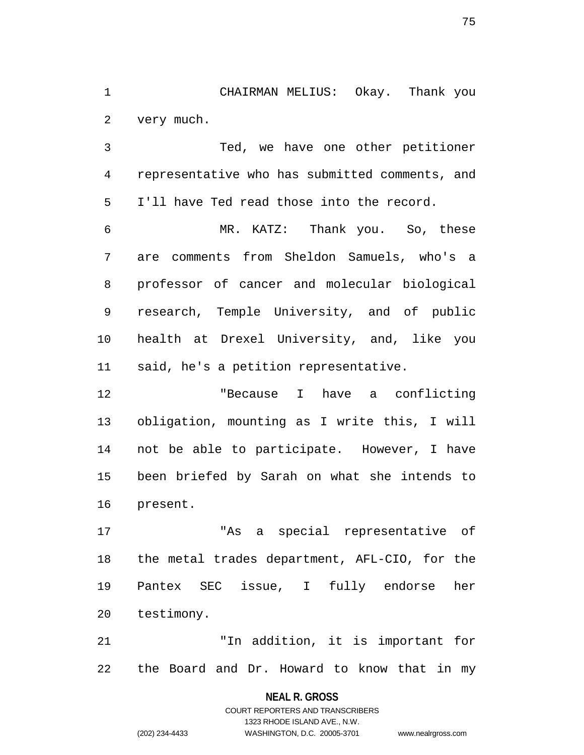CHAIRMAN MELIUS: Okay. Thank you very much.

Ted, we have one other petitioner representative who has submitted comments, and I'll have Ted read those into the record.

MR. KATZ: Thank you. So, these are comments from Sheldon Samuels, who's a professor of cancer and molecular biological research, Temple University, and of public health at Drexel University, and, like you said, he's a petition representative.

"Because I have a conflicting obligation, mounting as I write this, I will not be able to participate. However, I have been briefed by Sarah on what she intends to present.

"As a special representative of the metal trades department, AFL-CIO, for the Pantex SEC issue, I fully endorse her testimony.

"In addition, it is important for the Board and Dr. Howard to know that in my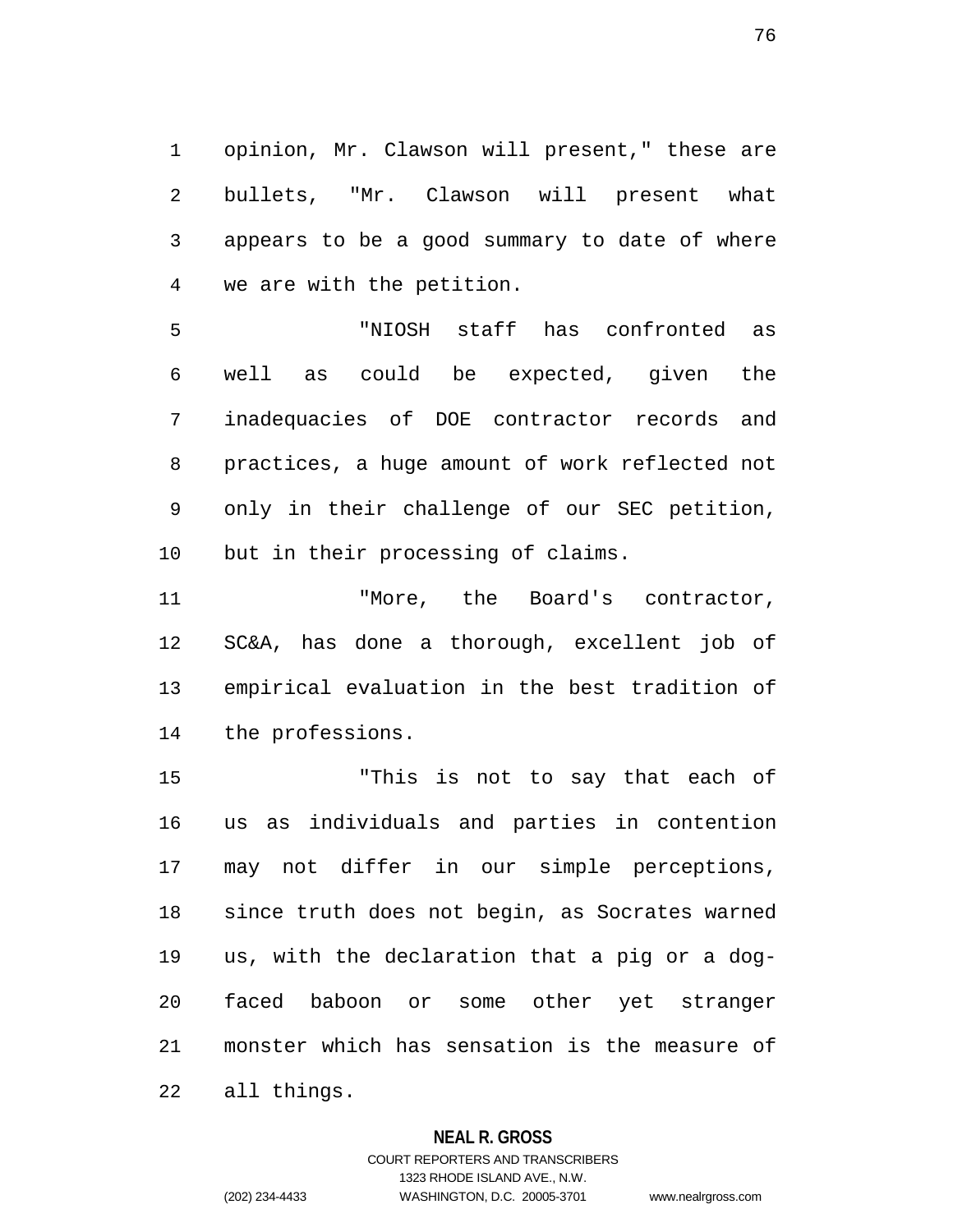opinion, Mr. Clawson will present," these are bullets, "Mr. Clawson will present what appears to be a good summary to date of where we are with the petition.

"NIOSH staff has confronted as well as could be expected, given the inadequacies of DOE contractor records and practices, a huge amount of work reflected not only in their challenge of our SEC petition, but in their processing of claims.

"More, the Board's contractor, SC&A, has done a thorough, excellent job of empirical evaluation in the best tradition of the professions.

"This is not to say that each of us as individuals and parties in contention may not differ in our simple perceptions, since truth does not begin, as Socrates warned us, with the declaration that a pig or a dog-faced baboon or some other yet stranger monster which has sensation is the measure of all things.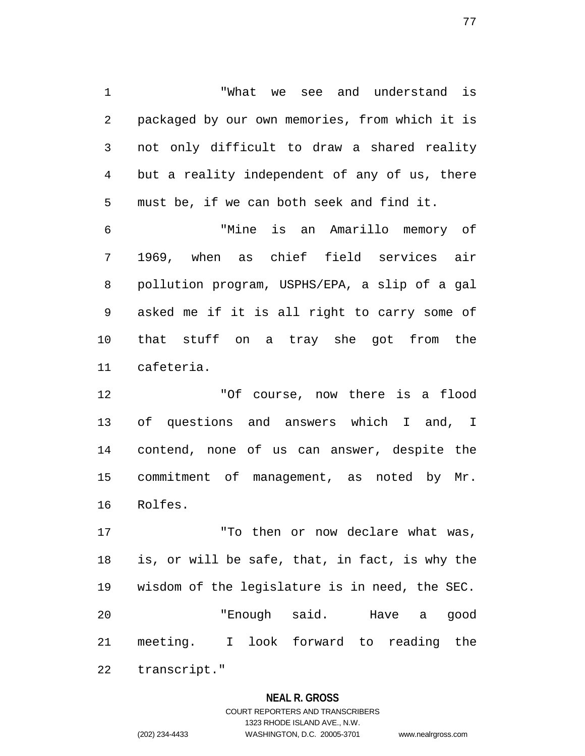"What we see and understand is packaged by our own memories, from which it is not only difficult to draw a shared reality but a reality independent of any of us, there must be, if we can both seek and find it.

"Mine is an Amarillo memory of 1969, when as chief field services air pollution program, USPHS/EPA, a slip of a gal asked me if it is all right to carry some of that stuff on a tray she got from the cafeteria.

"Of course, now there is a flood of questions and answers which I and, I contend, none of us can answer, despite the commitment of management, as noted by Mr. Rolfes.

"To then or now declare what was, is, or will be safe, that, in fact, is why the wisdom of the legislature is in need, the SEC.

"Enough said. Have a good meeting. I look forward to reading the transcript."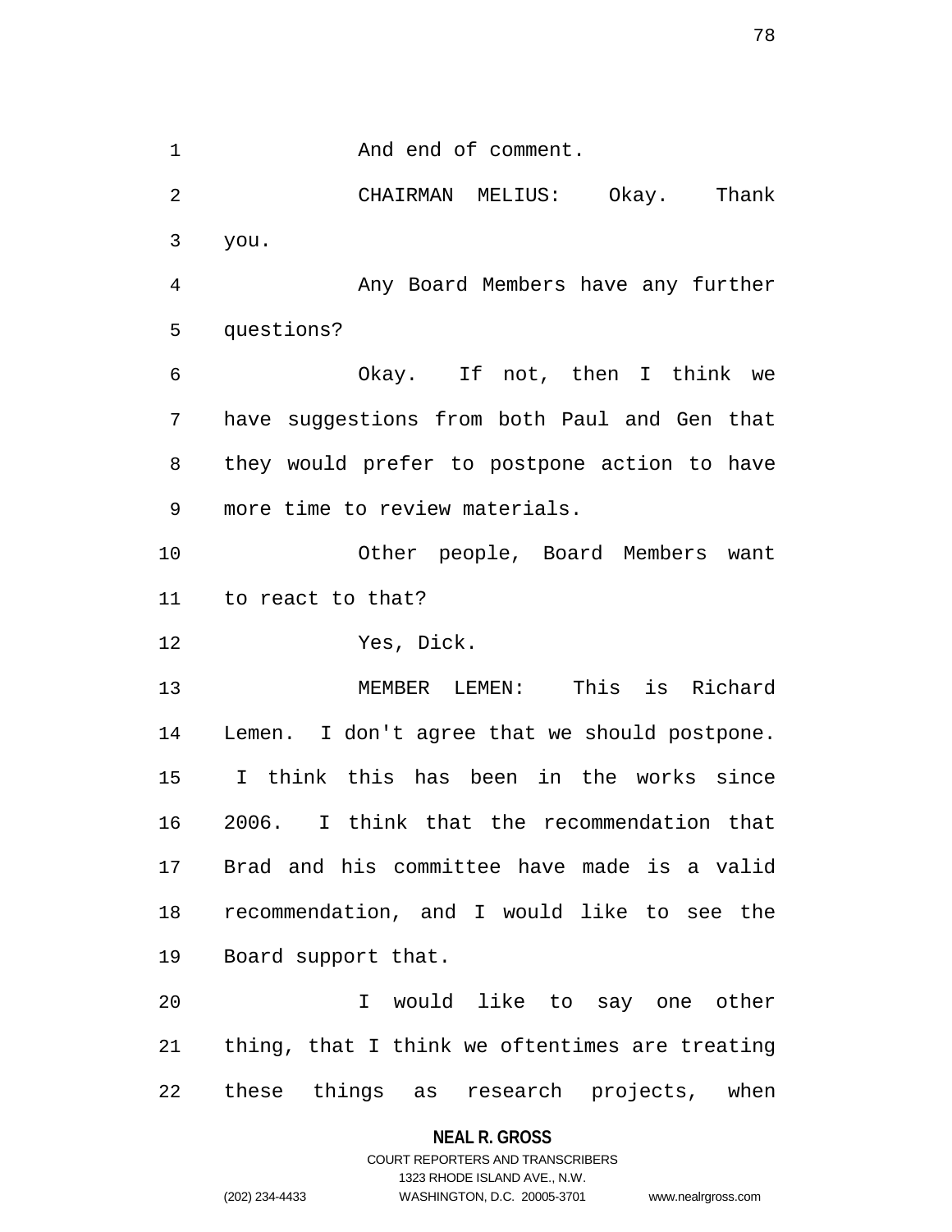And end of comment.

CHAIRMAN MELIUS: Okay. Thank you.

Any Board Members have any further questions?

Okay. If not, then I think we have suggestions from both Paul and Gen that they would prefer to postpone action to have more time to review materials.

Other people, Board Members want to react to that?

Yes, Dick.

MEMBER LEMEN: This is Richard Lemen. I don't agree that we should postpone. I think this has been in the works since 2006. I think that the recommendation that Brad and his committee have made is a valid recommendation, and I would like to see the Board support that.

I would like to say one other thing, that I think we oftentimes are treating these things as research projects, when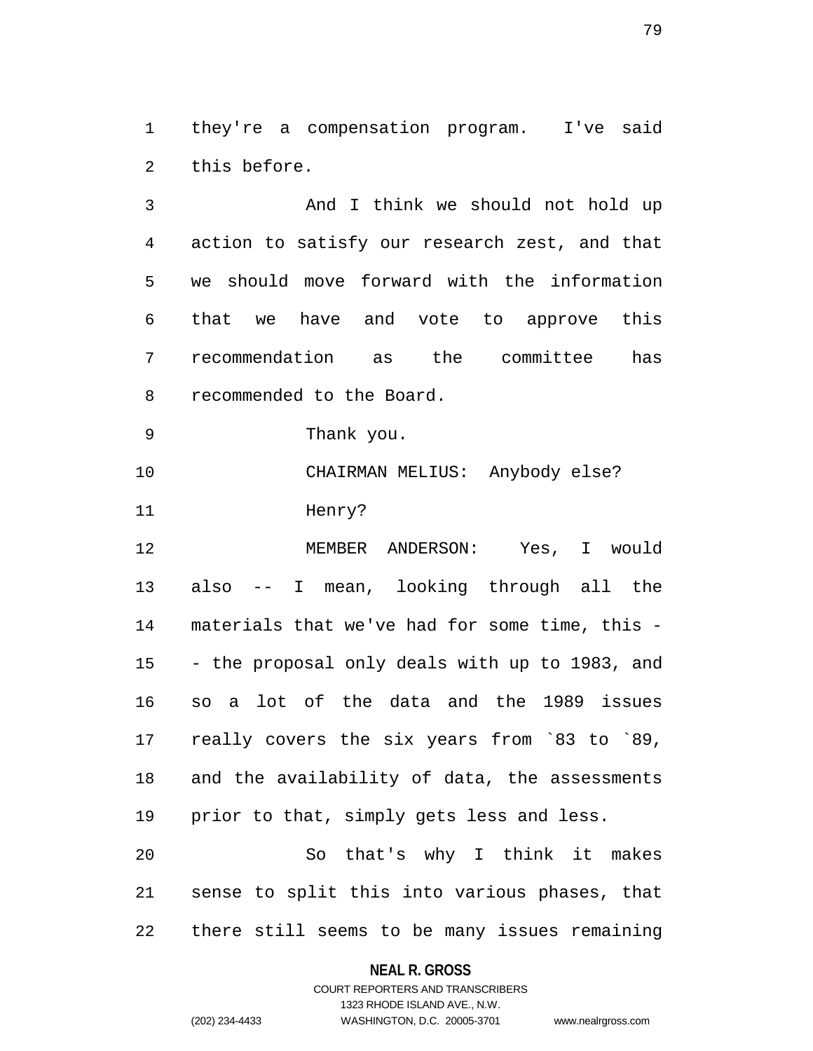they're a compensation program. I've said this before.

And I think we should not hold up action to satisfy our research zest, and that we should move forward with the information that we have and vote to approve this recommendation as the committee has recommended to the Board.

Thank you.

CHAIRMAN MELIUS: Anybody else?

Henry?

MEMBER ANDERSON: Yes, I would also -- I mean, looking through all the materials that we've had for some time, this -- the proposal only deals with up to 1983, and so a lot of the data and the 1989 issues really covers the six years from `83 to `89, and the availability of data, the assessments prior to that, simply gets less and less.

So that's why I think it makes sense to split this into various phases, that there still seems to be many issues remaining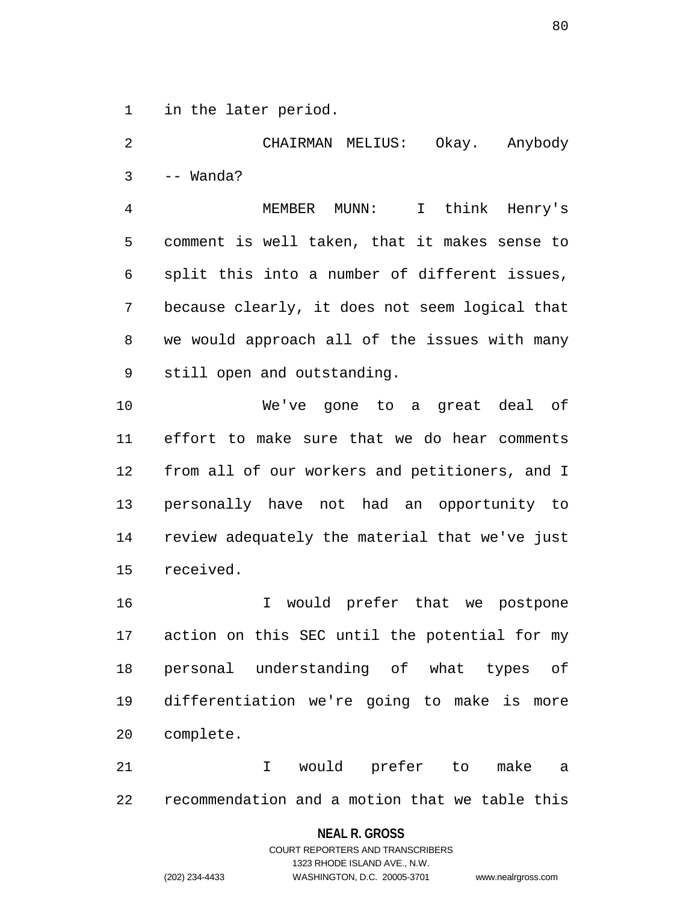in the later period.

CHAIRMAN MELIUS: Okay. Anybody -- Wanda?

MEMBER MUNN: I think Henry's comment is well taken, that it makes sense to split this into a number of different issues, because clearly, it does not seem logical that we would approach all of the issues with many still open and outstanding.

We've gone to a great deal of effort to make sure that we do hear comments from all of our workers and petitioners, and I personally have not had an opportunity to review adequately the material that we've just received.

I would prefer that we postpone action on this SEC until the potential for my personal understanding of what types of differentiation we're going to make is more complete.

I would prefer to make a recommendation and a motion that we table this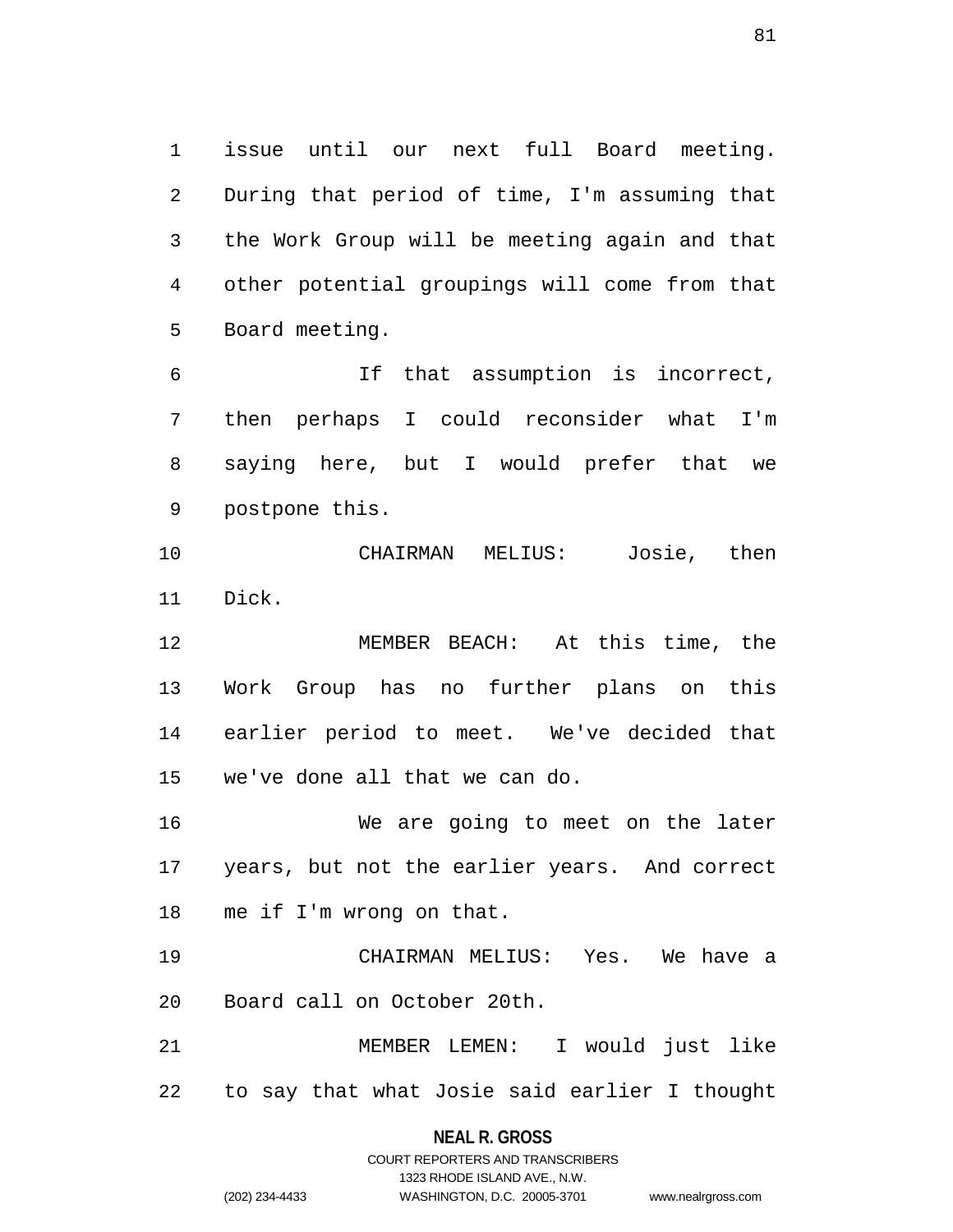issue until our next full Board meeting. During that period of time, I'm assuming that the Work Group will be meeting again and that other potential groupings will come from that Board meeting.

If that assumption is incorrect, then perhaps I could reconsider what I'm saying here, but I would prefer that we postpone this.

CHAIRMAN MELIUS: Josie, then Dick.

MEMBER BEACH: At this time, the Work Group has no further plans on this earlier period to meet. We've decided that we've done all that we can do.

We are going to meet on the later years, but not the earlier years. And correct me if I'm wrong on that.

CHAIRMAN MELIUS: Yes. We have a Board call on October 20th.

MEMBER LEMEN: I would just like to say that what Josie said earlier I thought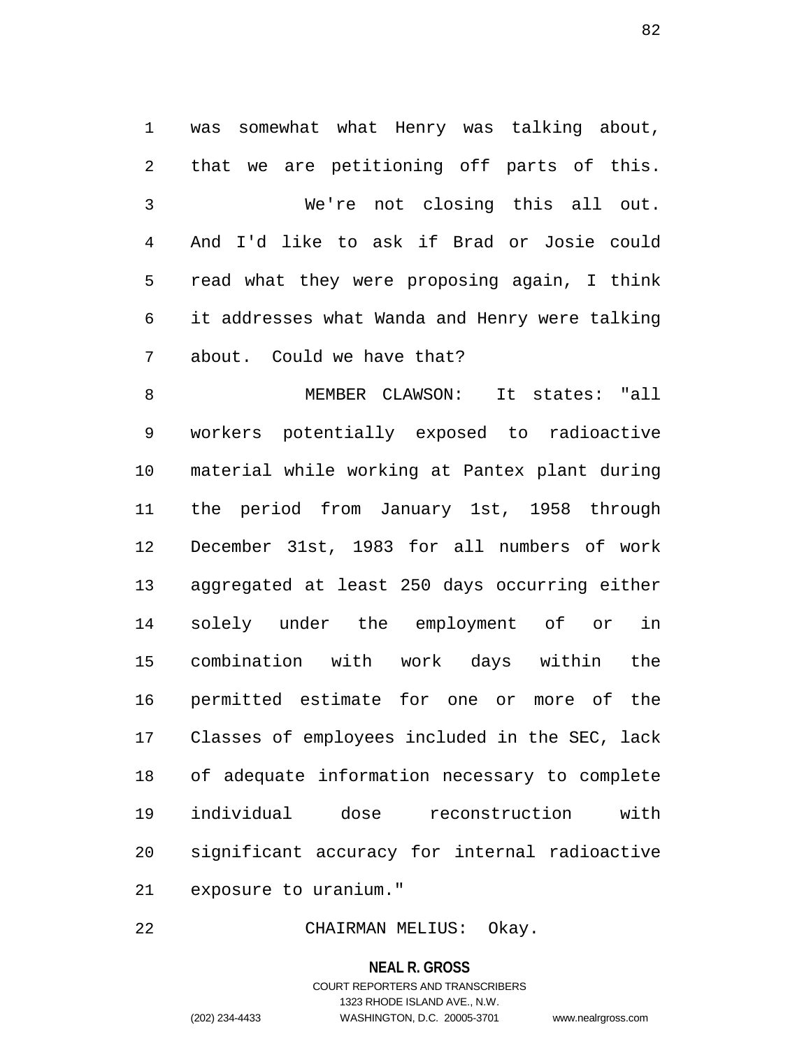was somewhat what Henry was talking about, that we are petitioning off parts of this.

We're not closing this all out. And I'd like to ask if Brad or Josie could read what they were proposing again, I think it addresses what Wanda and Henry were talking about. Could we have that?

MEMBER CLAWSON: It states: "all workers potentially exposed to radioactive material while working at Pantex plant during the period from January 1st, 1958 through December 31st, 1983 for all numbers of work aggregated at least 250 days occurring either solely under the employment of or in combination with work days within the permitted estimate for one or more of the Classes of employees included in the SEC, lack of adequate information necessary to complete individual dose reconstruction with significant accuracy for internal radioactive exposure to uranium."

CHAIRMAN MELIUS: Okay.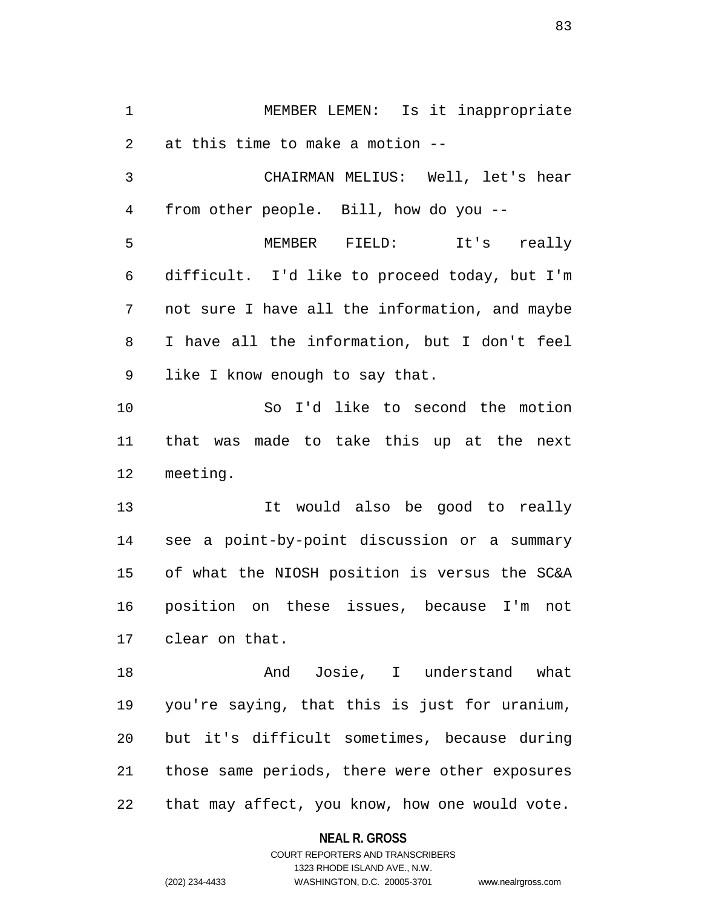MEMBER LEMEN: Is it inappropriate at this time to make a motion --

CHAIRMAN MELIUS: Well, let's hear from other people. Bill, how do you --

MEMBER FIELD: It's really difficult. I'd like to proceed today, but I'm not sure I have all the information, and maybe I have all the information, but I don't feel like I know enough to say that.

So I'd like to second the motion that was made to take this up at the next meeting.

It would also be good to really see a point-by-point discussion or a summary of what the NIOSH position is versus the SC&A position on these issues, because I'm not clear on that.

And Josie, I understand what you're saying, that this is just for uranium, but it's difficult sometimes, because during those same periods, there were other exposures that may affect, you know, how one would vote.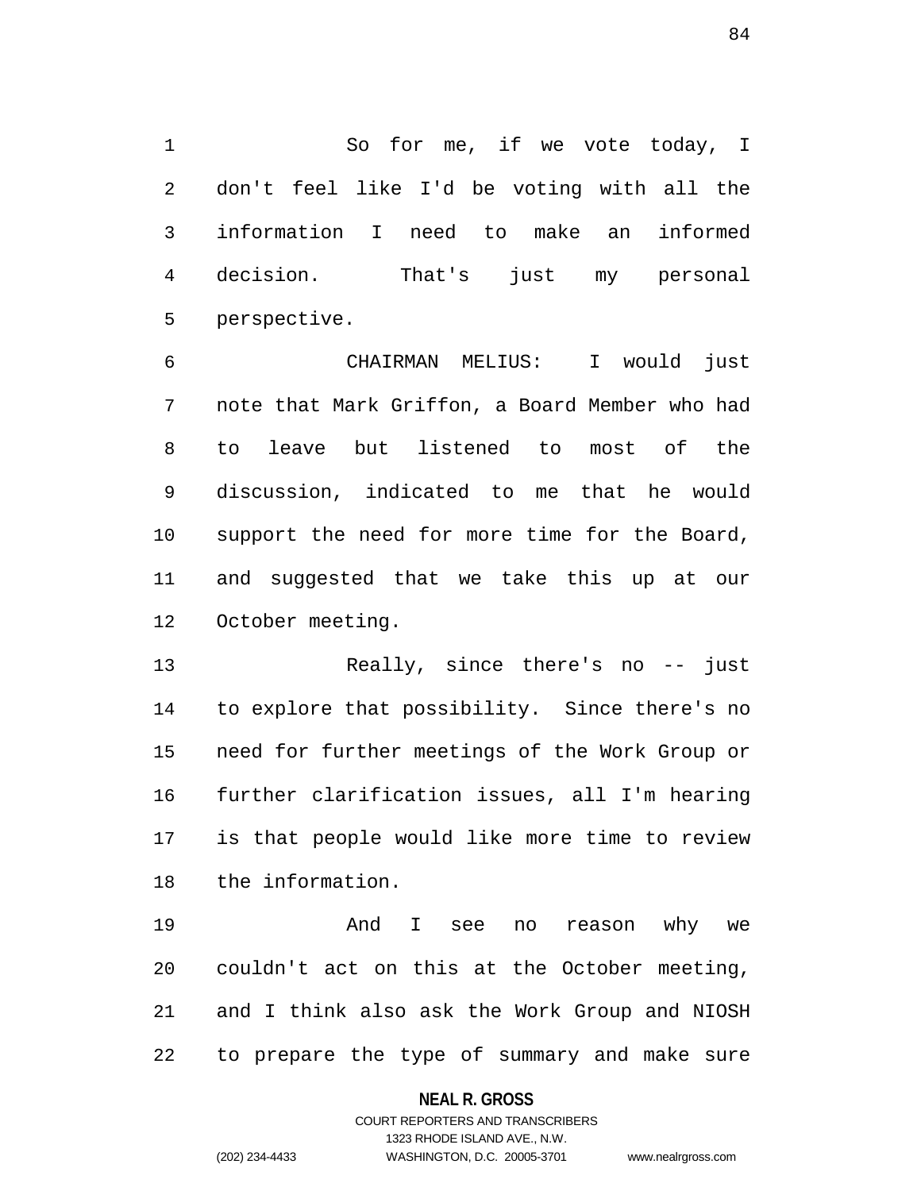So for me, if we vote today, I don't feel like I'd be voting with all the information I need to make an informed decision. That's just my personal perspective.

CHAIRMAN MELIUS: I would just note that Mark Griffon, a Board Member who had to leave but listened to most of the discussion, indicated to me that he would support the need for more time for the Board, and suggested that we take this up at our October meeting.

Really, since there's no -- just to explore that possibility. Since there's no need for further meetings of the Work Group or further clarification issues, all I'm hearing is that people would like more time to review the information.

And I see no reason why we couldn't act on this at the October meeting, and I think also ask the Work Group and NIOSH to prepare the type of summary and make sure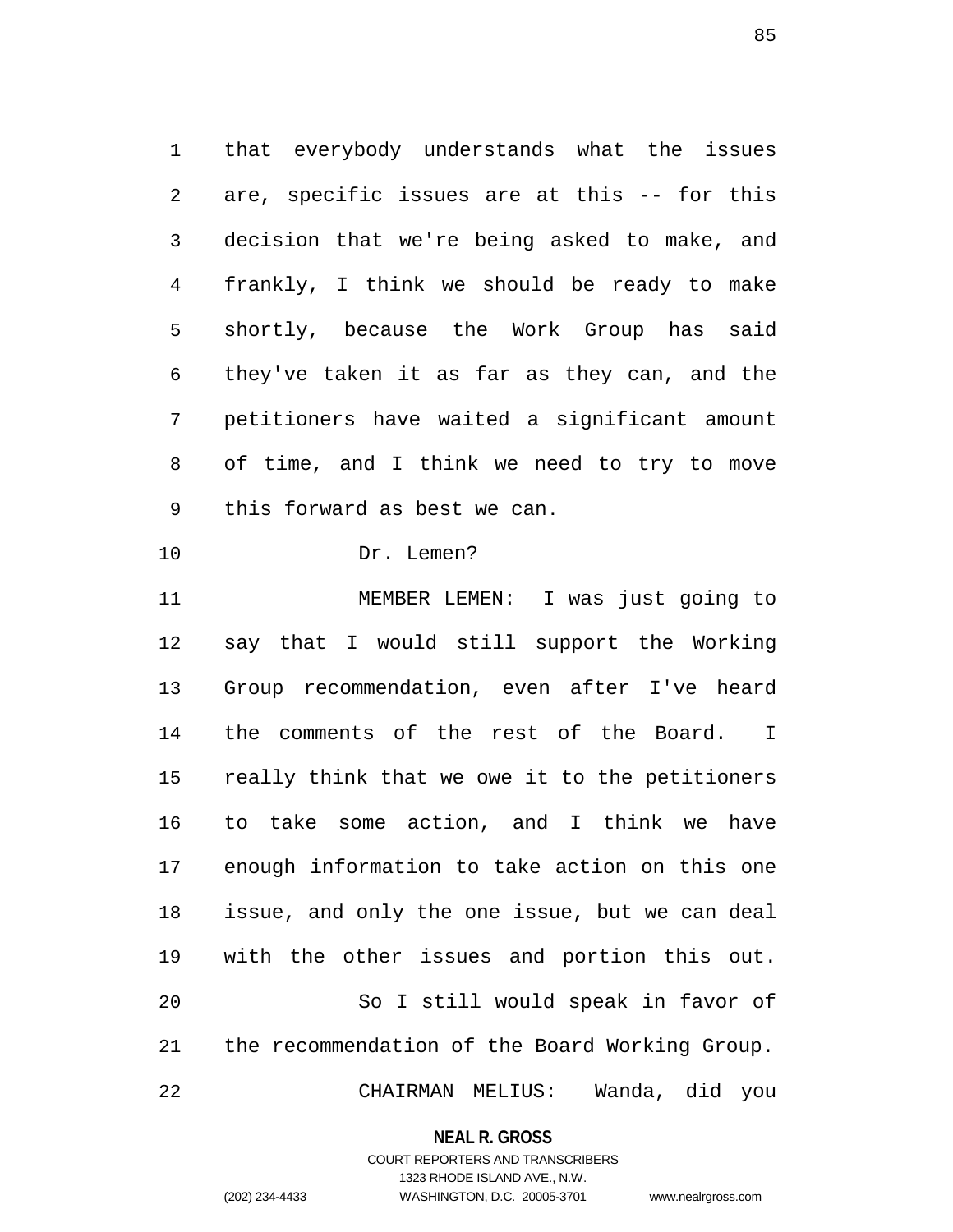that everybody understands what the issues are, specific issues are at this -- for this decision that we're being asked to make, and frankly, I think we should be ready to make shortly, because the Work Group has said they've taken it as far as they can, and the petitioners have waited a significant amount of time, and I think we need to try to move this forward as best we can.

Dr. Lemen?

MEMBER LEMEN: I was just going to say that I would still support the Working Group recommendation, even after I've heard the comments of the rest of the Board. I really think that we owe it to the petitioners to take some action, and I think we have enough information to take action on this one issue, and only the one issue, but we can deal with the other issues and portion this out.

So I still would speak in favor of the recommendation of the Board Working Group.

CHAIRMAN MELIUS: Wanda, did you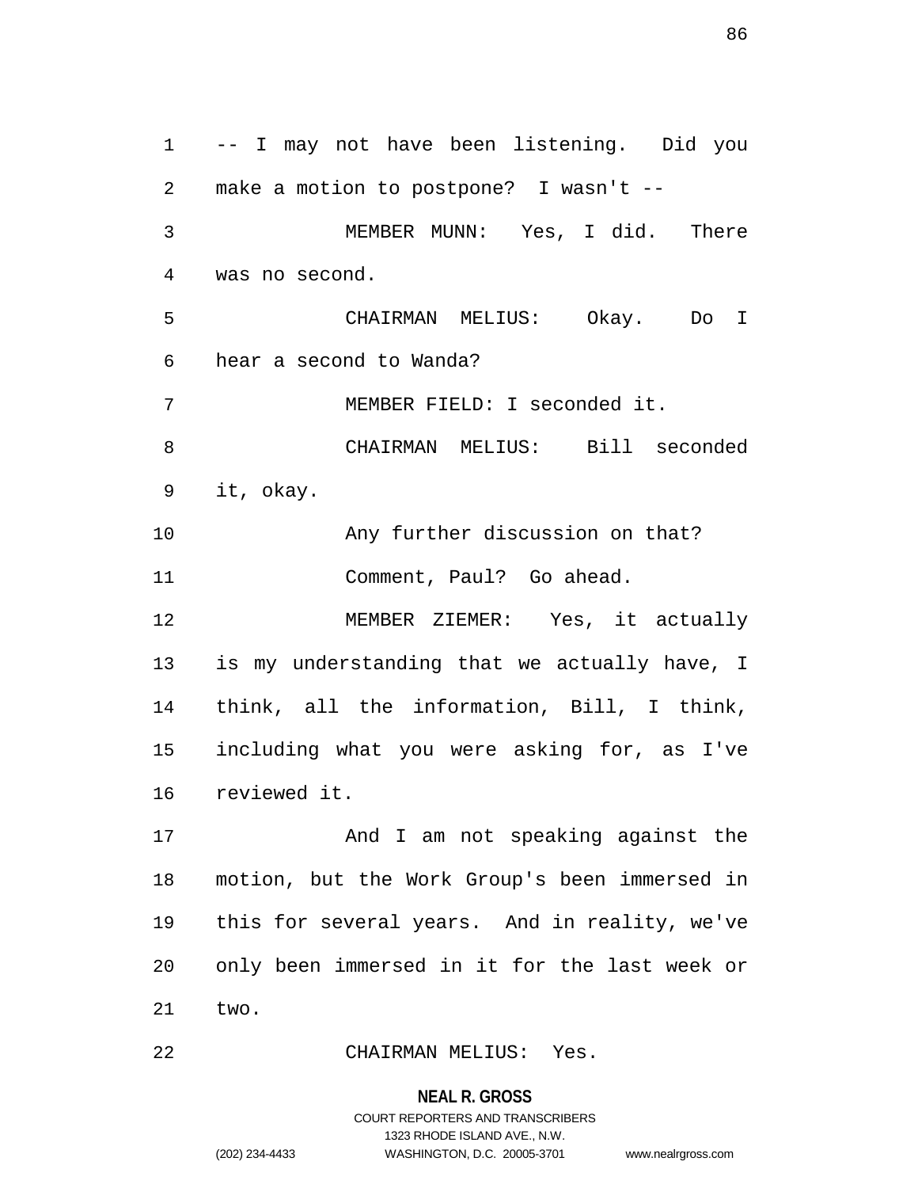-- I may not have been listening. Did you make a motion to postpone? I wasn't --

MEMBER MUNN: Yes, I did. There was no second.

CHAIRMAN MELIUS: Okay. Do I hear a second to Wanda?

MEMBER FIELD: I seconded it.

CHAIRMAN MELIUS: Bill seconded it, okay.

Any further discussion on that?

Comment, Paul? Go ahead.

MEMBER ZIEMER: Yes, it actually is my understanding that we actually have, I think, all the information, Bill, I think, including what you were asking for, as I've reviewed it.

And I am not speaking against the motion, but the Work Group's been immersed in this for several years. And in reality, we've only been immersed in it for the last week or two.

CHAIRMAN MELIUS: Yes.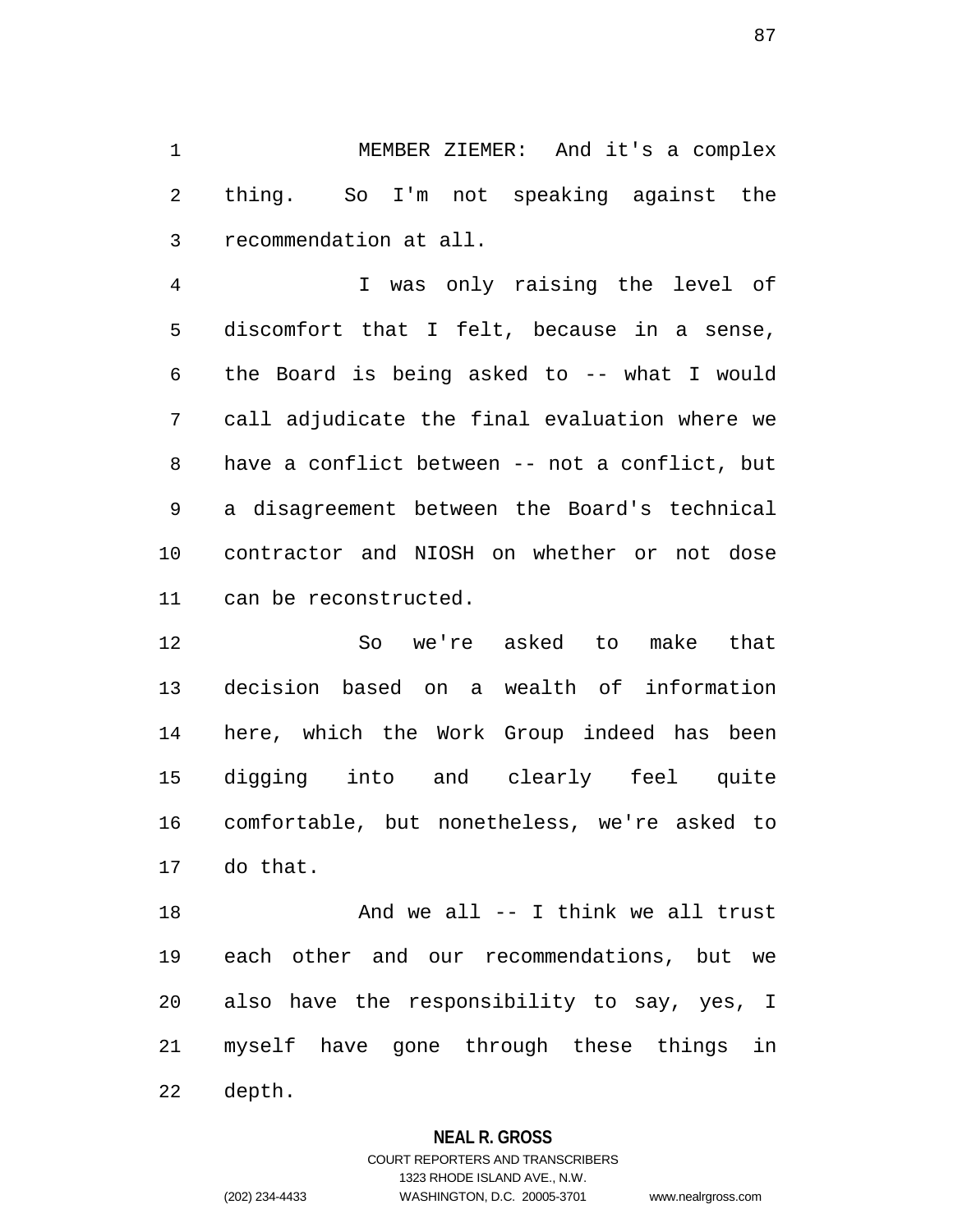MEMBER ZIEMER: And it's a complex thing. So I'm not speaking against the recommendation at all.

I was only raising the level of discomfort that I felt, because in a sense, the Board is being asked to -- what I would call adjudicate the final evaluation where we have a conflict between -- not a conflict, but a disagreement between the Board's technical contractor and NIOSH on whether or not dose can be reconstructed.

So we're asked to make that decision based on a wealth of information here, which the Work Group indeed has been digging into and clearly feel quite comfortable, but nonetheless, we're asked to do that.

And we all -- I think we all trust each other and our recommendations, but we also have the responsibility to say, yes, I myself have gone through these things in depth.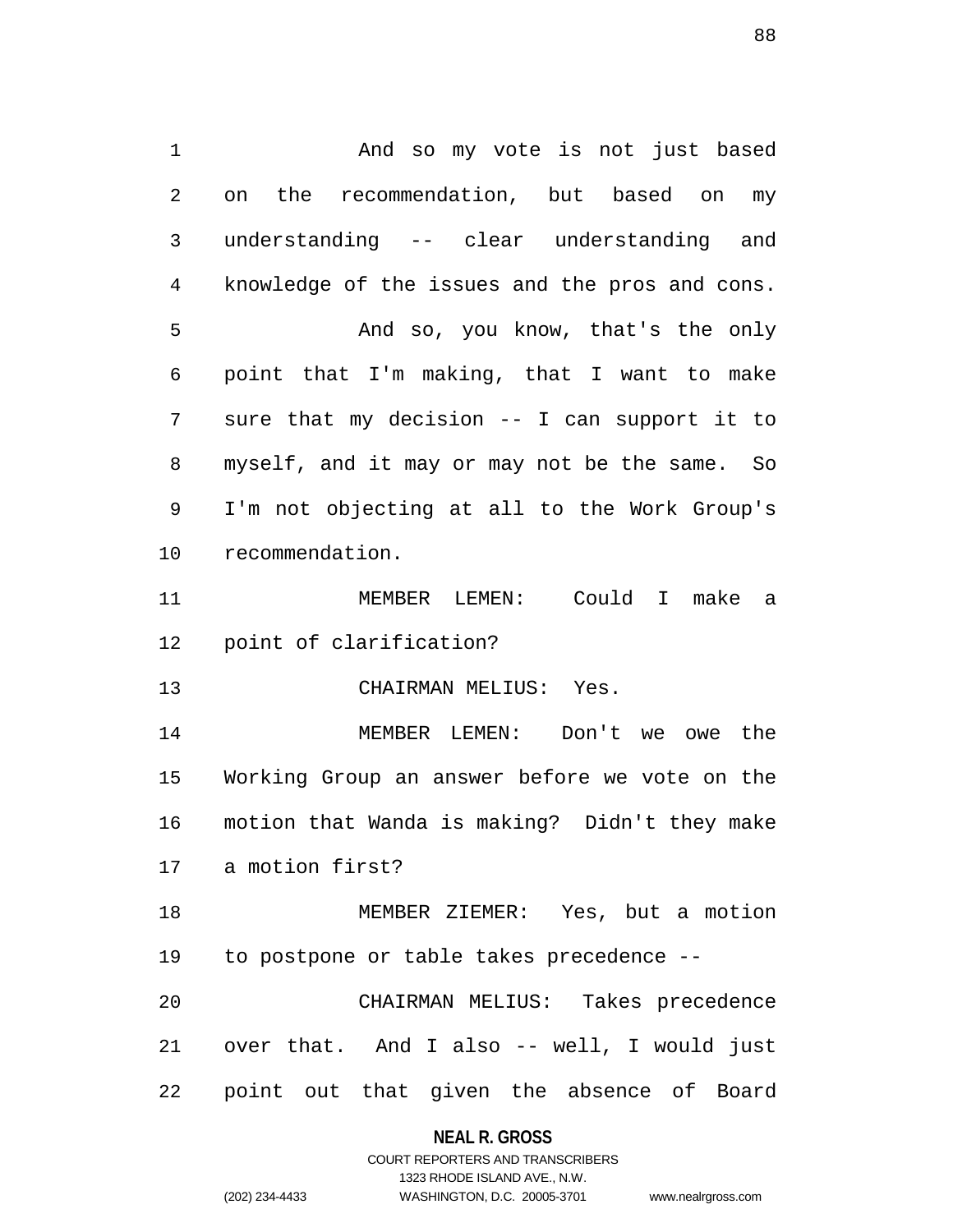And so my vote is not just based on the recommendation, but based on my understanding -- clear understanding and knowledge of the issues and the pros and cons.

And so, you know, that's the only point that I'm making, that I want to make sure that my decision -- I can support it to myself, and it may or may not be the same. So I'm not objecting at all to the Work Group's recommendation.

MEMBER LEMEN: Could I make a point of clarification?

CHAIRMAN MELIUS: Yes.

MEMBER LEMEN: Don't we owe the Working Group an answer before we vote on the motion that Wanda is making? Didn't they make a motion first?

MEMBER ZIEMER: Yes, but a motion to postpone or table takes precedence --

CHAIRMAN MELIUS: Takes precedence over that. And I also -- well, I would just point out that given the absence of Board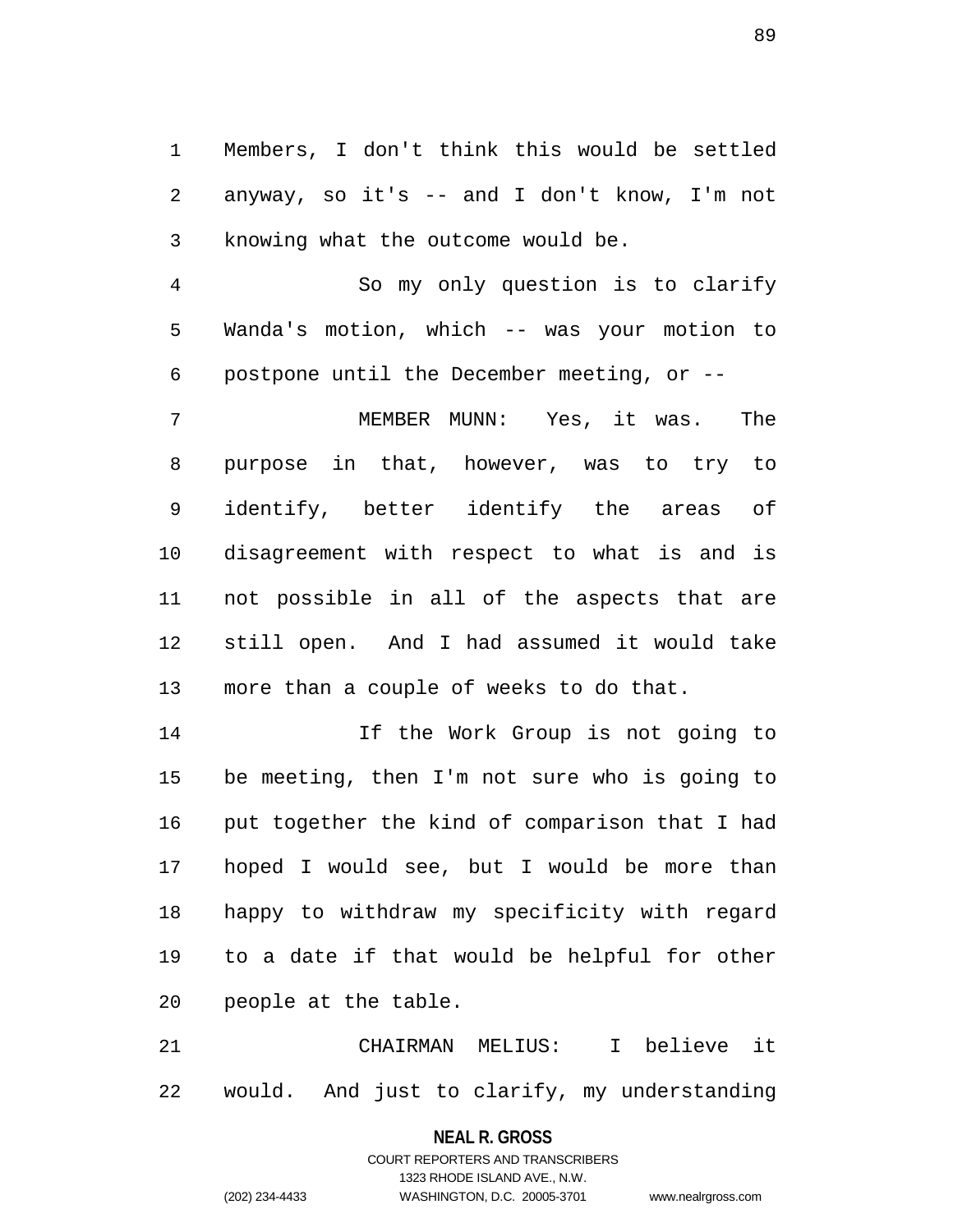Members, I don't think this would be settled anyway, so it's -- and I don't know, I'm not knowing what the outcome would be.

So my only question is to clarify Wanda's motion, which -- was your motion to postpone until the December meeting, or --

MEMBER MUNN: Yes, it was. The purpose in that, however, was to try to identify, better identify the areas of disagreement with respect to what is and is not possible in all of the aspects that are still open. And I had assumed it would take more than a couple of weeks to do that.

If the Work Group is not going to be meeting, then I'm not sure who is going to put together the kind of comparison that I had hoped I would see, but I would be more than happy to withdraw my specificity with regard to a date if that would be helpful for other people at the table.

CHAIRMAN MELIUS: I believe it would. And just to clarify, my understanding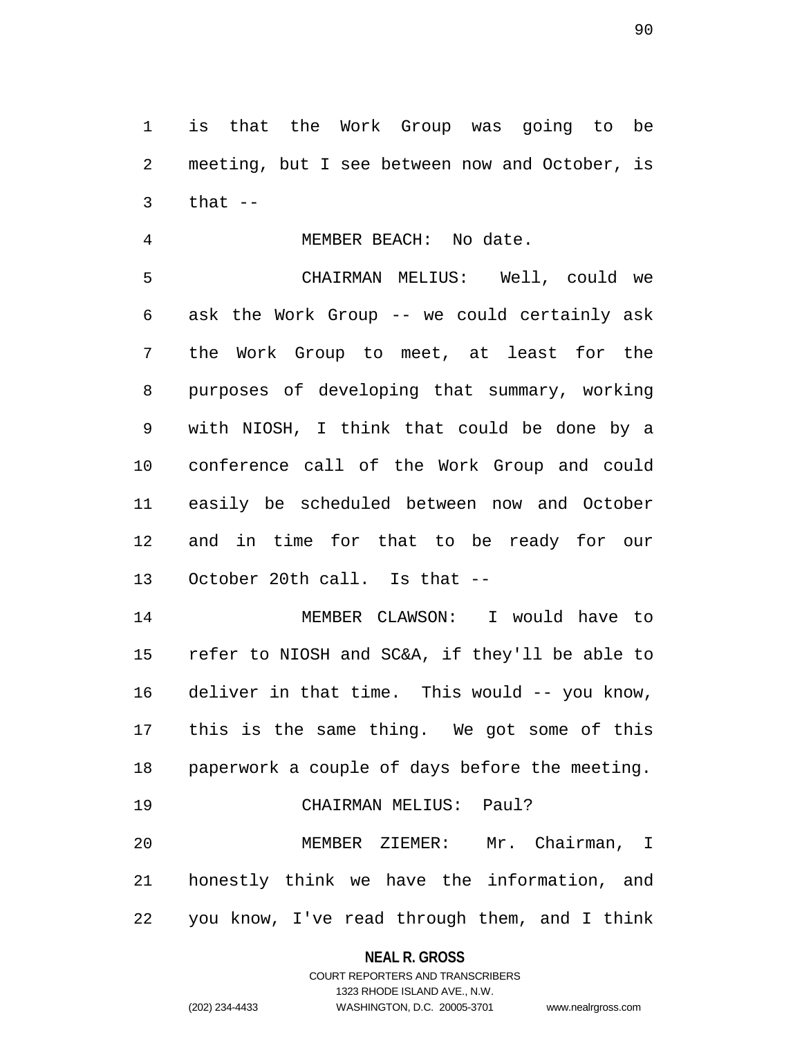is that the Work Group was going to be meeting, but I see between now and October, is that --

MEMBER BEACH: No date.

CHAIRMAN MELIUS: Well, could we ask the Work Group -- we could certainly ask the Work Group to meet, at least for the purposes of developing that summary, working with NIOSH, I think that could be done by a conference call of the Work Group and could easily be scheduled between now and October and in time for that to be ready for our October 20th call. Is that --

MEMBER CLAWSON: I would have to refer to NIOSH and SC&A, if they'll be able to deliver in that time. This would -- you know, this is the same thing. We got some of this paperwork a couple of days before the meeting.

CHAIRMAN MELIUS: Paul?

MEMBER ZIEMER: Mr. Chairman, I honestly think we have the information, and you know, I've read through them, and I think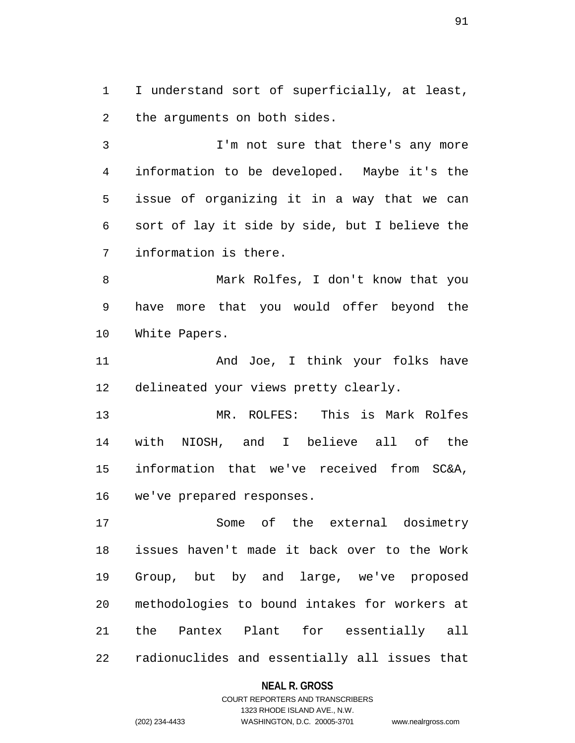I understand sort of superficially, at least, the arguments on both sides.

I'm not sure that there's any more information to be developed. Maybe it's the issue of organizing it in a way that we can sort of lay it side by side, but I believe the information is there.

Mark Rolfes, I don't know that you have more that you would offer beyond the White Papers.

And Joe, I think your folks have delineated your views pretty clearly.

MR. ROLFES: This is Mark Rolfes with NIOSH, and I believe all of the information that we've received from SC&A, we've prepared responses.

Some of the external dosimetry issues haven't made it back over to the Work Group, but by and large, we've proposed methodologies to bound intakes for workers at the Pantex Plant for essentially all radionuclides and essentially all issues that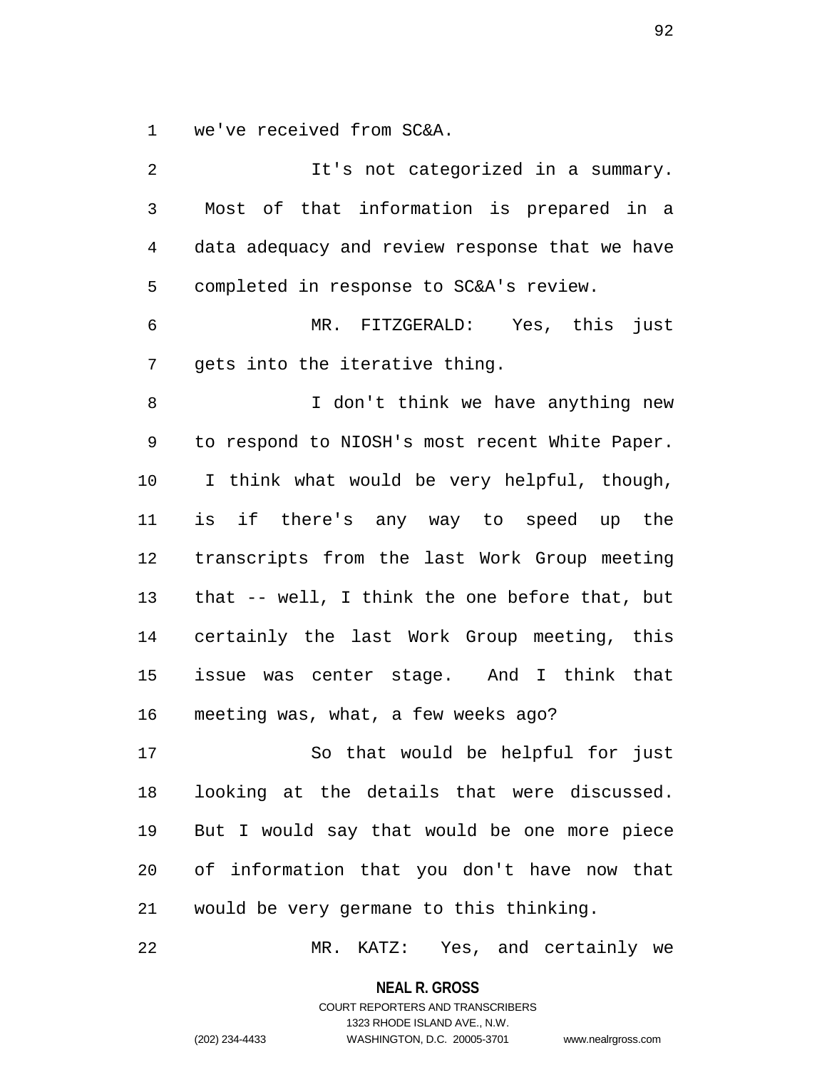we've received from SC&A.

It's not categorized in a summary. Most of that information is prepared in a data adequacy and review response that we have completed in response to SC&A's review.

MR. FITZGERALD: Yes, this just gets into the iterative thing.

I don't think we have anything new to respond to NIOSH's most recent White Paper. I think what would be very helpful, though, is if there's any way to speed up the transcripts from the last Work Group meeting that -- well, I think the one before that, but certainly the last Work Group meeting, this issue was center stage. And I think that meeting was, what, a few weeks ago?

So that would be helpful for just looking at the details that were discussed. But I would say that would be one more piece of information that you don't have now that would be very germane to this thinking.

MR. KATZ: Yes, and certainly we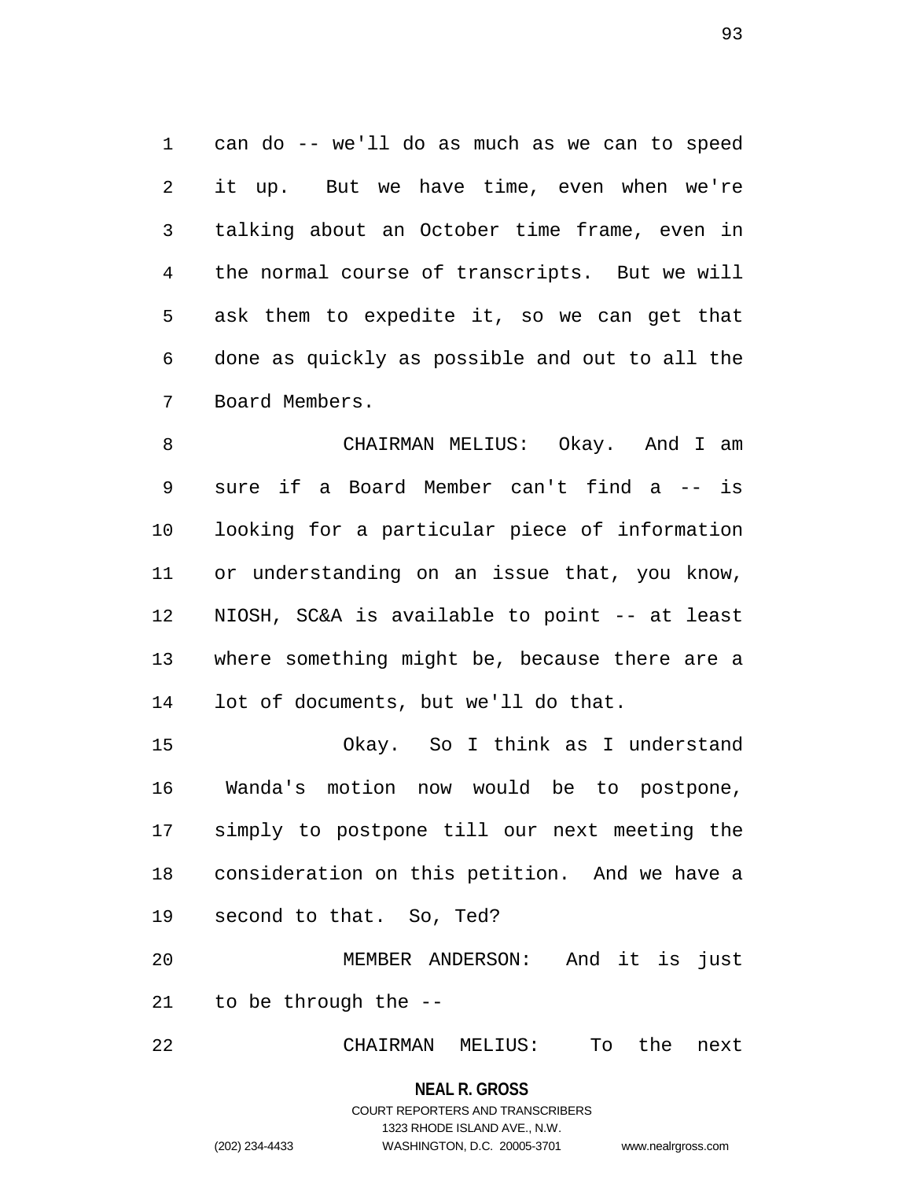can do -- we'll do as much as we can to speed it up. But we have time, even when we're talking about an October time frame, even in the normal course of transcripts. But we will ask them to expedite it, so we can get that done as quickly as possible and out to all the Board Members.

CHAIRMAN MELIUS: Okay. And I am sure if a Board Member can't find a -- is looking for a particular piece of information or understanding on an issue that, you know, NIOSH, SC&A is available to point -- at least where something might be, because there are a lot of documents, but we'll do that.

Okay. So I think as I understand Wanda's motion now would be to postpone, simply to postpone till our next meeting the consideration on this petition. And we have a second to that. So, Ted?

MEMBER ANDERSON: And it is just to be through the --

CHAIRMAN MELIUS: To the next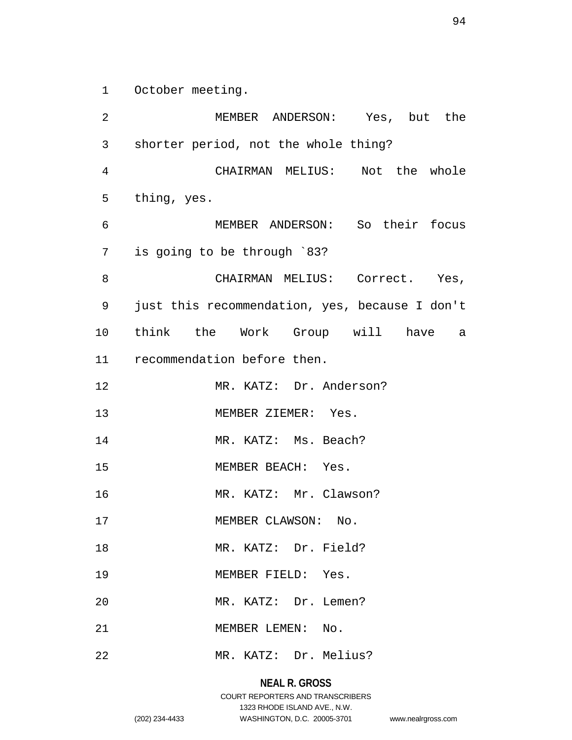October meeting.

MEMBER ANDERSON: Yes, but the shorter period, not the whole thing?

CHAIRMAN MELIUS: Not the whole thing, yes.

MEMBER ANDERSON: So their focus is going to be through `83?

CHAIRMAN MELIUS: Correct. Yes, just this recommendation, yes, because I don't think the Work Group will have a recommendation before then.

MR. KATZ: Dr. Anderson?

MEMBER ZIEMER: Yes.

MR. KATZ: Ms. Beach?

MEMBER BEACH: Yes.

MR. KATZ: Mr. Clawson?

MEMBER CLAWSON: No.

MR. KATZ: Dr. Field?

MEMBER FIELD: Yes.

MR. KATZ: Dr. Lemen?

MEMBER LEMEN: No.

MR. KATZ: Dr. Melius?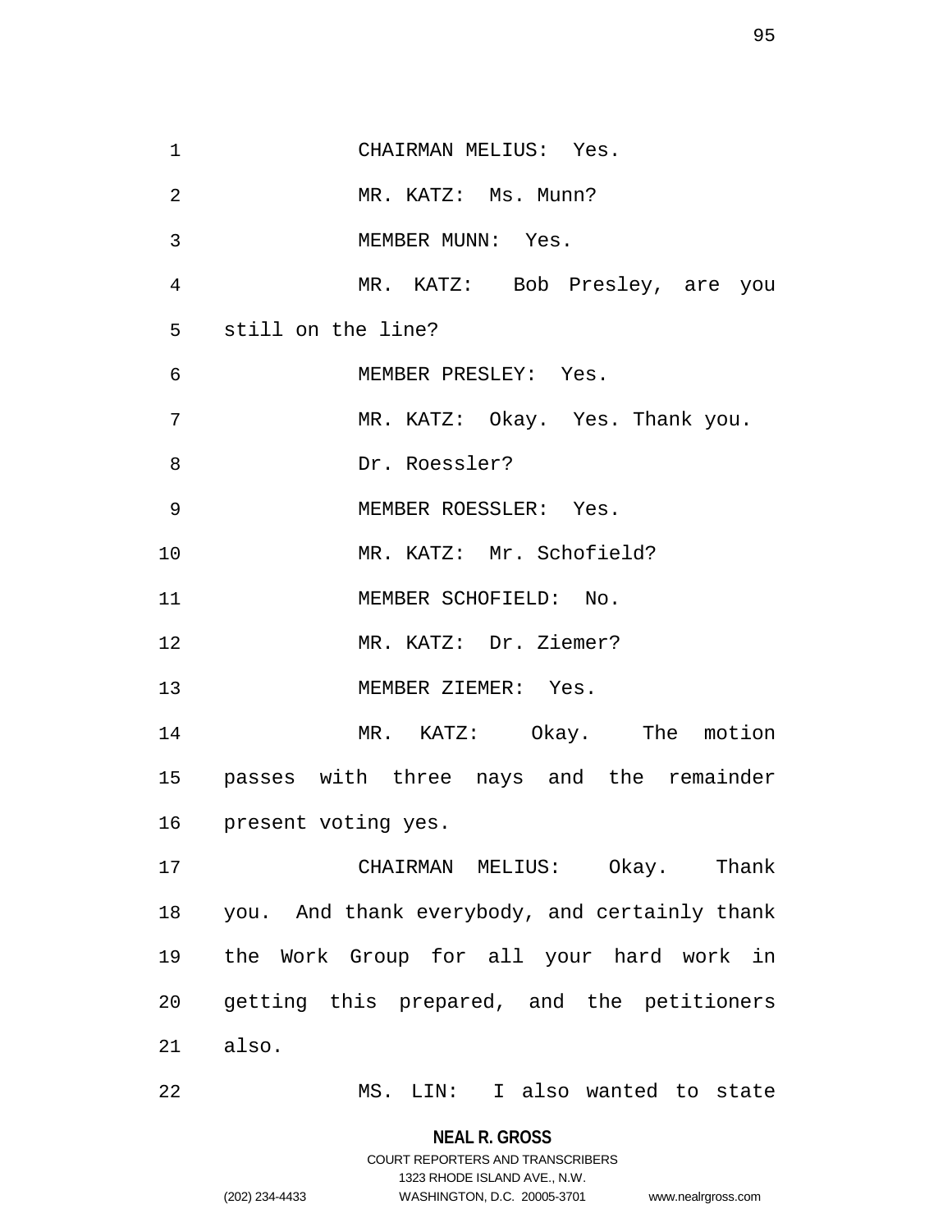CHAIRMAN MELIUS: Yes.

MR. KATZ: Ms. Munn?

MEMBER MUNN: Yes.

MR. KATZ: Bob Presley, are you still on the line?

MEMBER PRESLEY: Yes.

MR. KATZ: Okay. Yes. Thank you.

Dr. Roessler?

MEMBER ROESSLER: Yes.

MR. KATZ: Mr. Schofield?

MEMBER SCHOFIELD: No.

MR. KATZ: Dr. Ziemer?

MEMBER ZIEMER: Yes.

MR. KATZ: Okay. The motion passes with three nays and the remainder present voting yes.

CHAIRMAN MELIUS: Okay. Thank you. And thank everybody, and certainly thank the Work Group for all your hard work in getting this prepared, and the petitioners also.

MS. LIN: I also wanted to state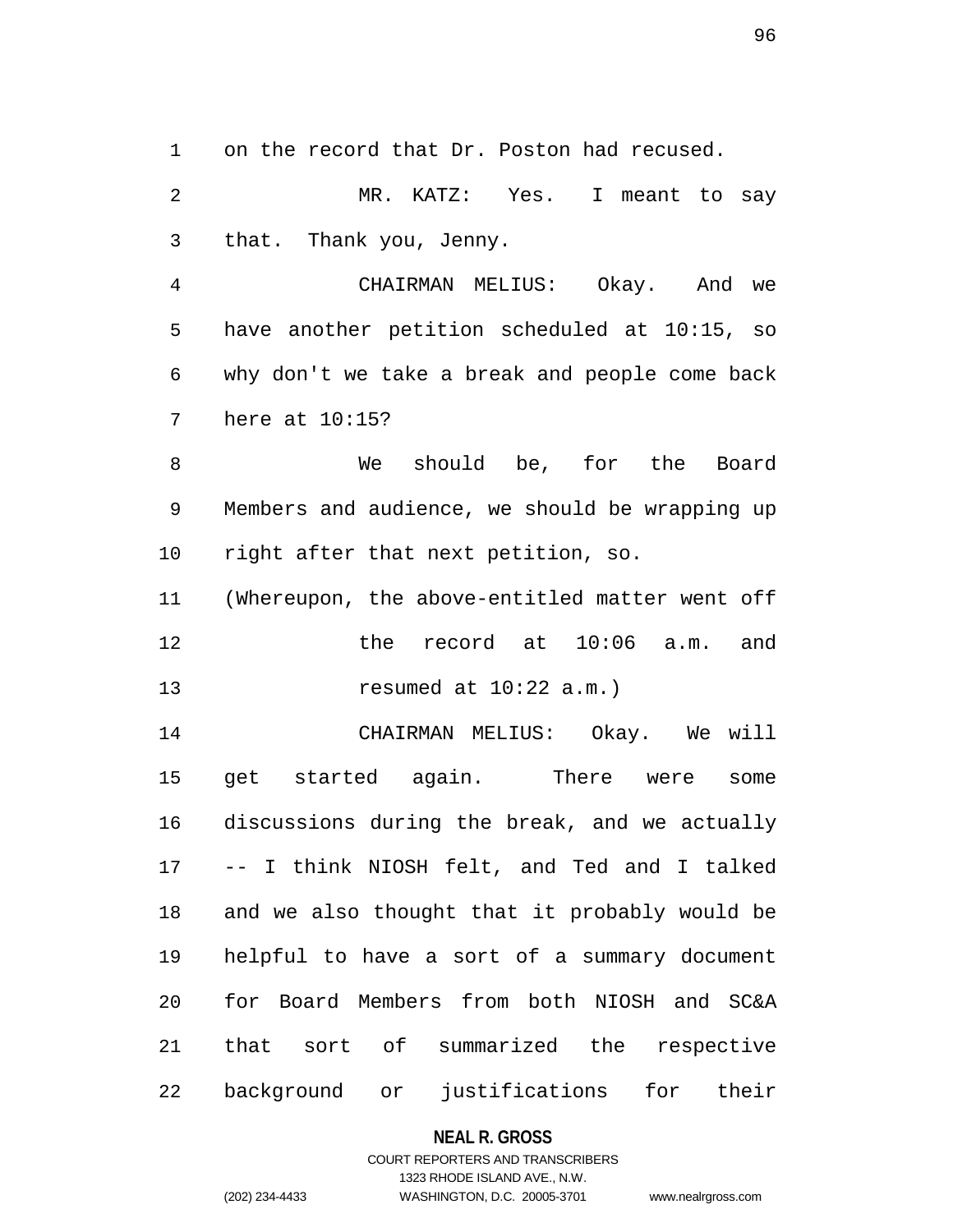on the record that Dr. Poston had recused.

MR. KATZ: Yes. I meant to say that. Thank you, Jenny.

CHAIRMAN MELIUS: Okay. And we have another petition scheduled at 10:15, so why don't we take a break and people come back here at 10:15?

We should be, for the Board Members and audience, we should be wrapping up right after that next petition, so.

(Whereupon, the above-entitled matter went off the record at 10:06 a.m. and resumed at 10:22 a.m.)

CHAIRMAN MELIUS: Okay. We will get started again. There were some discussions during the break, and we actually -- I think NIOSH felt, and Ted and I talked and we also thought that it probably would be helpful to have a sort of a summary document for Board Members from both NIOSH and SC&A that sort of summarized the respective background or justifications for their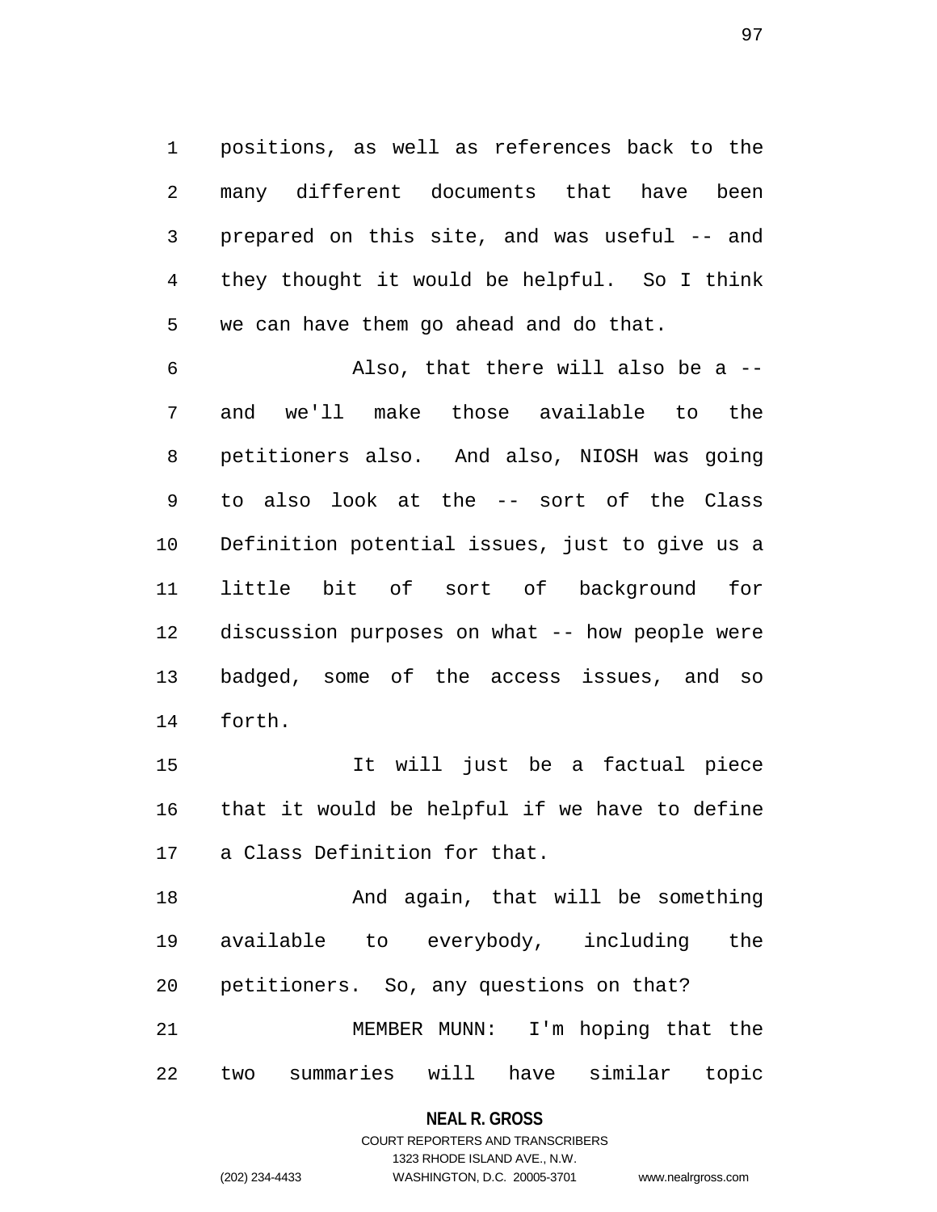positions, as well as references back to the many different documents that have been prepared on this site, and was useful -- and they thought it would be helpful. So I think we can have them go ahead and do that.

Also, that there will also be a -- and we'll make those available to the petitioners also. And also, NIOSH was going to also look at the -- sort of the Class Definition potential issues, just to give us a little bit of sort of background for discussion purposes on what -- how people were badged, some of the access issues, and so forth.

It will just be a factual piece that it would be helpful if we have to define a Class Definition for that.

And again, that will be something available to everybody, including the petitioners. So, any questions on that?

MEMBER MUNN: I'm hoping that the two summaries will have similar topic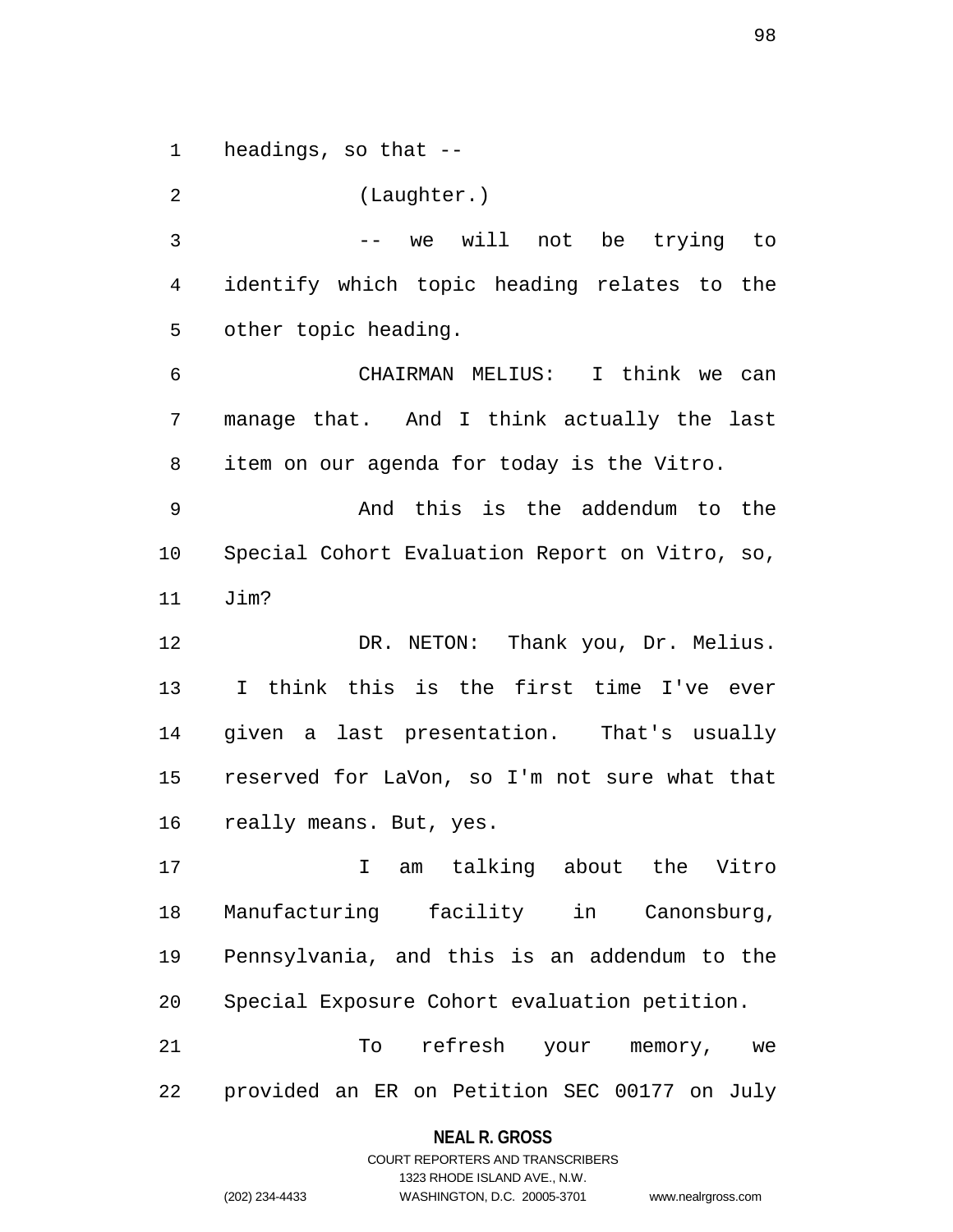headings, so that --

(Laughter.)

-- we will not be trying to identify which topic heading relates to the other topic heading.

CHAIRMAN MELIUS: I think we can manage that. And I think actually the last item on our agenda for today is the Vitro.

And this is the addendum to the Special Cohort Evaluation Report on Vitro, so, Jim?

DR. NETON: Thank you, Dr. Melius. I think this is the first time I've ever given a last presentation. That's usually reserved for LaVon, so I'm not sure what that really means. But, yes.

I am talking about the Vitro Manufacturing facility in Canonsburg, Pennsylvania, and this is an addendum to the Special Exposure Cohort evaluation petition.

To refresh your memory, we provided an ER on Petition SEC 00177 on July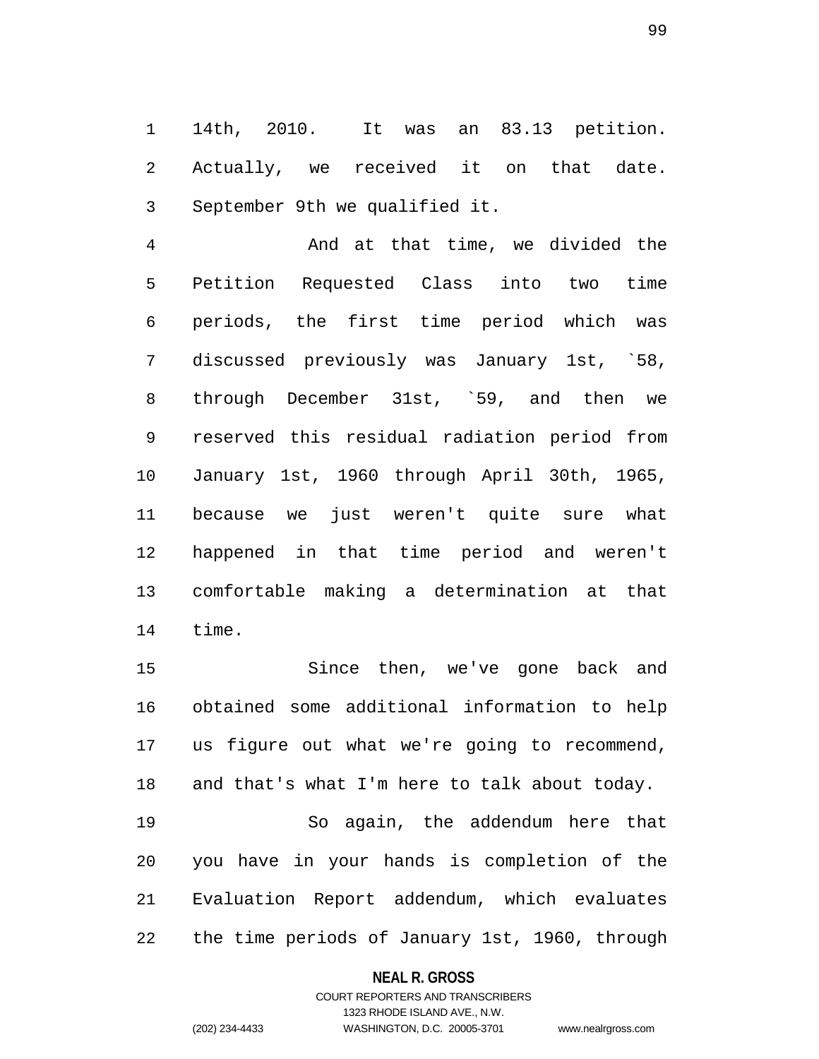14th, 2010. It was an 83.13 petition. Actually, we received it on that date. September 9th we qualified it.

And at that time, we divided the Petition Requested Class into two time periods, the first time period which was discussed previously was January 1st, `58, through December 31st, `59, and then we reserved this residual radiation period from January 1st, 1960 through April 30th, 1965, because we just weren't quite sure what happened in that time period and weren't comfortable making a determination at that time.

Since then, we've gone back and obtained some additional information to help us figure out what we're going to recommend, and that's what I'm here to talk about today.

So again, the addendum here that you have in your hands is completion of the Evaluation Report addendum, which evaluates the time periods of January 1st, 1960, through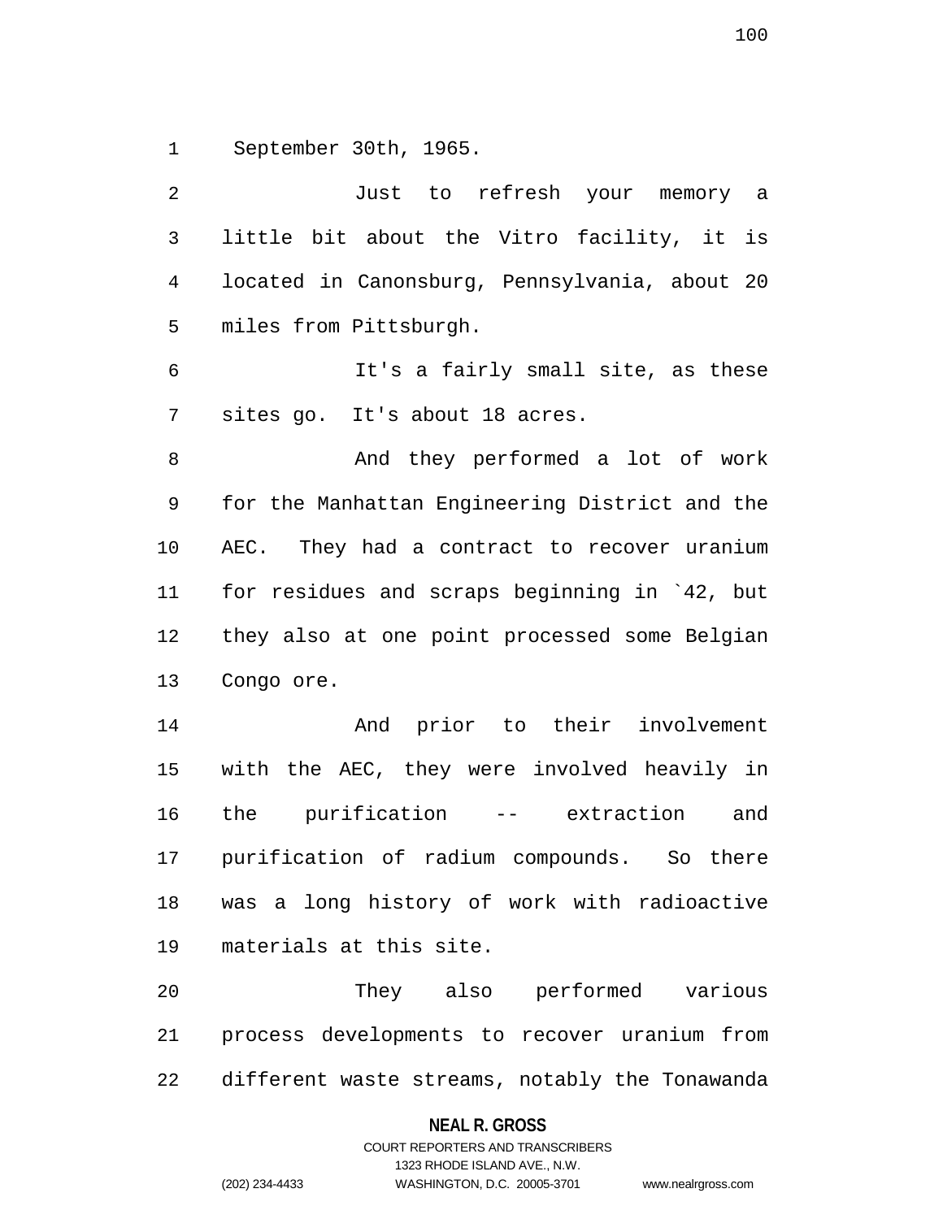September 30th, 1965.

Just to refresh your memory a little bit about the Vitro facility, it is located in Canonsburg, Pennsylvania, about 20 miles from Pittsburgh.

It's a fairly small site, as these sites go. It's about 18 acres.

And they performed a lot of work for the Manhattan Engineering District and the AEC. They had a contract to recover uranium for residues and scraps beginning in `42, but they also at one point processed some Belgian Congo ore.

And prior to their involvement with the AEC, they were involved heavily in the purification -- extraction and purification of radium compounds. So there was a long history of work with radioactive materials at this site.

They also performed various process developments to recover uranium from different waste streams, notably the Tonawanda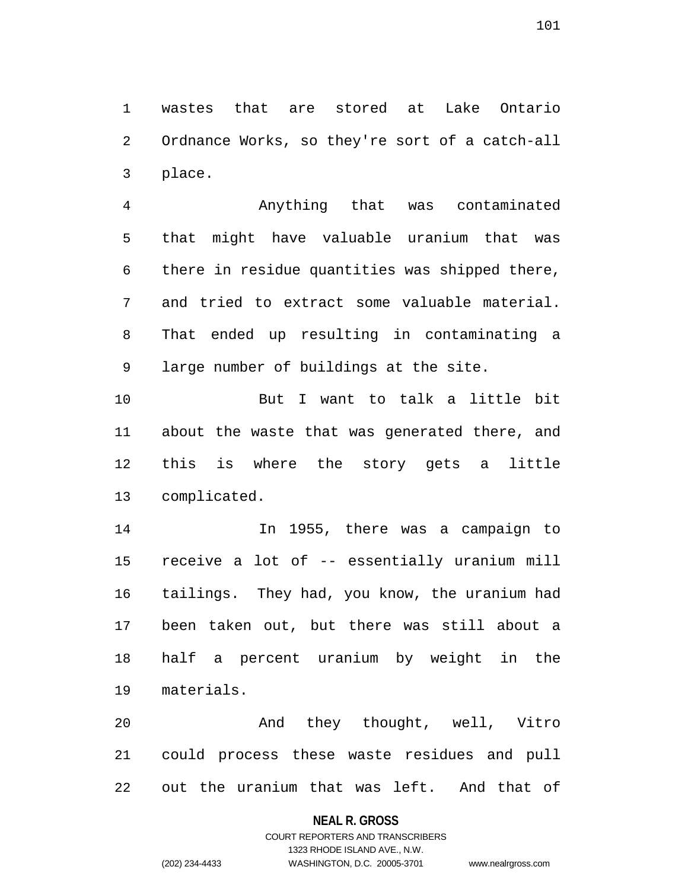wastes that are stored at Lake Ontario Ordnance Works, so they're sort of a catch-all place.

Anything that was contaminated that might have valuable uranium that was there in residue quantities was shipped there, and tried to extract some valuable material. That ended up resulting in contaminating a large number of buildings at the site.

But I want to talk a little bit about the waste that was generated there, and this is where the story gets a little complicated.

In 1955, there was a campaign to receive a lot of -- essentially uranium mill tailings. They had, you know, the uranium had been taken out, but there was still about a half a percent uranium by weight in the materials.

And they thought, well, Vitro could process these waste residues and pull out the uranium that was left. And that of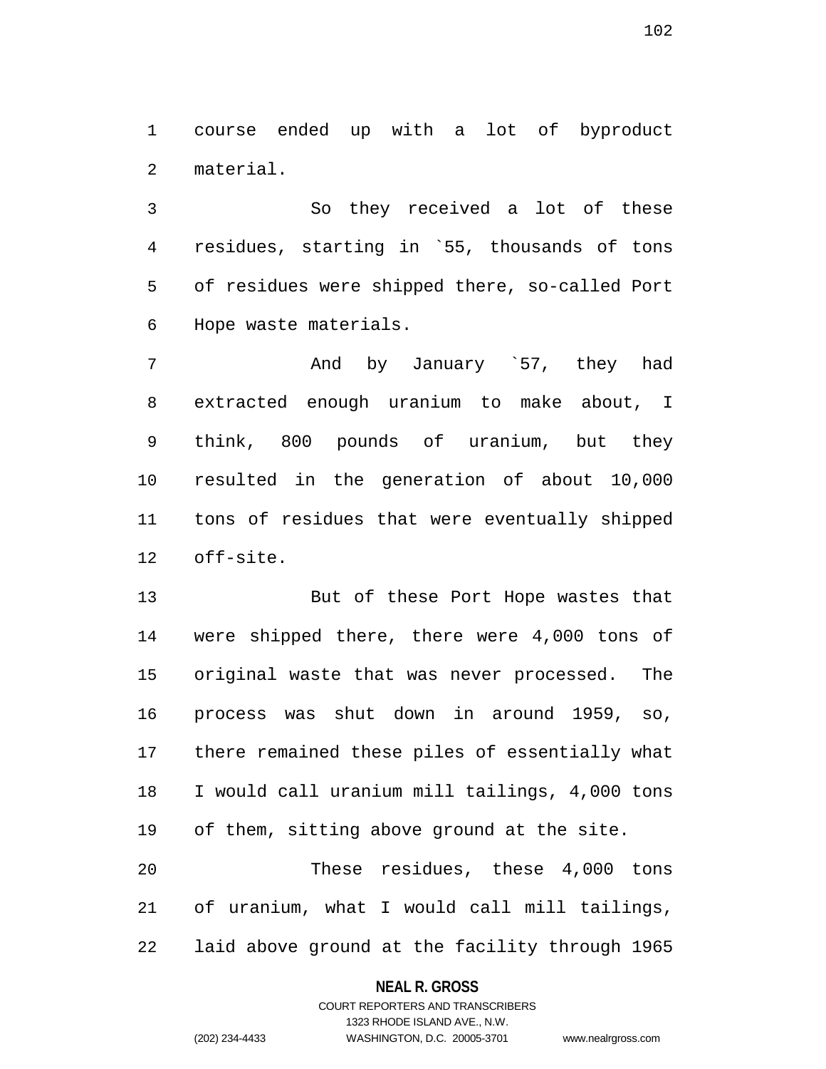course ended up with a lot of byproduct material.

So they received a lot of these residues, starting in `55, thousands of tons of residues were shipped there, so-called Port Hope waste materials.

And by January `57, they had extracted enough uranium to make about, I think, 800 pounds of uranium, but they resulted in the generation of about 10,000 tons of residues that were eventually shipped off-site.

But of these Port Hope wastes that were shipped there, there were 4,000 tons of original waste that was never processed. The process was shut down in around 1959, so, there remained these piles of essentially what I would call uranium mill tailings, 4,000 tons of them, sitting above ground at the site.

These residues, these 4,000 tons of uranium, what I would call mill tailings, laid above ground at the facility through 1965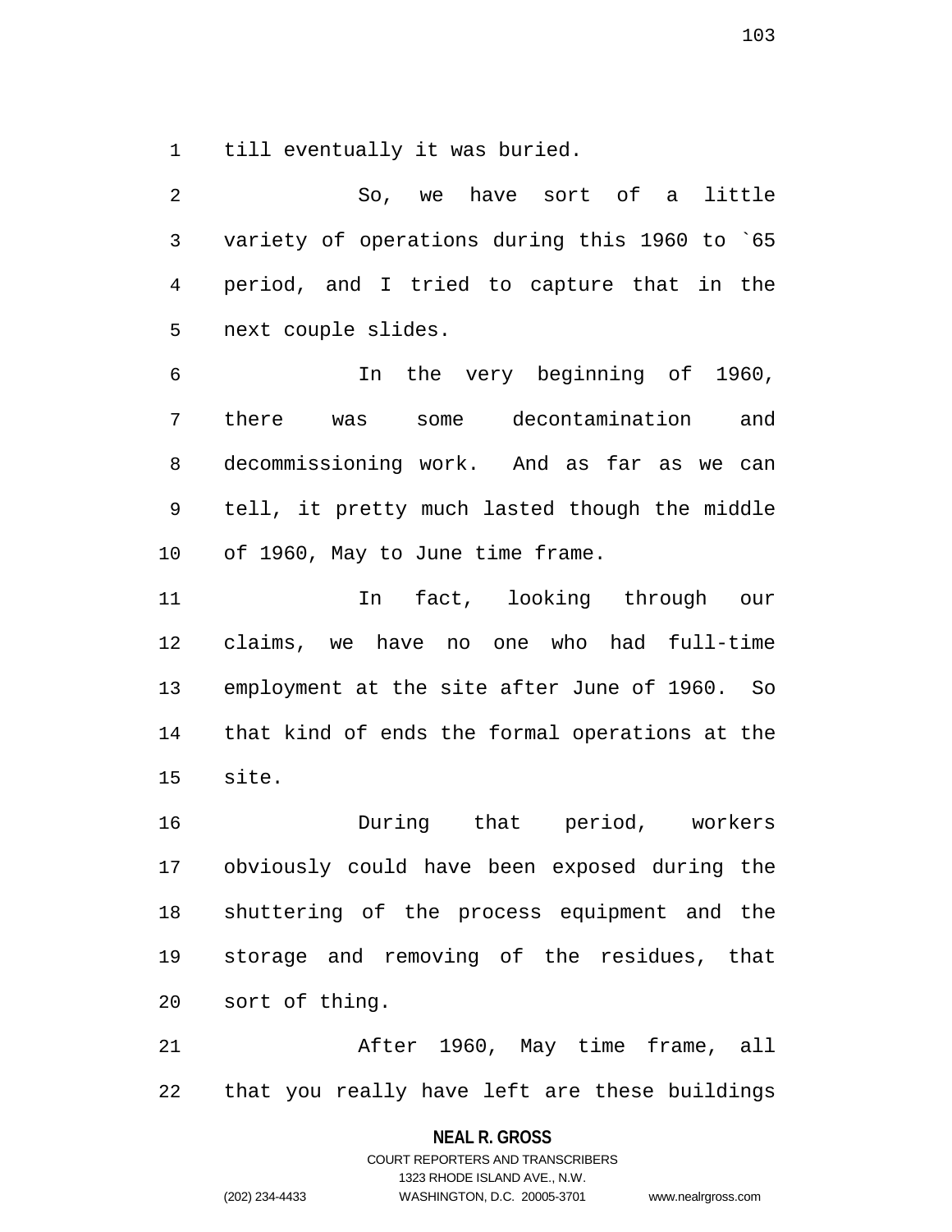till eventually it was buried.

So, we have sort of a little variety of operations during this 1960 to `65 period, and I tried to capture that in the next couple slides.

In the very beginning of 1960, there was some decontamination and decommissioning work. And as far as we can tell, it pretty much lasted though the middle of 1960, May to June time frame.

In fact, looking through our claims, we have no one who had full-time employment at the site after June of 1960. So that kind of ends the formal operations at the site.

During that period, workers obviously could have been exposed during the shuttering of the process equipment and the storage and removing of the residues, that sort of thing.

After 1960, May time frame, all that you really have left are these buildings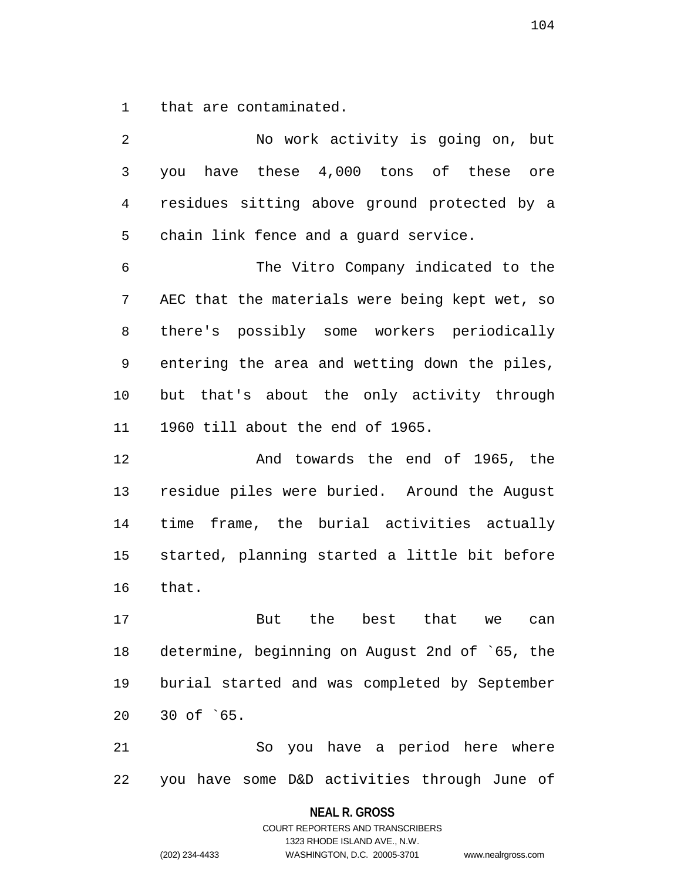that are contaminated.

No work activity is going on, but you have these 4,000 tons of these ore residues sitting above ground protected by a chain link fence and a guard service.

The Vitro Company indicated to the AEC that the materials were being kept wet, so there's possibly some workers periodically entering the area and wetting down the piles, but that's about the only activity through 1960 till about the end of 1965.

And towards the end of 1965, the residue piles were buried. Around the August time frame, the burial activities actually started, planning started a little bit before that.

But the best that we can determine, beginning on August 2nd of `65, the burial started and was completed by September 30 of `65.

So you have a period here where you have some D&D activities through June of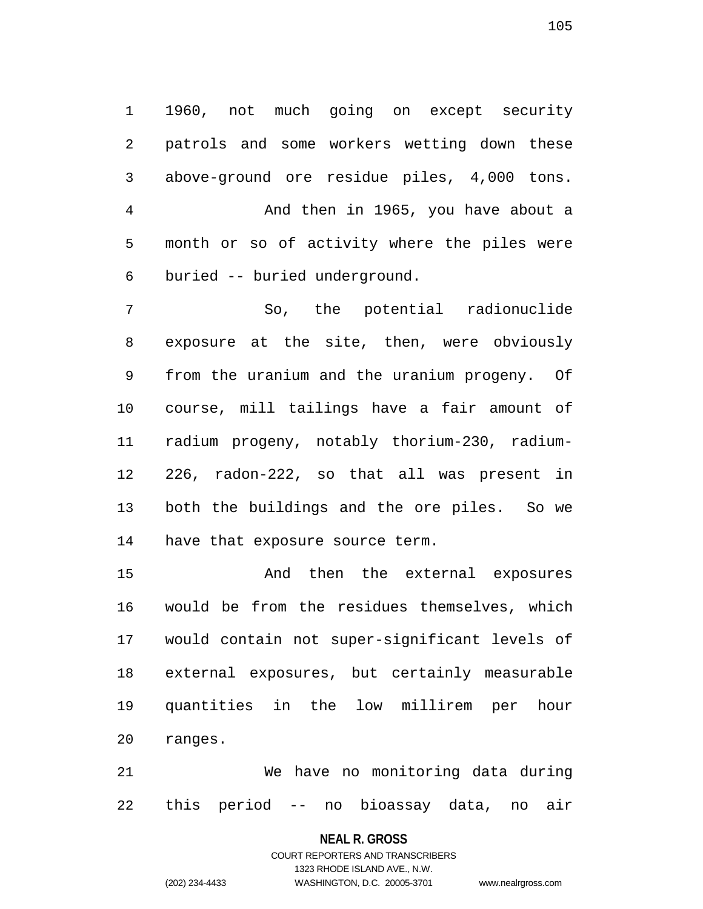1960, not much going on except security patrols and some workers wetting down these above-ground ore residue piles, 4,000 tons.

And then in 1965, you have about a month or so of activity where the piles were buried -- buried underground.

So, the potential radionuclide exposure at the site, then, were obviously from the uranium and the uranium progeny. Of course, mill tailings have a fair amount of radium progeny, notably thorium-230, radium-226, radon-222, so that all was present in both the buildings and the ore piles. So we have that exposure source term.

And then the external exposures would be from the residues themselves, which would contain not super-significant levels of external exposures, but certainly measurable quantities in the low millirem per hour ranges.

We have no monitoring data during this period -- no bioassay data, no air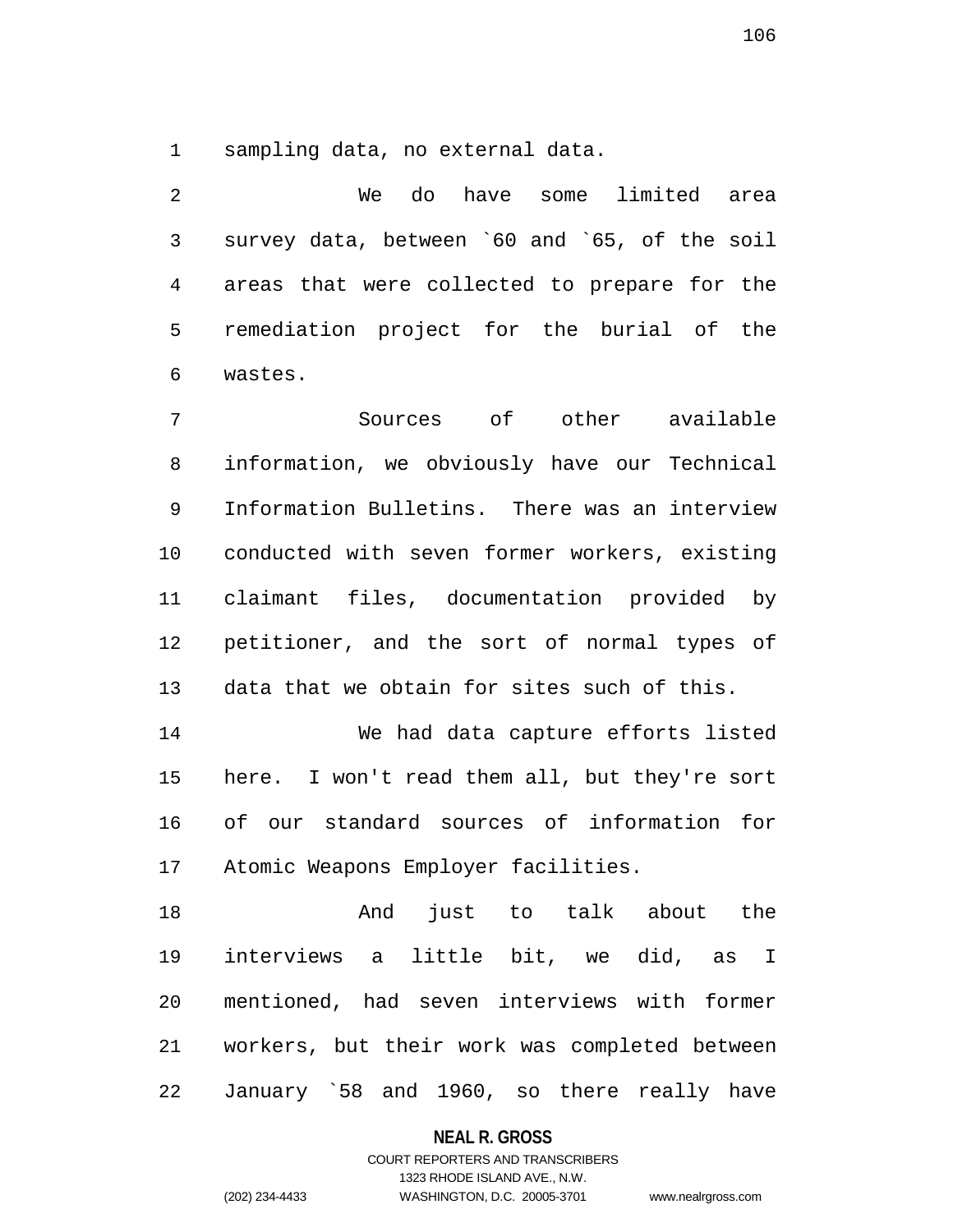sampling data, no external data.

We do have some limited area survey data, between `60 and `65, of the soil areas that were collected to prepare for the remediation project for the burial of the wastes.

Sources of other available information, we obviously have our Technical Information Bulletins. There was an interview conducted with seven former workers, existing claimant files, documentation provided by petitioner, and the sort of normal types of data that we obtain for sites such of this.

We had data capture efforts listed here. I won't read them all, but they're sort of our standard sources of information for Atomic Weapons Employer facilities.

And just to talk about the interviews a little bit, we did, as I mentioned, had seven interviews with former workers, but their work was completed between January `58 and 1960, so there really have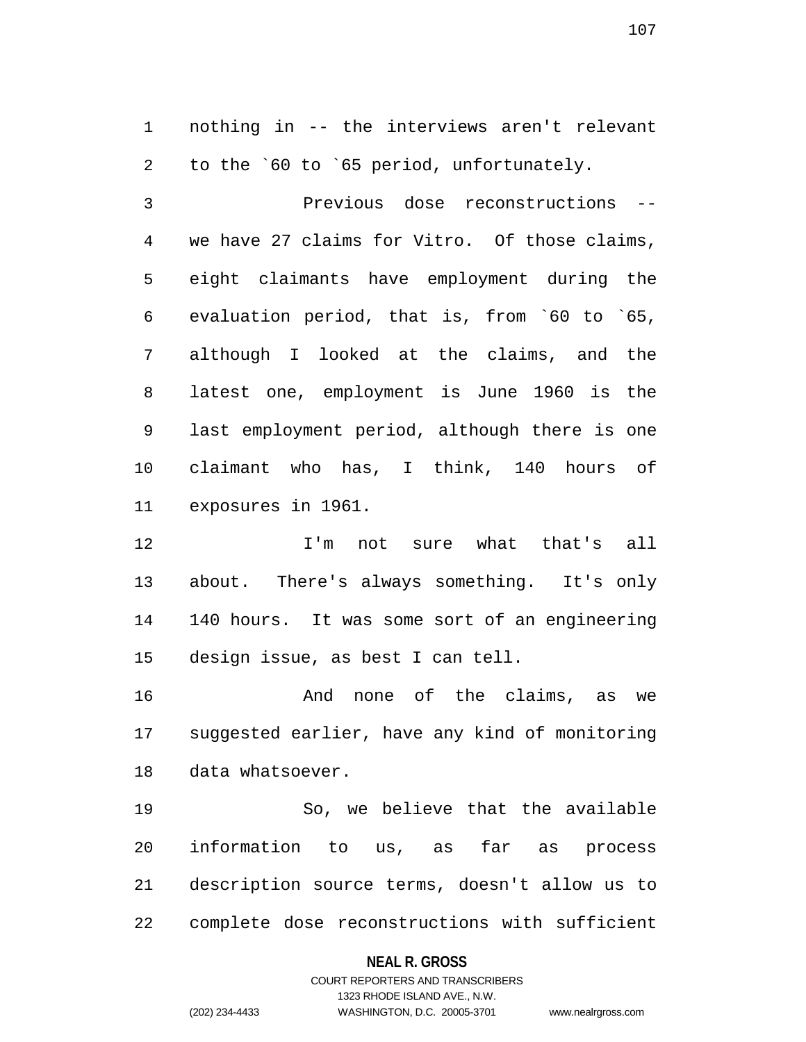nothing in -- the interviews aren't relevant to the `60 to `65 period, unfortunately.

Previous dose reconstructions -- we have 27 claims for Vitro. Of those claims, eight claimants have employment during the evaluation period, that is, from `60 to `65, although I looked at the claims, and the latest one, employment is June 1960 is the last employment period, although there is one claimant who has, I think, 140 hours of exposures in 1961.

I'm not sure what that's all about. There's always something. It's only 140 hours. It was some sort of an engineering design issue, as best I can tell.

And none of the claims, as we suggested earlier, have any kind of monitoring data whatsoever.

So, we believe that the available information to us, as far as process description source terms, doesn't allow us to complete dose reconstructions with sufficient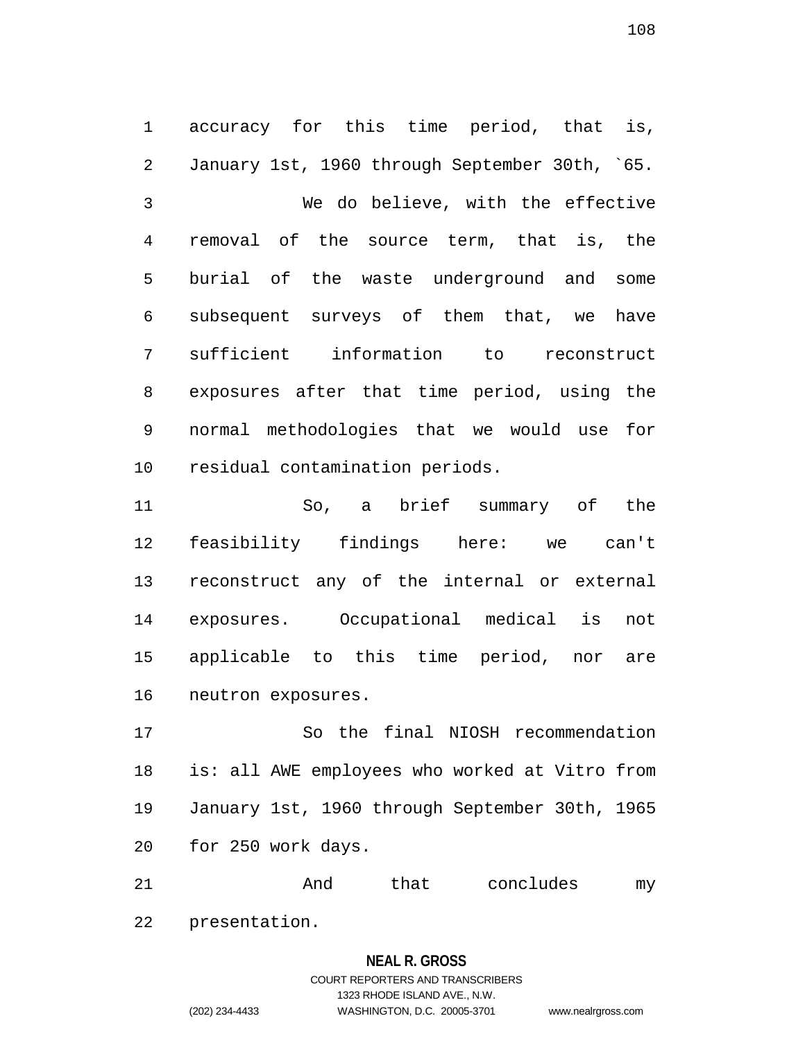accuracy for this time period, that is, January 1st, 1960 through September 30th, `65.

We do believe, with the effective removal of the source term, that is, the burial of the waste underground and some subsequent surveys of them that, we have sufficient information to reconstruct exposures after that time period, using the normal methodologies that we would use for residual contamination periods.

So, a brief summary of the feasibility findings here: we can't reconstruct any of the internal or external exposures. Occupational medical is not applicable to this time period, nor are neutron exposures.

So the final NIOSH recommendation is: all AWE employees who worked at Vitro from January 1st, 1960 through September 30th, 1965 for 250 work days.

And that concludes my presentation.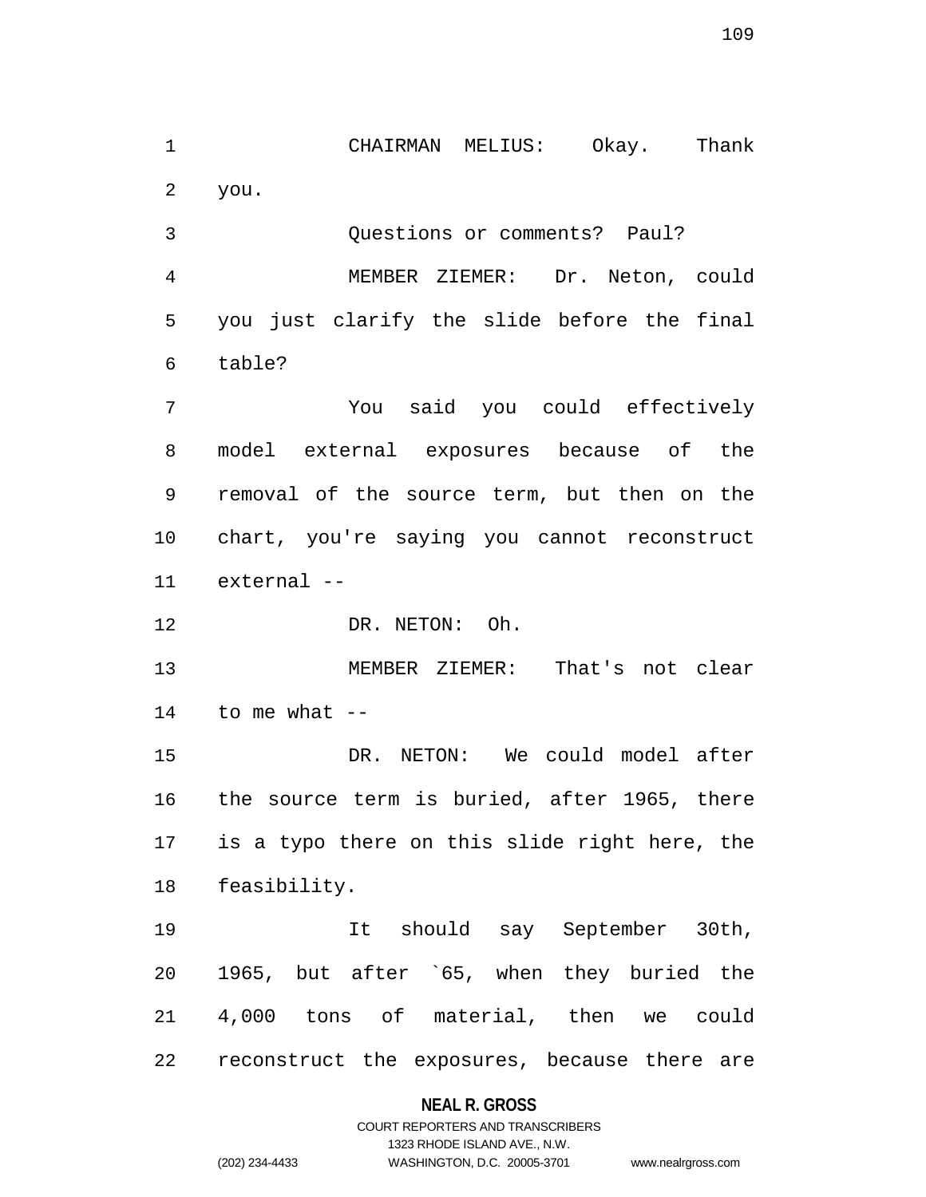CHAIRMAN MELIUS: Okay. Thank you.

Questions or comments? Paul?

MEMBER ZIEMER: Dr. Neton, could you just clarify the slide before the final table?

You said you could effectively model external exposures because of the removal of the source term, but then on the chart, you're saying you cannot reconstruct external --

DR. NETON: Oh.

MEMBER ZIEMER: That's not clear to me what --

DR. NETON: We could model after the source term is buried, after 1965, there is a typo there on this slide right here, the feasibility.

It should say September 30th, 1965, but after `65, when they buried the 4,000 tons of material, then we could reconstruct the exposures, because there are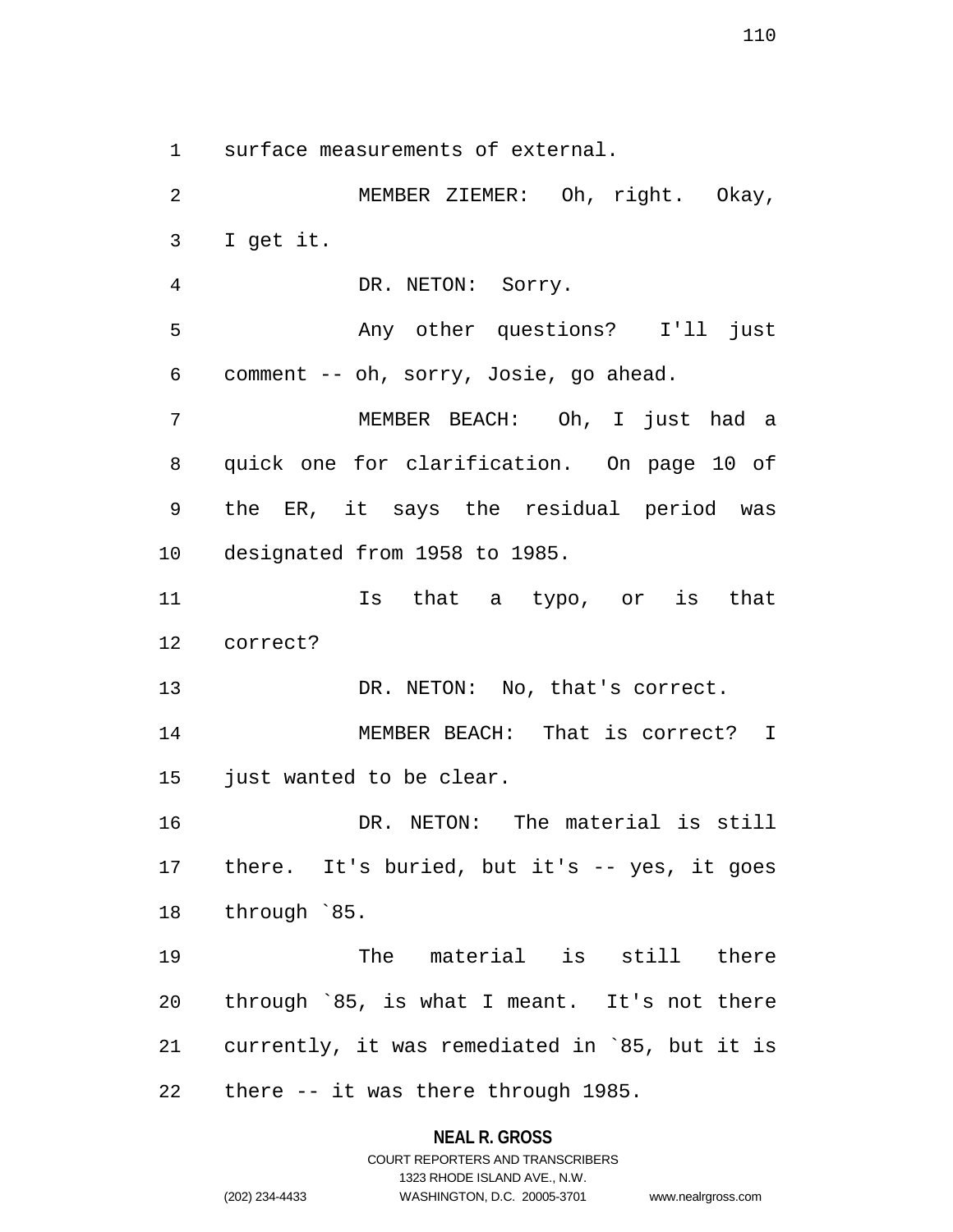surface measurements of external.

MEMBER ZIEMER: Oh, right. Okay, I get it.

DR. NETON: Sorry.

Any other questions? I'll just comment -- oh, sorry, Josie, go ahead.

MEMBER BEACH: Oh, I just had a quick one for clarification. On page 10 of the ER, it says the residual period was designated from 1958 to 1985.

Is that a typo, or is that correct?

DR. NETON: No, that's correct.

MEMBER BEACH: That is correct? I just wanted to be clear.

DR. NETON: The material is still there. It's buried, but it's -- yes, it goes through `85.

The material is still there through `85, is what I meant. It's not there currently, it was remediated in `85, but it is there -- it was there through 1985.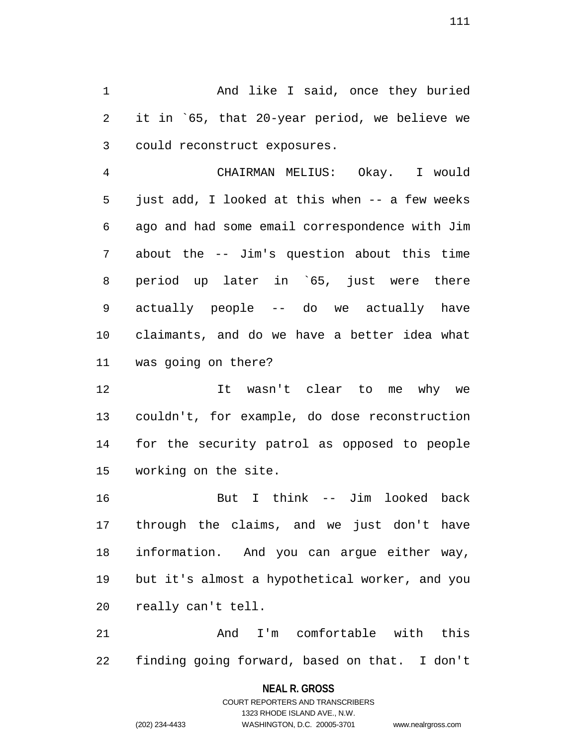And like I said, once they buried it in `65, that 20-year period, we believe we could reconstruct exposures.

CHAIRMAN MELIUS: Okay. I would just add, I looked at this when -- a few weeks ago and had some email correspondence with Jim about the -- Jim's question about this time period up later in `65, just were there actually people -- do we actually have claimants, and do we have a better idea what was going on there?

It wasn't clear to me why we couldn't, for example, do dose reconstruction for the security patrol as opposed to people working on the site.

But I think -- Jim looked back through the claims, and we just don't have information. And you can argue either way, but it's almost a hypothetical worker, and you really can't tell.

And I'm comfortable with this finding going forward, based on that. I don't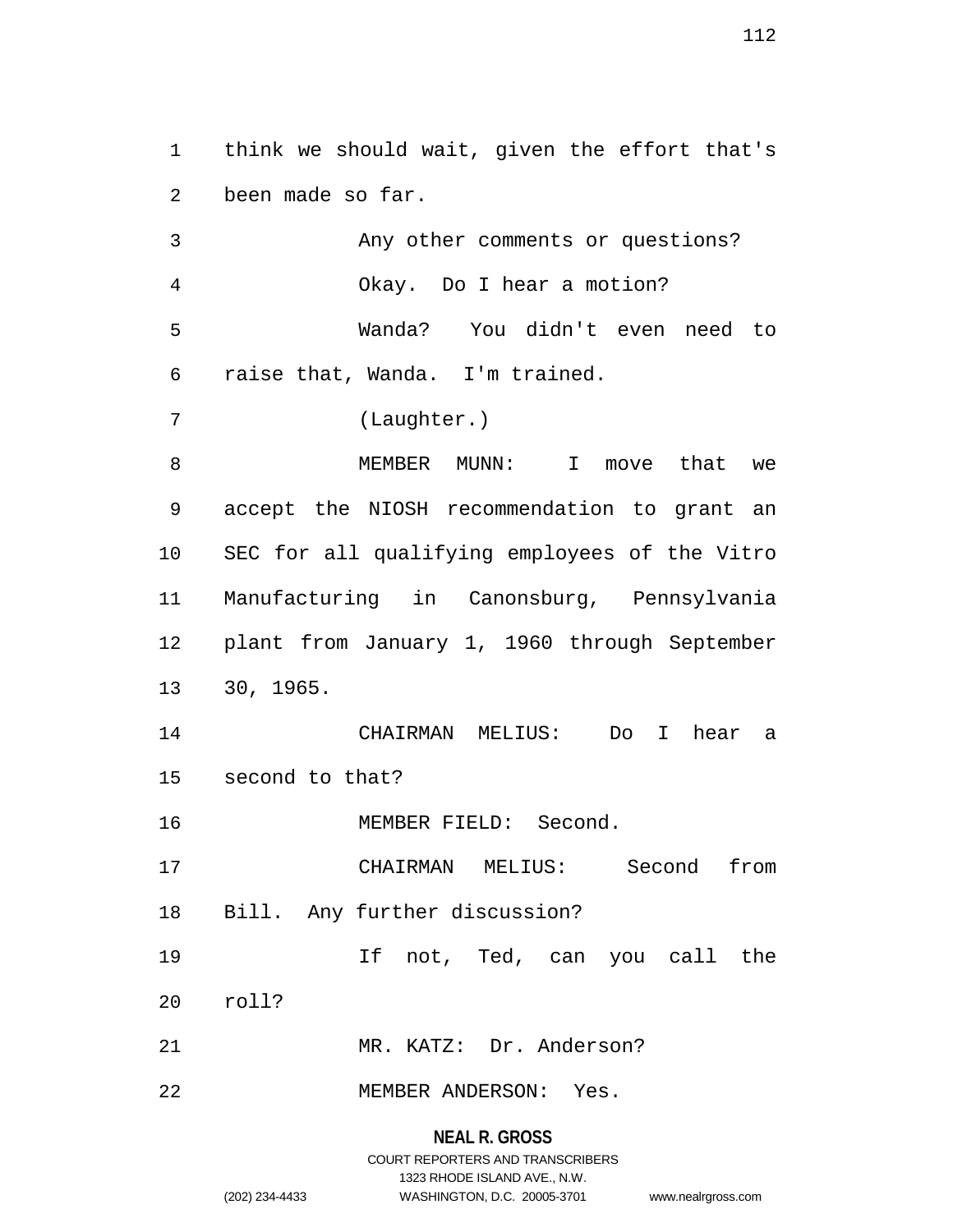think we should wait, given the effort that's been made so far.

Any other comments or questions?

Okay. Do I hear a motion?

Wanda? You didn't even need to raise that, Wanda. I'm trained.

(Laughter.)

MEMBER MUNN: I move that we accept the NIOSH recommendation to grant an SEC for all qualifying employees of the Vitro Manufacturing in Canonsburg, Pennsylvania plant from January 1, 1960 through September 30, 1965.

CHAIRMAN MELIUS: Do I hear a second to that?

MEMBER FIELD: Second.

CHAIRMAN MELIUS: Second from Bill. Any further discussion?

If not, Ted, can you call the roll?

MR. KATZ: Dr. Anderson?

MEMBER ANDERSON: Yes.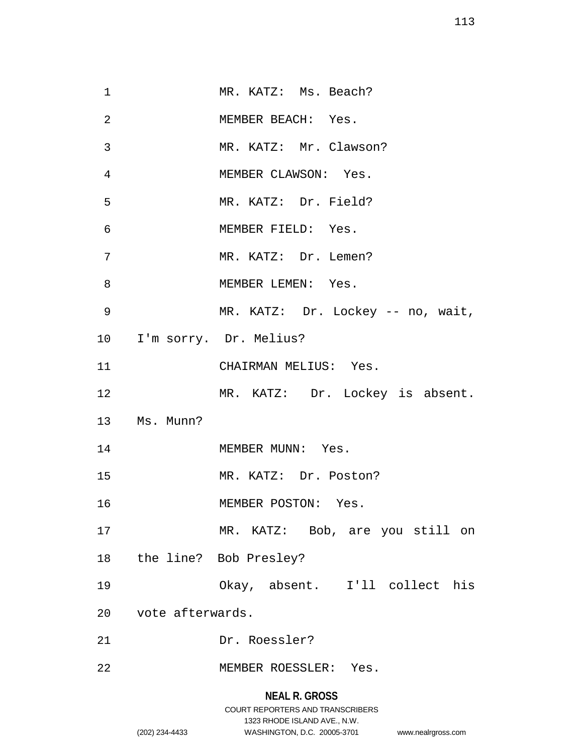MR. KATZ: Ms. Beach?

MEMBER BEACH: Yes.

MR. KATZ: Mr. Clawson?

MEMBER CLAWSON: Yes.

MR. KATZ: Dr. Field?

MEMBER FIELD: Yes.

MR. KATZ: Dr. Lemen?

MEMBER LEMEN: Yes.

MR. KATZ: Dr. Lockey -- no, wait, I'm sorry. Dr. Melius?

CHAIRMAN MELIUS: Yes.

MR. KATZ: Dr. Lockey is absent. Ms. Munn?

MEMBER MUNN: Yes.

MR. KATZ: Dr. Poston?

MEMBER POSTON: Yes.

MR. KATZ: Bob, are you still on the line? Bob Presley?

Okay, absent. I'll collect his vote afterwards.

Dr. Roessler?

MEMBER ROESSLER: Yes.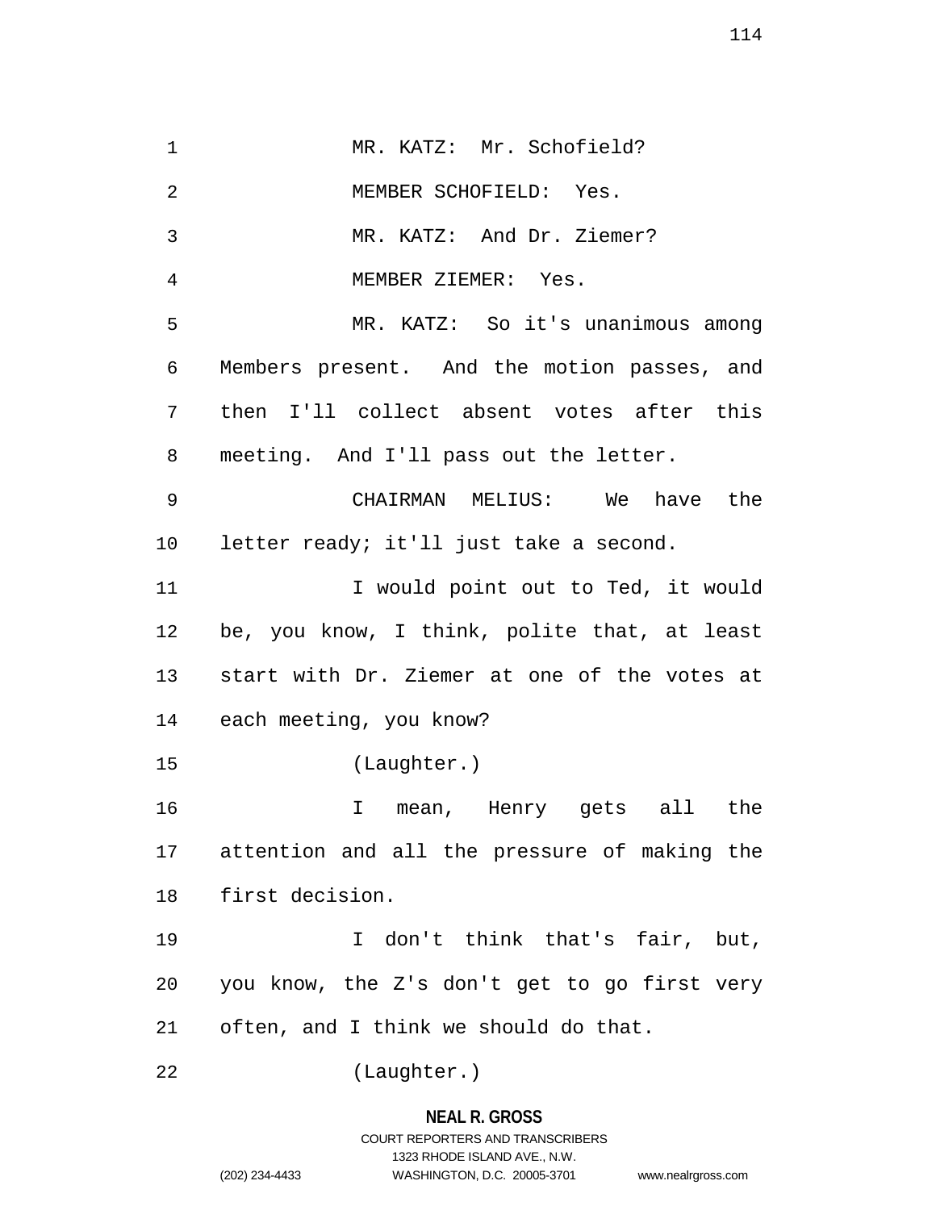MR. KATZ: Mr. Schofield?

MEMBER SCHOFIELD: Yes.

MR. KATZ: And Dr. Ziemer?

MEMBER ZIEMER: Yes.

MR. KATZ: So it's unanimous among Members present. And the motion passes, and then I'll collect absent votes after this meeting. And I'll pass out the letter.

CHAIRMAN MELIUS: We have the letter ready; it'll just take a second.

I would point out to Ted, it would be, you know, I think, polite that, at least start with Dr. Ziemer at one of the votes at each meeting, you know?

(Laughter.)

I mean, Henry gets all the attention and all the pressure of making the first decision.

I don't think that's fair, but, you know, the Z's don't get to go first very often, and I think we should do that.

(Laughter.)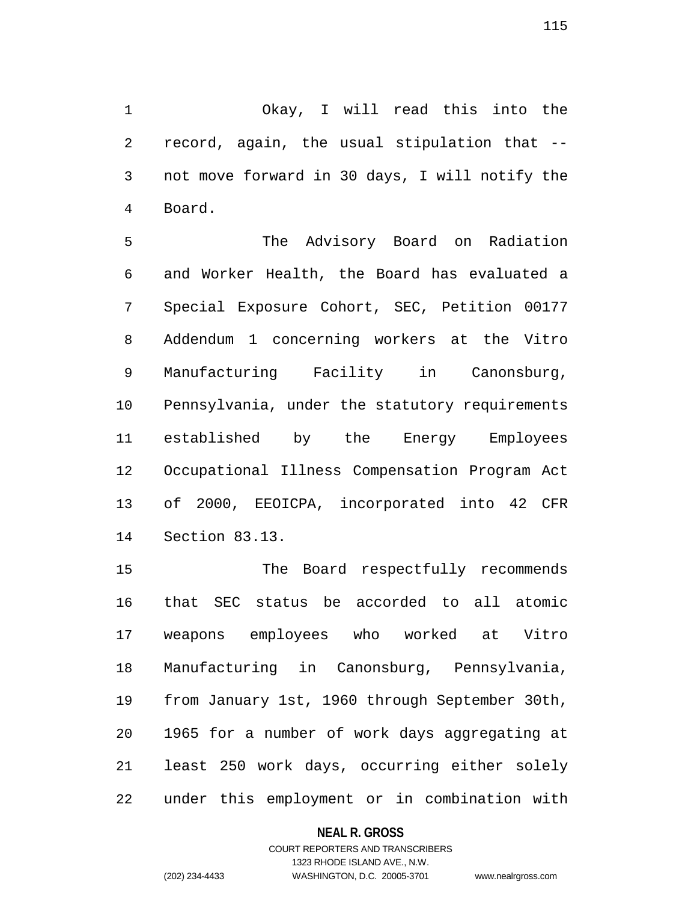Okay, I will read this into the record, again, the usual stipulation that -- not move forward in 30 days, I will notify the Board.

The Advisory Board on Radiation and Worker Health, the Board has evaluated a Special Exposure Cohort, SEC, Petition 00177 Addendum 1 concerning workers at the Vitro Manufacturing Facility in Canonsburg, Pennsylvania, under the statutory requirements established by the Energy Employees Occupational Illness Compensation Program Act of 2000, EEOICPA, incorporated into 42 CFR Section 83.13.

The Board respectfully recommends that SEC status be accorded to all atomic weapons employees who worked at Vitro Manufacturing in Canonsburg, Pennsylvania, from January 1st, 1960 through September 30th, 1965 for a number of work days aggregating at least 250 work days, occurring either solely under this employment or in combination with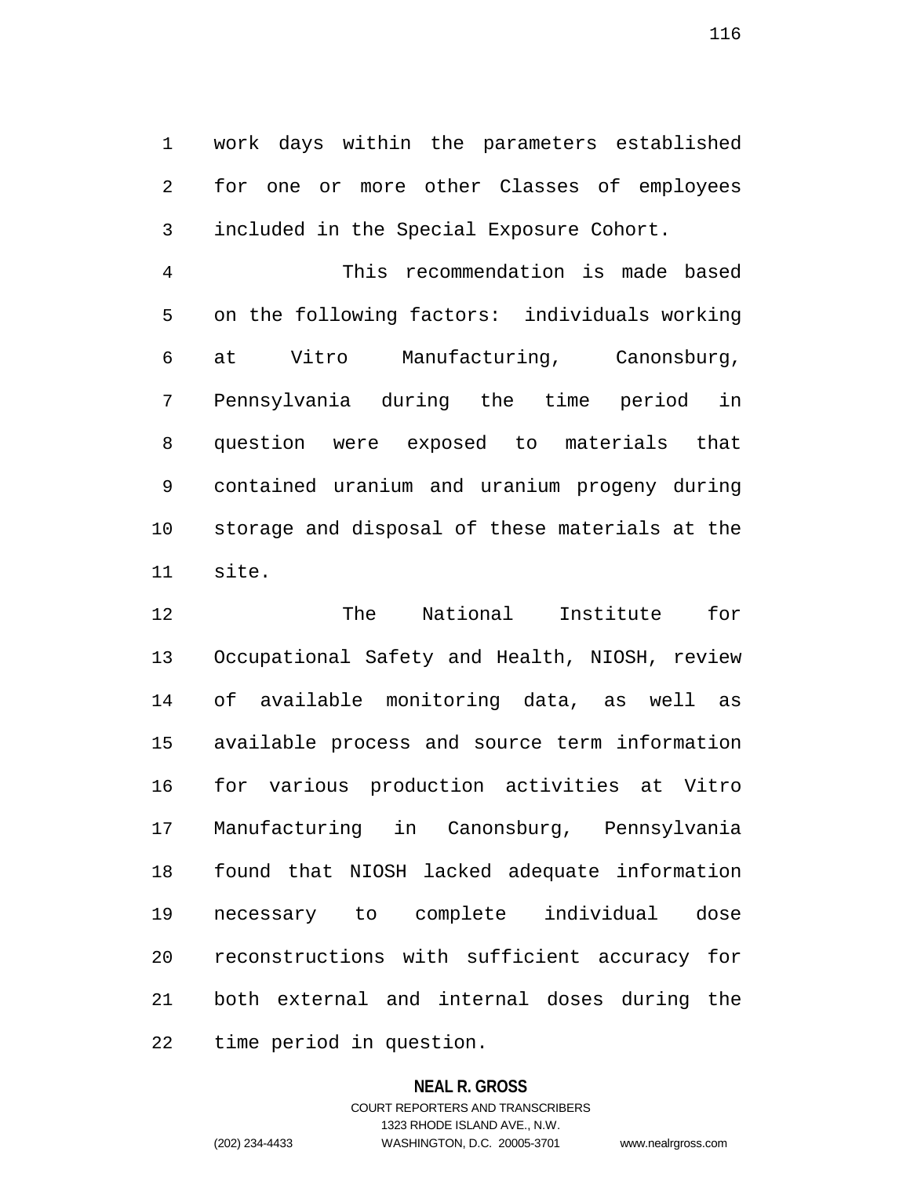work days within the parameters established for one or more other Classes of employees included in the Special Exposure Cohort.

This recommendation is made based on the following factors: individuals working at Vitro Manufacturing, Canonsburg, Pennsylvania during the time period in question were exposed to materials that contained uranium and uranium progeny during storage and disposal of these materials at the site.

The National Institute for Occupational Safety and Health, NIOSH, review of available monitoring data, as well as available process and source term information for various production activities at Vitro Manufacturing in Canonsburg, Pennsylvania found that NIOSH lacked adequate information necessary to complete individual dose reconstructions with sufficient accuracy for both external and internal doses during the time period in question.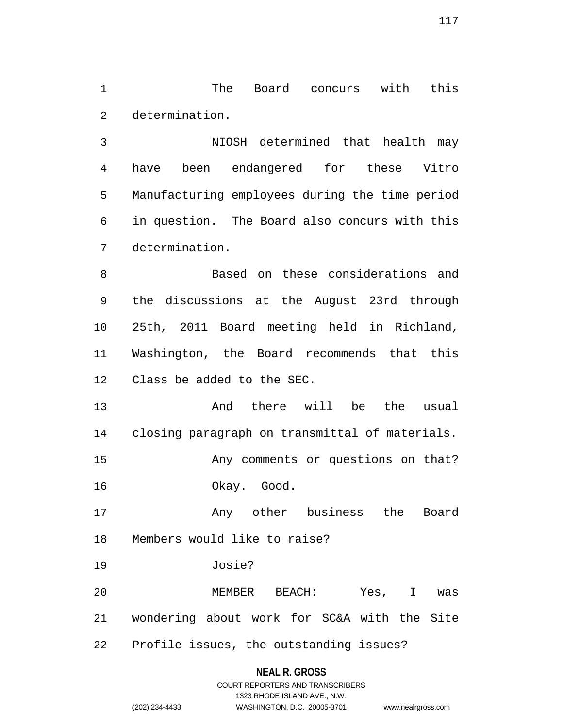The Board concurs with this determination.

NIOSH determined that health may have been endangered for these Vitro Manufacturing employees during the time period in question. The Board also concurs with this determination.

Based on these considerations and the discussions at the August 23rd through 25th, 2011 Board meeting held in Richland, Washington, the Board recommends that this Class be added to the SEC.

And there will be the usual closing paragraph on transmittal of materials.

Any comments or questions on that?

Okay. Good.

Any other business the Board Members would like to raise?

Josie?

MEMBER BEACH: Yes, I was wondering about work for SC&A with the Site Profile issues, the outstanding issues?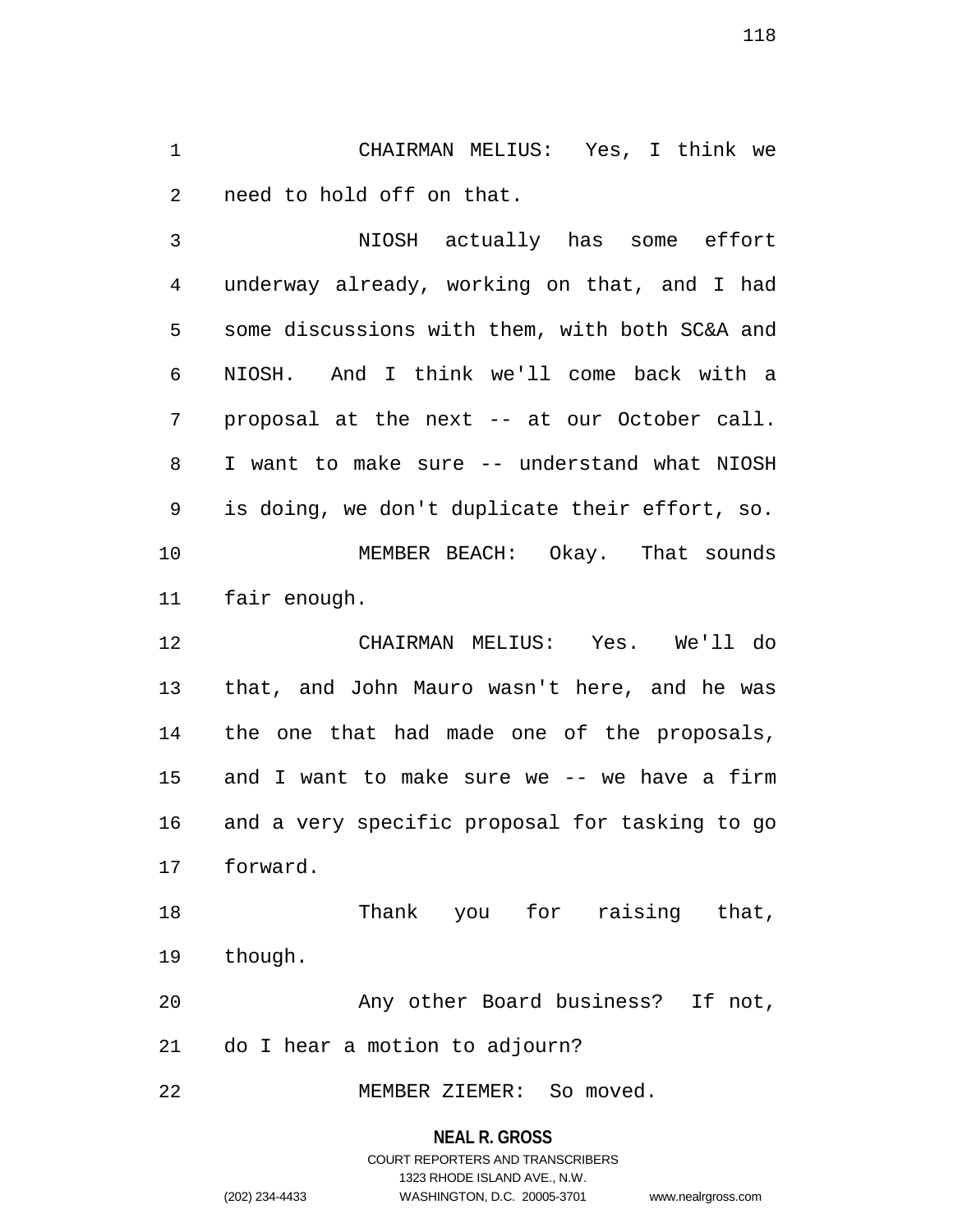CHAIRMAN MELIUS: Yes, I think we need to hold off on that.

NIOSH actually has some effort underway already, working on that, and I had some discussions with them, with both SC&A and NIOSH. And I think we'll come back with a proposal at the next -- at our October call. I want to make sure -- understand what NIOSH is doing, we don't duplicate their effort, so.

MEMBER BEACH: Okay. That sounds fair enough.

CHAIRMAN MELIUS: Yes. We'll do that, and John Mauro wasn't here, and he was the one that had made one of the proposals, and I want to make sure we -- we have a firm and a very specific proposal for tasking to go forward.

Thank you for raising that, though.

Any other Board business? If not, do I hear a motion to adjourn?

MEMBER ZIEMER: So moved.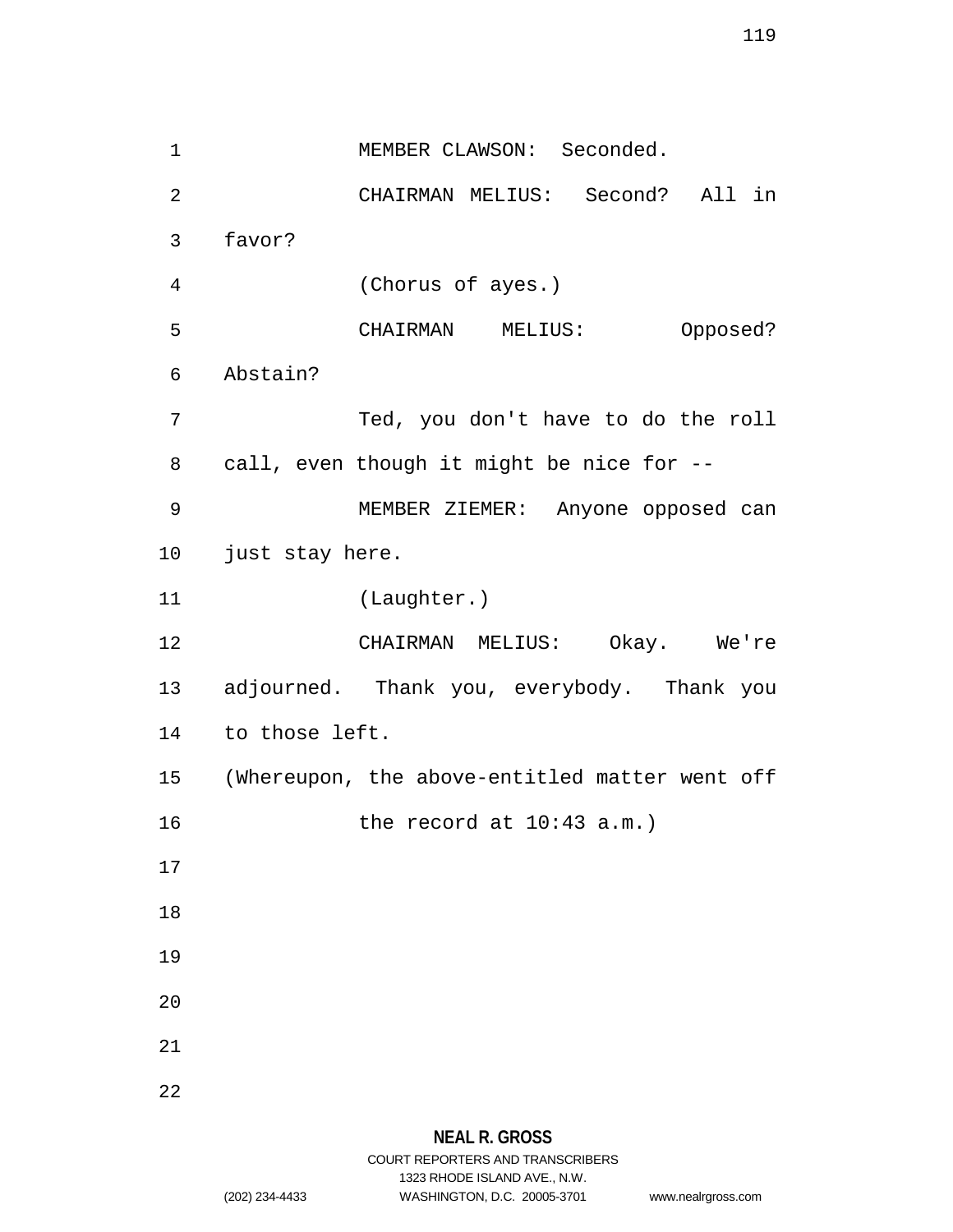MEMBER CLAWSON: Seconded.

CHAIRMAN MELIUS: Second? All in favor?

(Chorus of ayes.)

CHAIRMAN MELIUS: Opposed? Abstain?

Ted, you don't have to do the roll call, even though it might be nice for --

MEMBER ZIEMER: Anyone opposed can just stay here.

(Laughter.)

CHAIRMAN MELIUS: Okay. We're adjourned. Thank you, everybody. Thank you to those left.

(Whereupon, the above-entitled matter went off the record at 10:43 a.m.)